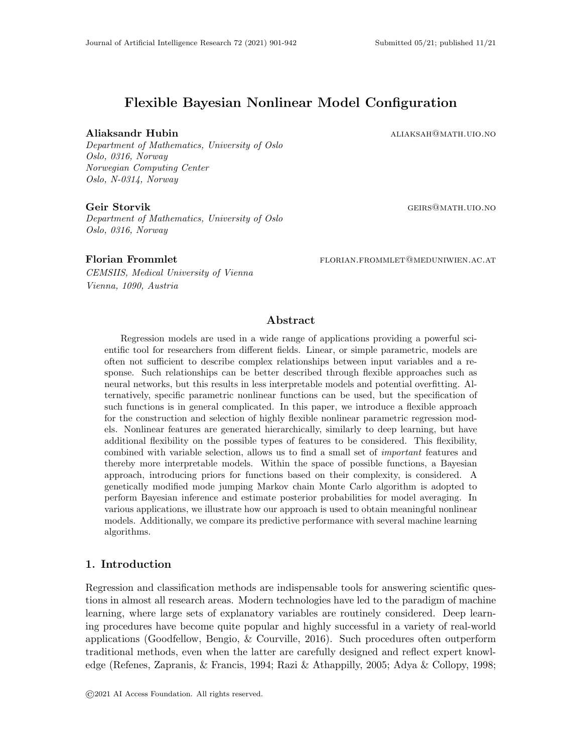# Flexible Bayesian Nonlinear Model Configuration

**Aliaksandr Hubin** ALIAKSAH@MATH.UIO.NO
*Department of Mathematics, University of Oslo*
*Oslo, 0316, Norway*
*Norwegian Computing Center*
*Oslo, N-0314, Norway*

**Geir Storvik** GEIRS@MATH.UIO.NO
*Department of Mathematics, University of Oslo*
*Oslo, 0316, Norway*

**Florian Frommlet** FLORIAN.FROMMLET@MEDUNIWIEN.AC.AT
*CEMSIIS, Medical University of Vienna*
*Vienna, 1090, Austria*

## Abstract

Regression models are used in a wide range of applications providing a powerful scientific tool for researchers from different fields. Linear, or simple parametric, models are often not sufficient to describe complex relationships between input variables and a response. Such relationships can be better described through flexible approaches such as neural networks, but this results in less interpretable models and potential overfitting. Alternatively, specific parametric nonlinear functions can be used, but the specification of such functions is in general complicated. In this paper, we introduce a flexible approach for the construction and selection of highly flexible nonlinear parametric regression models. Nonlinear features are generated hierarchically, similarly to deep learning, but have additional flexibility on the possible types of features to be considered. This flexibility, combined with variable selection, allows us to find a small set of *important* features and thereby more interpretable models. Within the space of possible functions, a Bayesian approach, introducing priors for functions based on their complexity, is considered. A genetically modified mode jumping Markov chain Monte Carlo algorithm is adopted to perform Bayesian inference and estimate posterior probabilities for model averaging. In various applications, we illustrate how our approach is used to obtain meaningful nonlinear models. Additionally, we compare its predictive performance with several machine learning algorithms.

## 1. Introduction

Regression and classification methods are indispensable tools for answering scientific questions in almost all research areas. Modern technologies have led to the paradigm of machine learning, where large sets of explanatory variables are routinely considered. Deep learning procedures have become quite popular and highly successful in a variety of real-world applications (Goodfellow, Bengio, & Courville, 2016). Such procedures often outperform traditional methods, even when the latter are carefully designed and reflect expert knowledge (Refenes, Zapranis, & Francis, 1994; Razi & Athappilly, 2005; Adya & Collopy, 1998;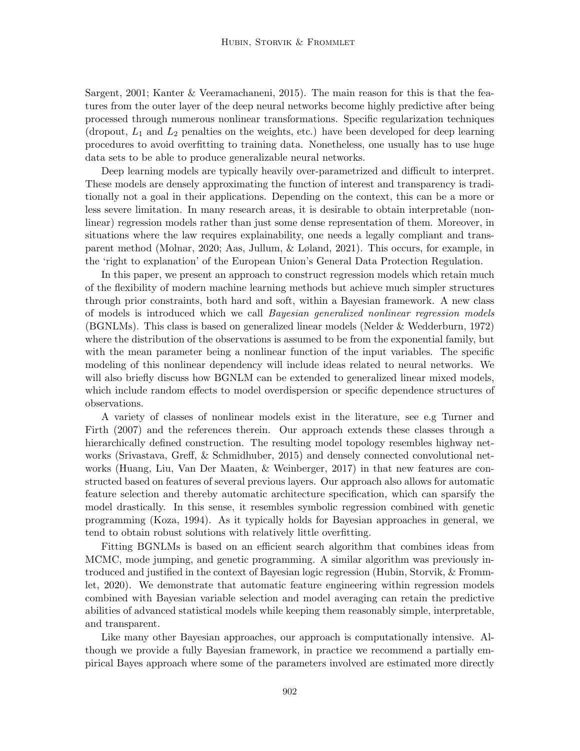Sargent, 2001; Kanter & Veeramachaneni, 2015). The main reason for this is that the features from the outer layer of the deep neural networks become highly predictive after being processed through numerous nonlinear transformations. Specific regularization techniques (dropout, $L_1$ and $L_2$ penalties on the weights, etc.) have been developed for deep learning procedures to avoid overfitting to training data. Nonetheless, one usually has to use huge data sets to be able to produce generalizable neural networks.

Deep learning models are typically heavily over-parametrized and difficult to interpret. These models are densely approximating the function of interest and transparency is traditionally not a goal in their applications. Depending on the context, this can be a more or less severe limitation. In many research areas, it is desirable to obtain interpretable (nonlinear) regression models rather than just some dense representation of them. Moreover, in situations where the law requires explainability, one needs a legally compliant and transparent method (Molnar, 2020; Aas, Jullum, & Løland, 2021). This occurs, for example, in the 'right to explanation' of the European Union's General Data Protection Regulation.

In this paper, we present an approach to construct regression models which retain much of the flexibility of modern machine learning methods but achieve much simpler structures through prior constraints, both hard and soft, within a Bayesian framework. A new class of models is introduced which we call *Bayesian generalized nonlinear regression models* (BGNLMs). This class is based on generalized linear models (Nelder & Wedderburn, 1972) where the distribution of the observations is assumed to be from the exponential family, but with the mean parameter being a nonlinear function of the input variables. The specific modeling of this nonlinear dependency will include ideas related to neural networks. We will also briefly discuss how BGNLM can be extended to generalized linear mixed models, which include random effects to model overdispersion or specific dependence structures of observations.

A variety of classes of nonlinear models exist in the literature, see e.g Turner and Firth (2007) and the references therein. Our approach extends these classes through a hierarchically defined construction. The resulting model topology resembles highway networks (Srivastava, Greff, & Schmidhuber, 2015) and densely connected convolutional networks (Huang, Liu, Van Der Maaten, & Weinberger, 2017) in that new features are constructed based on features of several previous layers. Our approach also allows for automatic feature selection and thereby automatic architecture specification, which can sparsify the model drastically. In this sense, it resembles symbolic regression combined with genetic programming (Koza, 1994). As it typically holds for Bayesian approaches in general, we tend to obtain robust solutions with relatively little overfitting.

Fitting BGNLMs is based on an efficient search algorithm that combines ideas from MCMC, mode jumping, and genetic programming. A similar algorithm was previously introduced and justified in the context of Bayesian logic regression (Hubin, Storvik, & Frommlet, 2020). We demonstrate that automatic feature engineering within regression models combined with Bayesian variable selection and model averaging can retain the predictive abilities of advanced statistical models while keeping them reasonably simple, interpretable, and transparent.

Like many other Bayesian approaches, our approach is computationally intensive. Although we provide a fully Bayesian framework, in practice we recommend a partially empirical Bayes approach where some of the parameters involved are estimated more directly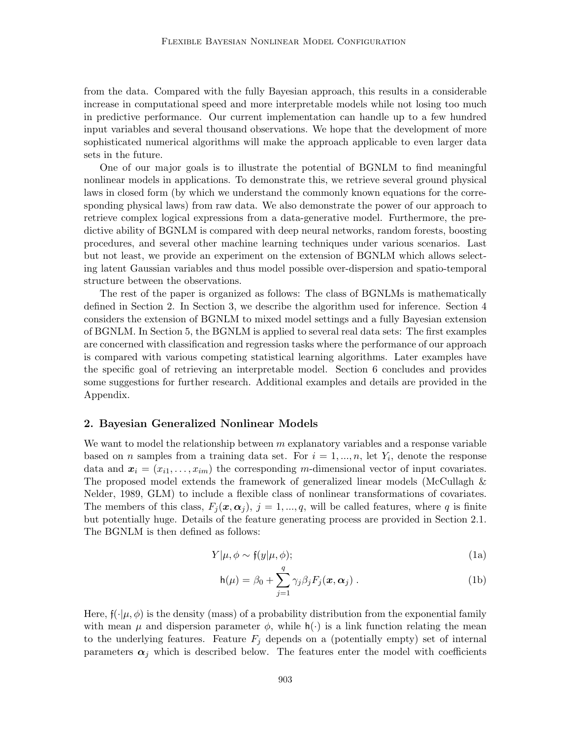from the data. Compared with the fully Bayesian approach, this results in a considerable increase in computational speed and more interpretable models while not losing too much in predictive performance. Our current implementation can handle up to a few hundred input variables and several thousand observations. We hope that the development of more sophisticated numerical algorithms will make the approach applicable to even larger data sets in the future.

One of our major goals is to illustrate the potential of BGNLM to find meaningful nonlinear models in applications. To demonstrate this, we retrieve several ground physical laws in closed form (by which we understand the commonly known equations for the corresponding physical laws) from raw data. We also demonstrate the power of our approach to retrieve complex logical expressions from a data-generative model. Furthermore, the predictive ability of BGNLM is compared with deep neural networks, random forests, boosting procedures, and several other machine learning techniques under various scenarios. Last but not least, we provide an experiment on the extension of BGNLM which allows selecting latent Gaussian variables and thus model possible over-dispersion and spatio-temporal structure between the observations.

The rest of the paper is organized as follows: The class of BGNLMs is mathematically defined in Section 2. In Section 3, we describe the algorithm used for inference. Section 4 considers the extension of BGNLM to mixed model settings and a fully Bayesian extension of BGNLM. In Section 5, the BGNLM is applied to several real data sets: The first examples are concerned with classification and regression tasks where the performance of our approach is compared with various competing statistical learning algorithms. Later examples have the specific goal of retrieving an interpretable model. Section 6 concludes and provides some suggestions for further research. Additional examples and details are provided in the Appendix.

## 2. Bayesian Generalized Nonlinear Models

We want to model the relationship between $m$ explanatory variables and a response variable based on $n$ samples from a training data set. For $i = 1, ..., n$, let $Y_i$, denote the response data and $\boldsymbol{x}_i = (x_{i1}, \dots, x_{im})$ the corresponding $m$-dimensional vector of input covariates. The proposed model extends the framework of generalized linear models (McCullagh & Nelder, 1989, GLM) to include a flexible class of nonlinear transformations of covariates. The members of this class, $F_j(\boldsymbol{x}, \boldsymbol{\alpha}_j)$, $j = 1, ..., q$, will be called features, where $q$ is finite but potentially huge. Details of the feature generating process are provided in Section 2.1. The BGNLM is then defined as follows:

$$Y|\mu, \phi \sim \mathfrak{f}(y|\mu, \phi); \tag{1a}$$

$$\mathsf{h}(\mu) = \beta_0 + \sum_{j=1}^{q} \gamma_j \beta_j F_j(\boldsymbol{x}, \boldsymbol{\alpha}_j) \; . \tag{1b}$$

Here, $\mathfrak{f}(\cdot|\mu, \phi)$ is the density (mass) of a probability distribution from the exponential family with mean $\mu$ and dispersion parameter $\phi$, while $\mathsf{h}(\cdot)$ is a link function relating the mean to the underlying features. Feature $F_j$ depends on a (potentially empty) set of internal parameters $\boldsymbol{\alpha}_j$ which is described below. The features enter the model with coefficients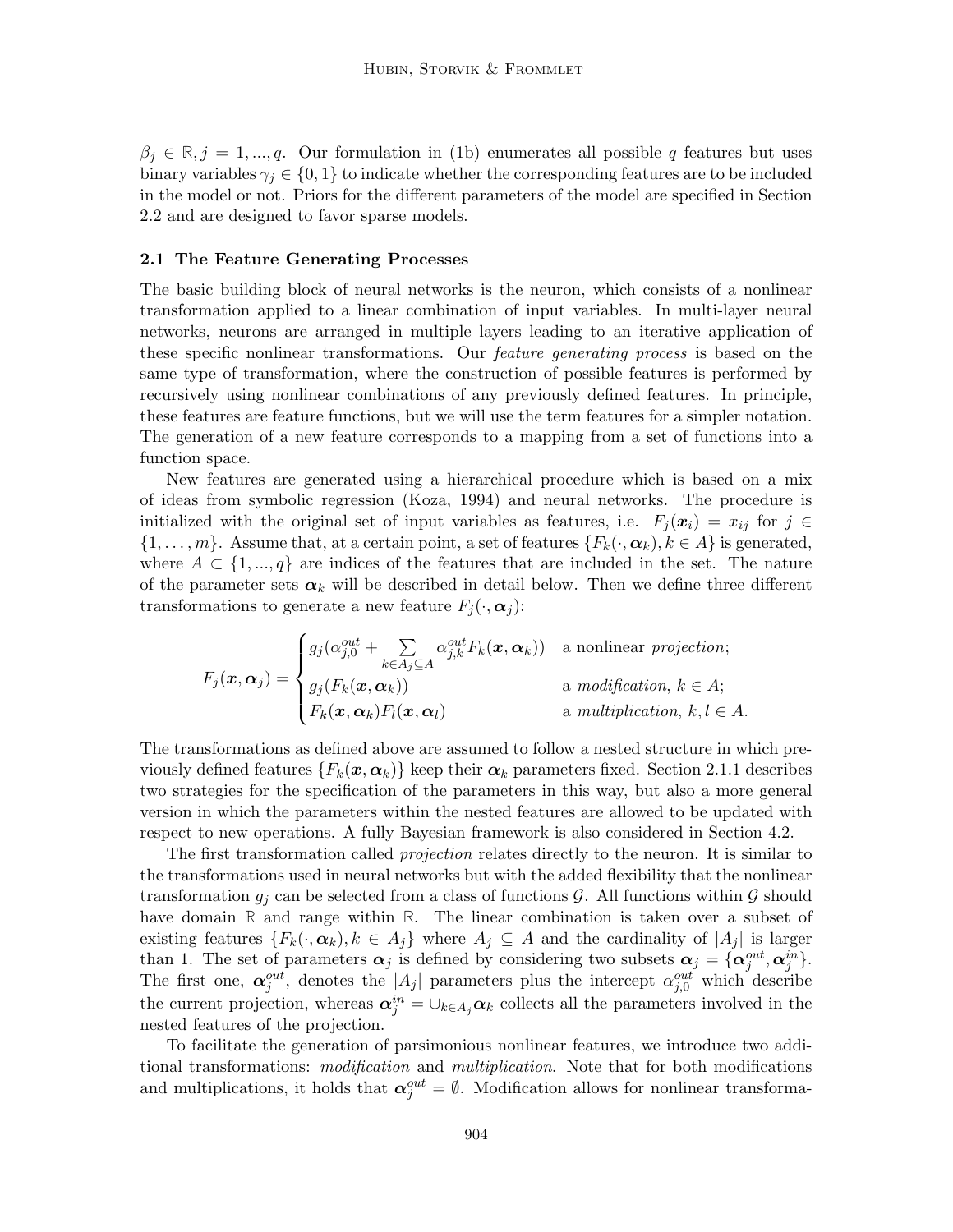$\beta_j \in \mathbb{R}, j = 1, ..., q$. Our formulation in (1b) enumerates all possible $q$ features but uses binary variables $\gamma_j \in \{0, 1\}$ to indicate whether the corresponding features are to be included in the model or not. Priors for the different parameters of the model are specified in Section 2.2 and are designed to favor sparse models.

### 2.1 The Feature Generating Processes

The basic building block of neural networks is the neuron, which consists of a nonlinear transformation applied to a linear combination of input variables. In multi-layer neural networks, neurons are arranged in multiple layers leading to an iterative application of these specific nonlinear transformations. Our *feature generating process* is based on the same type of transformation, where the construction of possible features is performed by recursively using nonlinear combinations of any previously defined features. In principle, these features are feature functions, but we will use the term features for a simpler notation. The generation of a new feature corresponds to a mapping from a set of functions into a function space.

New features are generated using a hierarchical procedure which is based on a mix of ideas from symbolic regression (Koza, 1994) and neural networks. The procedure is initialized with the original set of input variables as features, i.e. $F_j(\boldsymbol{x}_i) = x_{ij}$ for $j \in \{1, \ldots, m\}$. Assume that, at a certain point, a set of features $\{F_k(\cdot, \boldsymbol{\alpha}_k), k \in A\}$ is generated, where $A \subset \{1, ..., q\}$ are indices of the features that are included in the set. The nature of the parameter sets $\boldsymbol{\alpha}_k$ will be described in detail below. Then we define three different transformations to generate a new feature $F_j(\cdot, \boldsymbol{\alpha}_j)$:

$$F_j(\boldsymbol{x}, \boldsymbol{\alpha}_j) = \begin{cases} g_j(\alpha_{j,0}^{out} + \sum\limits_{k \in A_j \subseteq A} \alpha_{j,k}^{out} F_k(\boldsymbol{x}, \boldsymbol{\alpha}_k)) & \text{a nonlinear } \textit{projection}; \\ g_j(F_k(\boldsymbol{x}, \boldsymbol{\alpha}_k)) & \text{a } \textit{modification}, \ k \in A; \\ F_k(\boldsymbol{x}, \boldsymbol{\alpha}_k) F_l(\boldsymbol{x}, \boldsymbol{\alpha}_l) & \text{a } \textit{multiplication}, \ k, l \in A. \end{cases}$$

The transformations as defined above are assumed to follow a nested structure in which previously defined features $\{F_k(\boldsymbol{x}, \boldsymbol{\alpha}_k)\}$ keep their $\boldsymbol{\alpha}_k$ parameters fixed. Section 2.1.1 describes two strategies for the specification of the parameters in this way, but also a more general version in which the parameters within the nested features are allowed to be updated with respect to new operations. A fully Bayesian framework is also considered in Section 4.2.

The first transformation called *projection* relates directly to the neuron. It is similar to the transformations used in neural networks but with the added flexibility that the nonlinear transformation $g_j$ can be selected from a class of functions $\mathcal{G}$. All functions within $\mathcal{G}$ should have domain $\mathbb{R}$ and range within $\mathbb{R}$. The linear combination is taken over a subset of existing features $\{F_k(\cdot, \boldsymbol{\alpha}_k), k \in A_j\}$ where $A_j \subseteq A$ and the cardinality of $|A_j|$ is larger than 1. The set of parameters $\boldsymbol{\alpha}_j$ is defined by considering two subsets $\boldsymbol{\alpha}_j = \{\boldsymbol{\alpha}_j^{out}, \boldsymbol{\alpha}_j^{in}\}$. The first one, $\boldsymbol{\alpha}_j^{out}$, denotes the $|A_j|$ parameters plus the intercept $\alpha_{j,0}^{out}$ which describe the current projection, whereas $\boldsymbol{\alpha}_j^{in} = \cup_{k \in A_j} \boldsymbol{\alpha}_k$ collects all the parameters involved in the nested features of the projection.

To facilitate the generation of parsimonious nonlinear features, we introduce two additional transformations: *modification* and *multiplication*. Note that for both modifications and multiplications, it holds that $\boldsymbol{\alpha}_j^{out} = \emptyset$. Modification allows for nonlinear transforma-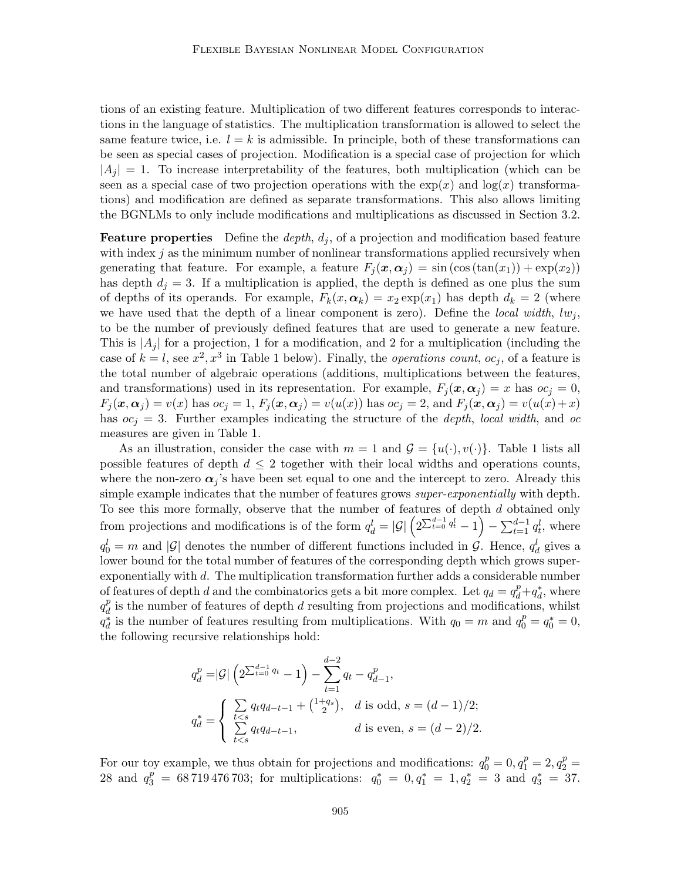tions of an existing feature. Multiplication of two different features corresponds to interactions in the language of statistics. The multiplication transformation is allowed to select the same feature twice, i.e. $l = k$ is admissible. In principle, both of these transformations can be seen as special cases of projection. Modification is a special case of projection for which $|A_j| = 1$. To increase interpretability of the features, both multiplication (which can be seen as a special case of two projection operations with the $\exp(x)$ and $\log(x)$ transformations) and modification are defined as separate transformations. This also allows limiting the BGNLMs to only include modifications and multiplications as discussed in Section 3.2.

**Feature properties** Define the *depth*, $d_j$, of a projection and modification based feature with index $j$ as the minimum number of nonlinear transformations applied recursively when generating that feature. For example, a feature $F_j(\boldsymbol{x}, \boldsymbol{\alpha}_j) = \sin(\cos(\tan(x_1)) + \exp(x_2))$ has depth $d_j = 3$. If a multiplication is applied, the depth is defined as one plus the sum of depths of its operands. For example, $F_k(x, \boldsymbol{\alpha}_k) = x_2 \exp(x_1)$ has depth $d_k = 2$ (where we have used that the depth of a linear component is zero). Define the *local width*, $lw_j$, to be the number of previously defined features that are used to generate a new feature. This is $|A_j|$ for a projection, 1 for a modification, and 2 for a multiplication (including the case of $k = l$, see $x^2, x^3$ in Table 1 below). Finally, the *operations count*, $oc_j$, of a feature is the total number of algebraic operations (additions, multiplications between the features, and transformations) used in its representation. For example, $F_j(\boldsymbol{x}, \boldsymbol{\alpha}_j) = x$ has $oc_j = 0$, $F_j(\boldsymbol{x}, \boldsymbol{\alpha}_j) = v(x)$ has $oc_j = 1$, $F_j(\boldsymbol{x}, \boldsymbol{\alpha}_j) = v(u(x))$ has $oc_j = 2$, and $F_j(\boldsymbol{x}, \boldsymbol{\alpha}_j) = v(u(x) + x)$ has $oc_j = 3$. Further examples indicating the structure of the *depth*, *local width*, and *oc* measures are given in Table 1.

As an illustration, consider the case with $m = 1$ and $\mathcal{G} = \{u(\cdot), v(\cdot)\}$. Table 1 lists all possible features of depth $d \leq 2$ together with their local widths and operations counts, where the non-zero $\boldsymbol{\alpha}_j$'s have been set equal to one and the intercept to zero. Already this simple example indicates that the number of features grows *super-exponentially* with depth. To see this more formally, observe that the number of features of depth $d$ obtained only from projections and modifications is of the form $q_d^l = |\mathcal{G}|\left(2^{\sum_{t=0}^{d-1} q_t^l} - 1\right) - \sum_{t=1}^{d-1} q_t^l$, where $q_0^l = m$ and $|\mathcal{G}|$ denotes the number of different functions included in $\mathcal{G}$. Hence, $q_d^l$ gives a lower bound for the total number of features of the corresponding depth which grows super-exponentially with $d$. The multiplication transformation further adds a considerable number of features of depth $d$ and the combinatorics gets a bit more complex. Let $q_d = q_d^p + q_d^*$, where $q_d^p$ is the number of features of depth $d$ resulting from projections and modifications, whilst $q_d^*$ is the number of features resulting from multiplications. With $q_0 = m$ and $q_0^p = q_0^* = 0$, the following recursive relationships hold:

$$
\begin{aligned}
q_d^p =& |\mathcal{G}|\left(2^{\sum_{t=0}^{d-1} q_t} - 1\right) - \sum_{t=1}^{d-2} q_t - q_{d-1}^p, \\
q_d^* =& \begin{cases} \sum\limits_{t<s} q_t q_{d-t-1} + \binom{1+q_s}{2}, & d \text{ is odd, } s = (d-1)/2; \\ \sum\limits_{t<s} q_t q_{d-t-1}, & d \text{ is even, } s = (d-2)/2. \end{cases}
\end{aligned}
$$

For our toy example, we thus obtain for projections and modifications: $q_0^p = 0, q_1^p = 2, q_2^p = 28$ and $q_3^p = 68\,719\,476\,703$; for multiplications: $q_0^* = 0, q_1^* = 1, q_2^* = 3$ and $q_3^* = 37$.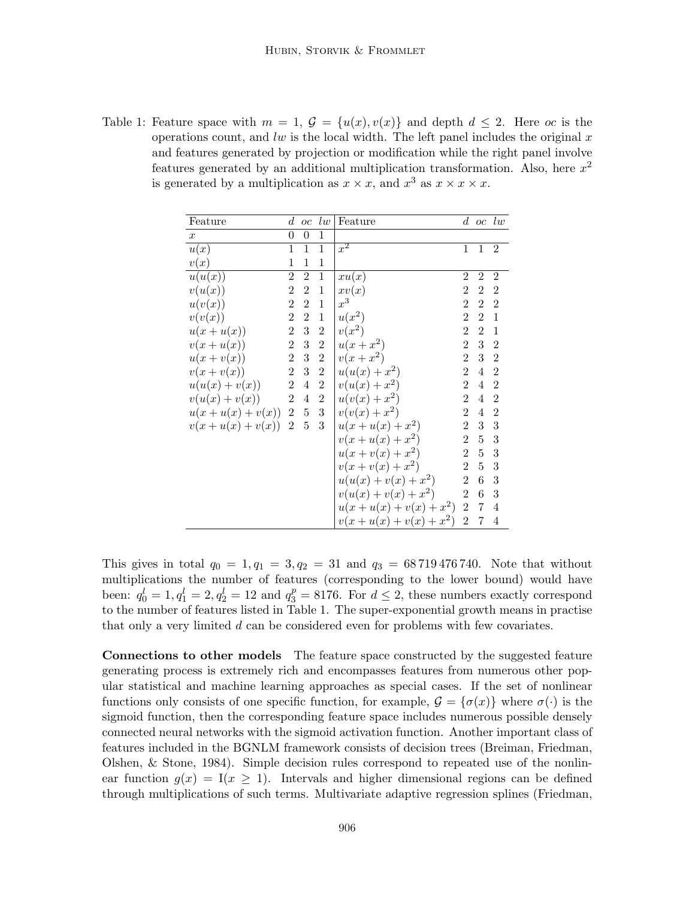Table 1: Feature space with $m = 1$, $\mathcal{G} = \{u(x), v(x)\}$ and depth $d \leq 2$. Here *oc* is the operations count, and *lw* is the local width. The left panel includes the original $x$ and features generated by projection or modification while the right panel involve features generated by an additional multiplication transformation. Also, here $x^2$ is generated by a multiplication as $x \times x$, and $x^3$ as $x \times x \times x$.

| Feature | $d$ | $oc$ | $lw$ | Feature | $d$ | $oc$ | $lw$ |
|---|---|---|---|---|---|---|---|
| $x$ | 0 | 0 | 1 | | | | |
| $u(x)$ | 1 | 1 | 1 | $x^2$ | 1 | 1 | 2 |
| $v(x)$ | 1 | 1 | 1 | | | | |
| $u(u(x))$ | 2 | 2 | 1 | $xu(x)$ | 2 | 2 | 2 |
| $v(u(x))$ | 2 | 2 | 1 | $xv(x)$ | 2 | 2 | 2 |
| $u(v(x))$ | 2 | 2 | 1 | $x^3$ | 2 | 2 | 2 |
| $v(v(x))$ | 2 | 2 | 1 | $u(x^2)$ | 2 | 2 | 1 |
| $u(x + u(x))$ | 2 | 3 | 2 | $v(x^2)$ | 2 | 2 | 1 |
| $v(x + u(x))$ | 2 | 3 | 2 | $u(x + x^2)$ | 2 | 3 | 2 |
| $u(x + v(x))$ | 2 | 3 | 2 | $v(x + x^2)$ | 2 | 3 | 2 |
| $v(x + v(x))$ | 2 | 3 | 2 | $u(u(x) + x^2)$ | 2 | 4 | 2 |
| $u(u(x) + v(x))$ | 2 | 4 | 2 | $v(u(x) + x^2)$ | 2 | 4 | 2 |
| $v(u(x) + v(x))$ | 2 | 4 | 2 | $u(v(x) + x^2)$ | 2 | 4 | 2 |
| $u(x + u(x) + v(x))$ | 2 | 5 | 3 | $v(v(x) + x^2)$ | 2 | 4 | 2 |
| $v(x + u(x) + v(x))$ | 2 | 5 | 3 | $u(x + u(x) + x^2)$ | 2 | 3 | 3 |
| | | | | $v(x + u(x) + x^2)$ | 2 | 5 | 3 |
| | | | | $u(x + v(x) + x^2)$ | 2 | 5 | 3 |
| | | | | $v(x + v(x) + x^2)$ | 2 | 5 | 3 |
| | | | | $u(u(x) + v(x) + x^2)$ | 2 | 6 | 3 |
| | | | | $v(u(x) + v(x) + x^2)$ | 2 | 6 | 3 |
| | | | | $u(x + u(x) + v(x) + x^2)$ | 2 | 7 | 4 |
| | | | | $v(x + u(x) + v(x) + x^2)$ | 2 | 7 | 4 |

This gives in total $q_0 = 1, q_1 = 3, q_2 = 31$ and $q_3 = 68\,719\,476\,740$. Note that without multiplications the number of features (corresponding to the lower bound) would have been: $q_0^l = 1, q_1^l = 2, q_2^l = 12$ and $q_3^p = 8176$. For $d \leq 2$, these numbers exactly correspond to the number of features listed in Table 1. The super-exponential growth means in practise that only a very limited $d$ can be considered even for problems with few covariates.

**Connections to other models** The feature space constructed by the suggested feature generating process is extremely rich and encompasses features from numerous other popular statistical and machine learning approaches as special cases. If the set of nonlinear functions only consists of one specific function, for example, $\mathcal{G} = \{\sigma(x)\}$ where $\sigma(\cdot)$ is the sigmoid function, then the corresponding feature space includes numerous possible densely connected neural networks with the sigmoid activation function. Another important class of features included in the BGNLM framework consists of decision trees (Breiman, Friedman, Olshen, & Stone, 1984). Simple decision rules correspond to repeated use of the nonlinear function $g(x) = \mathrm{I}(x \geq 1)$. Intervals and higher dimensional regions can be defined through multiplications of such terms. Multivariate adaptive regression splines (Friedman,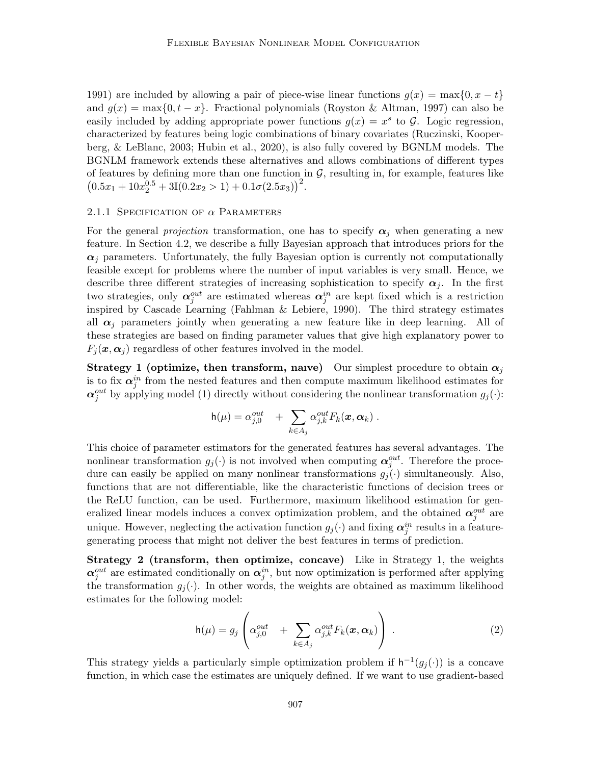1991) are included by allowing a pair of piece-wise linear functions $g(x) = \max\{0, x - t\}$ and $g(x) = \max\{0, t - x\}$. Fractional polynomials (Royston & Altman, 1997) can also be easily included by adding appropriate power functions $g(x) = x^s$ to $\mathcal{G}$. Logic regression, characterized by features being logic combinations of binary covariates (Ruczinski, Kooperberg, & LeBlanc, 2003; Hubin et al., 2020), is also fully covered by BGNLM models. The BGNLM framework extends these alternatives and allows combinations of different types of features by defining more than one function in $\mathcal{G}$, resulting in, for example, features like $\big(0.5x_1 + 10x_2^{0.5} + 3\mathrm{I}(0.2x_2 > 1) + 0.1\sigma(2.5x_3)\big)^2$.

### 2.1.1 Specification of $\alpha$ Parameters

For the general *projection* transformation, one has to specify $\boldsymbol{\alpha}_j$ when generating a new feature. In Section 4.2, we describe a fully Bayesian approach that introduces priors for the $\boldsymbol{\alpha}_j$ parameters. Unfortunately, the fully Bayesian option is currently not computationally feasible except for problems where the number of input variables is very small. Hence, we describe three different strategies of increasing sophistication to specify $\boldsymbol{\alpha}_j$. In the first two strategies, only $\boldsymbol{\alpha}_j^{out}$ are estimated whereas $\boldsymbol{\alpha}_j^{in}$ are kept fixed which is a restriction inspired by Cascade Learning (Fahlman & Lebiere, 1990). The third strategy estimates all $\boldsymbol{\alpha}_j$ parameters jointly when generating a new feature like in deep learning. All of these strategies are based on finding parameter values that give high explanatory power to $F_j(\boldsymbol{x}, \boldsymbol{\alpha}_j)$ regardless of other features involved in the model.

**Strategy 1 (optimize, then transform, naıve)** Our simplest procedure to obtain $\boldsymbol{\alpha}_j$ is to fix $\boldsymbol{\alpha}_j^{in}$ from the nested features and then compute maximum likelihood estimates for $\boldsymbol{\alpha}_j^{out}$ by applying model (1) directly without considering the nonlinear transformation $g_j(\cdot)$:

$$\mathsf{h}(\mu) = \alpha_{j,0}^{out} \quad + \sum_{k \in A_j} \alpha_{j,k}^{out} F_k(\boldsymbol{x}, \boldsymbol{\alpha}_k) \; .$$

This choice of parameter estimators for the generated features has several advantages. The nonlinear transformation $g_j(\cdot)$ is not involved when computing $\boldsymbol{\alpha}_j^{out}$. Therefore the procedure can easily be applied on many nonlinear transformations $g_j(\cdot)$ simultaneously. Also, functions that are not differentiable, like the characteristic functions of decision trees or the ReLU function, can be used. Furthermore, maximum likelihood estimation for generalized linear models induces a convex optimization problem, and the obtained $\boldsymbol{\alpha}_j^{out}$ are unique. However, neglecting the activation function $g_j(\cdot)$ and fixing $\boldsymbol{\alpha}_j^{in}$ results in a feature-generating process that might not deliver the best features in terms of prediction.

**Strategy 2 (transform, then optimize, concave)** Like in Strategy 1, the weights $\boldsymbol{\alpha}_j^{out}$ are estimated conditionally on $\boldsymbol{\alpha}_j^{in}$, but now optimization is performed after applying the transformation $g_j(\cdot)$. In other words, the weights are obtained as maximum likelihood estimates for the following model:

$$\mathsf{h}(\mu) = g_j\left(\alpha_{j,0}^{out} \quad + \sum_{k \in A_j} \alpha_{j,k}^{out} F_k(\boldsymbol{x}, \boldsymbol{\alpha}_k)\right) \; . \tag{2}$$

This strategy yields a particularly simple optimization problem if $\mathsf{h}^{-1}(g_j(\cdot))$ is a concave function, in which case the estimates are uniquely defined. If we want to use gradient-based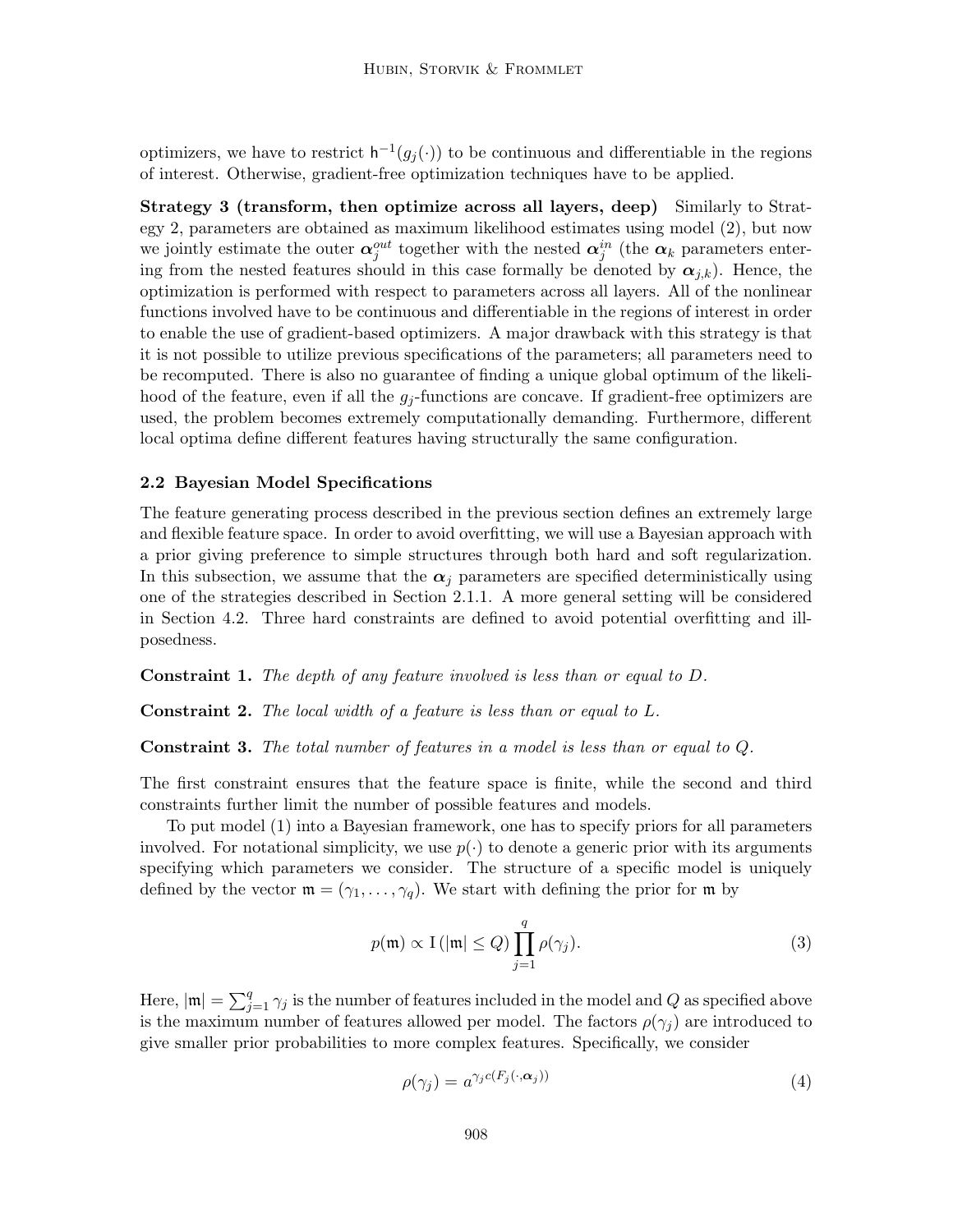optimizers, we have to restrict $\mathsf{h}^{-1}(g_j(\cdot))$ to be continuous and differentiable in the regions of interest. Otherwise, gradient-free optimization techniques have to be applied.

**Strategy 3 (transform, then optimize across all layers, deep)** Similarly to Strategy 2, parameters are obtained as maximum likelihood estimates using model (2), but now we jointly estimate the outer $\boldsymbol{\alpha}_j^{out}$ together with the nested $\boldsymbol{\alpha}_j^{in}$ (the $\boldsymbol{\alpha}_k$ parameters entering from the nested features should in this case formally be denoted by $\boldsymbol{\alpha}_{j,k}$). Hence, the optimization is performed with respect to parameters across all layers. All of the nonlinear functions involved have to be continuous and differentiable in the regions of interest in order to enable the use of gradient-based optimizers. A major drawback with this strategy is that it is not possible to utilize previous specifications of the parameters; all parameters need to be recomputed. There is also no guarantee of finding a unique global optimum of the likelihood of the feature, even if all the $g_j$-functions are concave. If gradient-free optimizers are used, the problem becomes extremely computationally demanding. Furthermore, different local optima define different features having structurally the same configuration.

### 2.2 Bayesian Model Specifications

The feature generating process described in the previous section defines an extremely large and flexible feature space. In order to avoid overfitting, we will use a Bayesian approach with a prior giving preference to simple structures through both hard and soft regularization. In this subsection, we assume that the $\boldsymbol{\alpha}_j$ parameters are specified deterministically using one of the strategies described in Section 2.1.1. A more general setting will be considered in Section 4.2. Three hard constraints are defined to avoid potential overfitting and ill-posedness.

**Constraint 1.** *The depth of any feature involved is less than or equal to $D$.*

**Constraint 2.** *The local width of a feature is less than or equal to $L$.*

**Constraint 3.** *The total number of features in a model is less than or equal to $Q$.*

The first constraint ensures that the feature space is finite, while the second and third constraints further limit the number of possible features and models.

To put model (1) into a Bayesian framework, one has to specify priors for all parameters involved. For notational simplicity, we use $p(\cdot)$ to denote a generic prior with its arguments specifying which parameters we consider. The structure of a specific model is uniquely defined by the vector $\mathfrak{m} = (\gamma_1, \ldots, \gamma_q)$. We start with defining the prior for $\mathfrak{m}$ by

$$p(\mathfrak{m}) \propto \mathrm{I}\left(|\mathfrak{m}| \leq Q\right) \prod_{j=1}^{q} \rho(\gamma_j). \tag{3}$$

Here, $|\mathfrak{m}| = \sum_{j=1}^{q} \gamma_j$ is the number of features included in the model and $Q$ as specified above is the maximum number of features allowed per model. The factors $\rho(\gamma_j)$ are introduced to give smaller prior probabilities to more complex features. Specifically, we consider

$$\rho(\gamma_j) = a^{\gamma_j c(F_j(\cdot, \boldsymbol{\alpha}_j))} \tag{4}$$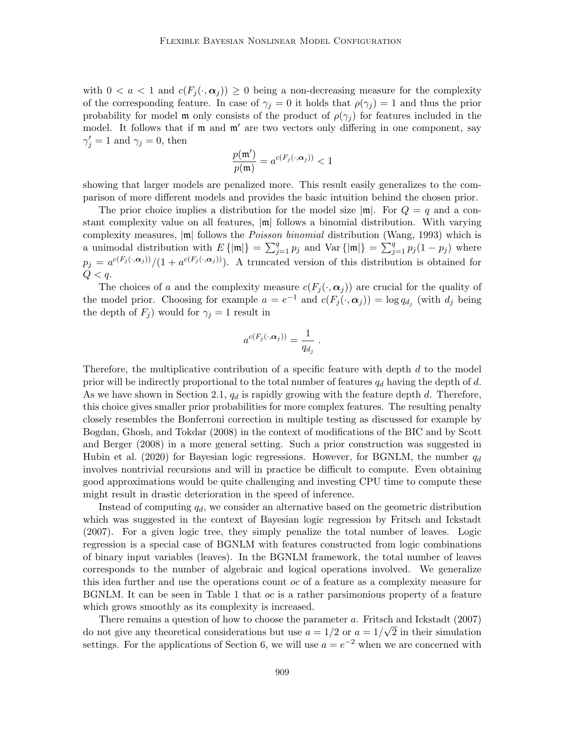with $0 < a < 1$ and $c(F_j(\cdot, \boldsymbol{\alpha}_j)) \geq 0$ being a non-decreasing measure for the complexity of the corresponding feature. In case of $\gamma_j = 0$ it holds that $\rho(\gamma_j) = 1$ and thus the prior probability for model $\mathfrak{m}$ only consists of the product of $\rho(\gamma_j)$ for features included in the model. It follows that if $\mathfrak{m}$ and $\mathfrak{m}'$ are two vectors only differing in one component, say $\gamma_j' = 1$ and $\gamma_j = 0$, then

$$\frac{p(\mathfrak{m}')}{p(\mathfrak{m})} = a^{c(F_j(\cdot,\boldsymbol{\alpha}_j))} < 1$$

showing that larger models are penalized more. This result easily generalizes to the comparison of more different models and provides the basic intuition behind the chosen prior.

The prior choice implies a distribution for the model size $|\mathfrak{m}|$. For $Q = q$ and a constant complexity value on all features, $|\mathfrak{m}|$ follows a binomial distribution. With varying complexity measures, $|\mathfrak{m}|$ follows the *Poisson binomial* distribution (Wang, 1993) which is a unimodal distribution with $E\{|\mathfrak{m}|\} = \sum_{j=1}^{q} p_j$ and $\text{Var}\{|\mathfrak{m}|\} = \sum_{j=1}^{q} p_j(1 - p_j)$ where $p_j = a^{c(F_j(\cdot,\boldsymbol{\alpha}_j))}/(1 + a^{c(F_j(\cdot,\boldsymbol{\alpha}_j))})$. A truncated version of this distribution is obtained for $Q < q$.

The choices of $a$ and the complexity measure $c(F_j(\cdot, \boldsymbol{\alpha}_j))$ are crucial for the quality of the model prior. Choosing for example $a = e^{-1}$ and $c(F_j(\cdot, \boldsymbol{\alpha}_j)) = \log q_{d_j}$ (with $d_j$ being the depth of $F_j$) would for $\gamma_j = 1$ result in

$$a^{c(F_j(\cdot,\boldsymbol{\alpha}_j))} = \frac{1}{q_{d_j}} \ .$$

Therefore, the multiplicative contribution of a specific feature with depth $d$ to the model prior will be indirectly proportional to the total number of features $q_d$ having the depth of $d$. As we have shown in Section 2.1, $q_d$ is rapidly growing with the feature depth $d$. Therefore, this choice gives smaller prior probabilities for more complex features. The resulting penalty closely resembles the Bonferroni correction in multiple testing as discussed for example by Bogdan, Ghosh, and Tokdar (2008) in the context of modifications of the BIC and by Scott and Berger (2008) in a more general setting. Such a prior construction was suggested in Hubin et al. (2020) for Bayesian logic regressions. However, for BGNLM, the number $q_d$ involves nontrivial recursions and will in practice be difficult to compute. Even obtaining good approximations would be quite challenging and investing CPU time to compute these might result in drastic deterioration in the speed of inference.

Instead of computing $q_d$, we consider an alternative based on the geometric distribution which was suggested in the context of Bayesian logic regression by Fritsch and Ickstadt (2007). For a given logic tree, they simply penalize the total number of leaves. Logic regression is a special case of BGNLM with features constructed from logic combinations of binary input variables (leaves). In the BGNLM framework, the total number of leaves corresponds to the number of algebraic and logical operations involved. We generalize this idea further and use the operations count $oc$ of a feature as a complexity measure for BGNLM. It can be seen in Table 1 that $oc$ is a rather parsimonious property of a feature which grows smoothly as its complexity is increased.

There remains a question of how to choose the parameter $a$. Fritsch and Ickstadt (2007) do not give any theoretical considerations but use $a = 1/2$ or $a = 1/\sqrt{2}$ in their simulation settings. For the applications of Section 6, we will use $a = e^{-2}$ when we are concerned with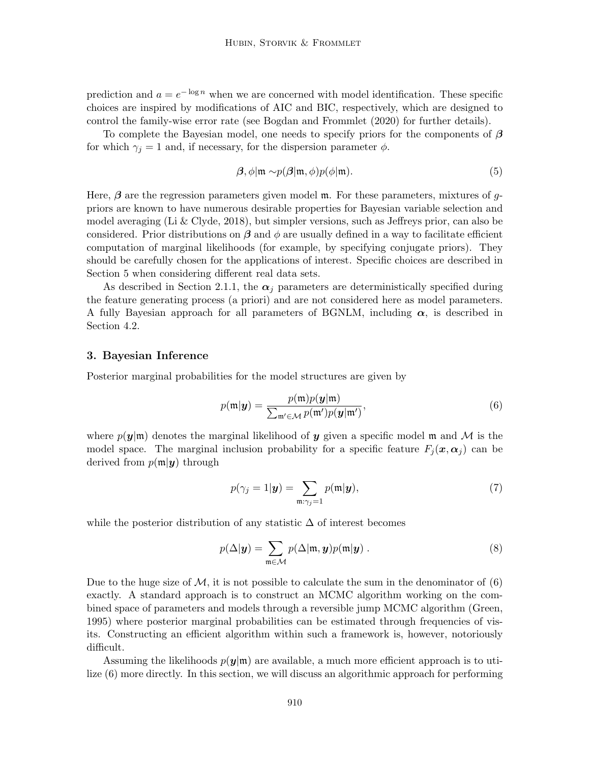prediction and $a = e^{-\log n}$ when we are concerned with model identification. These specific choices are inspired by modifications of AIC and BIC, respectively, which are designed to control the family-wise error rate (see Bogdan and Frommlet (2020) for further details).

To complete the Bayesian model, one needs to specify priors for the components of $\boldsymbol{\beta}$ for which $\gamma_j = 1$ and, if necessary, for the dispersion parameter $\phi$.

$$\boldsymbol{\beta}, \phi|\mathfrak{m} \sim p(\boldsymbol{\beta}|\mathfrak{m}, \phi)p(\phi|\mathfrak{m}). \tag{5}$$

Here, $\boldsymbol{\beta}$ are the regression parameters given model $\mathfrak{m}$. For these parameters, mixtures of $g$-priors are known to have numerous desirable properties for Bayesian variable selection and model averaging (Li & Clyde, 2018), but simpler versions, such as Jeffreys prior, can also be considered. Prior distributions on $\boldsymbol{\beta}$ and $\phi$ are usually defined in a way to facilitate efficient computation of marginal likelihoods (for example, by specifying conjugate priors). They should be carefully chosen for the applications of interest. Specific choices are described in Section 5 when considering different real data sets.

As described in Section 2.1.1, the $\boldsymbol{\alpha}_j$ parameters are deterministically specified during the feature generating process (a priori) and are not considered here as model parameters. A fully Bayesian approach for all parameters of BGNLM, including $\boldsymbol{\alpha}$, is described in Section 4.2.

## 3. Bayesian Inference

Posterior marginal probabilities for the model structures are given by

$$p(\mathfrak{m}|\boldsymbol{y}) = \frac{p(\mathfrak{m})p(\boldsymbol{y}|\mathfrak{m})}{\sum_{\mathfrak{m}' \in \mathcal{M}} p(\mathfrak{m}')p(\boldsymbol{y}|\mathfrak{m}')}, \tag{6}$$

where $p(\boldsymbol{y}|\mathfrak{m})$ denotes the marginal likelihood of $\boldsymbol{y}$ given a specific model $\mathfrak{m}$ and $\mathcal{M}$ is the model space. The marginal inclusion probability for a specific feature $F_j(\boldsymbol{x}, \boldsymbol{\alpha}_j)$ can be derived from $p(\mathfrak{m}|\boldsymbol{y})$ through

$$p(\gamma_j = 1|\boldsymbol{y}) = \sum_{\mathfrak{m}:\gamma_j=1} p(\mathfrak{m}|\boldsymbol{y}), \tag{7}$$

while the posterior distribution of any statistic $\Delta$ of interest becomes

$$p(\Delta|\boldsymbol{y}) = \sum_{\mathfrak{m} \in \mathcal{M}} p(\Delta|\mathfrak{m}, \boldsymbol{y})p(\mathfrak{m}|\boldsymbol{y}) . \tag{8}$$

Due to the huge size of $\mathcal{M}$, it is not possible to calculate the sum in the denominator of (6) exactly. A standard approach is to construct an MCMC algorithm working on the combined space of parameters and models through a reversible jump MCMC algorithm (Green, 1995) where posterior marginal probabilities can be estimated through frequencies of visits. Constructing an efficient algorithm within such a framework is, however, notoriously difficult.

Assuming the likelihoods $p(\boldsymbol{y}|\mathfrak{m})$ are available, a much more efficient approach is to utilize (6) more directly. In this section, we will discuss an algorithmic approach for performing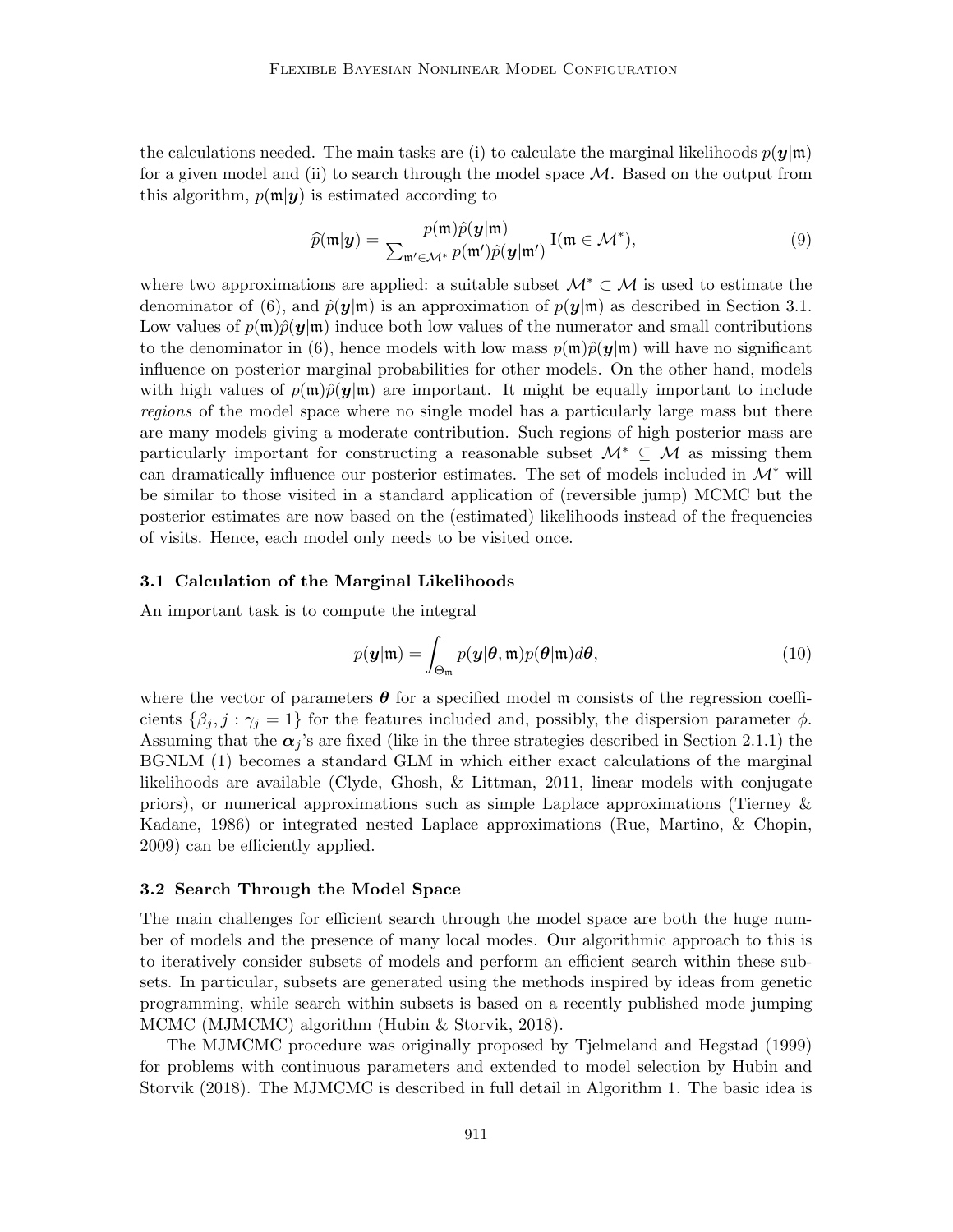the calculations needed. The main tasks are (i) to calculate the marginal likelihoods $p(\boldsymbol{y}|\mathfrak{m})$ for a given model and (ii) to search through the model space $\mathcal{M}$. Based on the output from this algorithm, $p(\mathfrak{m}|\boldsymbol{y})$ is estimated according to

$$\widehat{p}(\mathfrak{m}|\boldsymbol{y}) = \frac{p(\mathfrak{m})\hat{p}(\boldsymbol{y}|\mathfrak{m})}{\sum_{\mathfrak{m}' \in \mathcal{M}^*} p(\mathfrak{m}')\hat{p}(\boldsymbol{y}|\mathfrak{m}')} \mathrm{I}(\mathfrak{m} \in \mathcal{M}^*), \tag{9}$$

where two approximations are applied: a suitable subset $\mathcal{M}^* \subset \mathcal{M}$ is used to estimate the denominator of (6), and $\hat{p}(\boldsymbol{y}|\mathfrak{m})$ is an approximation of $p(\boldsymbol{y}|\mathfrak{m})$ as described in Section 3.1. Low values of $p(\mathfrak{m})\hat{p}(\boldsymbol{y}|\mathfrak{m})$ induce both low values of the numerator and small contributions to the denominator in (6), hence models with low mass $p(\mathfrak{m})\hat{p}(\boldsymbol{y}|\mathfrak{m})$ will have no significant influence on posterior marginal probabilities for other models. On the other hand, models with high values of $p(\mathfrak{m})\hat{p}(\boldsymbol{y}|\mathfrak{m})$ are important. It might be equally important to include *regions* of the model space where no single model has a particularly large mass but there are many models giving a moderate contribution. Such regions of high posterior mass are particularly important for constructing a reasonable subset $\mathcal{M}^* \subseteq \mathcal{M}$ as missing them can dramatically influence our posterior estimates. The set of models included in $\mathcal{M}^*$ will be similar to those visited in a standard application of (reversible jump) MCMC but the posterior estimates are now based on the (estimated) likelihoods instead of the frequencies of visits. Hence, each model only needs to be visited once.

### 3.1 Calculation of the Marginal Likelihoods

An important task is to compute the integral

$$p(\boldsymbol{y}|\mathfrak{m}) = \int_{\Theta_{\mathfrak{m}}} p(\boldsymbol{y}|\boldsymbol{\theta}, \mathfrak{m}) p(\boldsymbol{\theta}|\mathfrak{m}) d\boldsymbol{\theta}, \tag{10}$$

where the vector of parameters $\boldsymbol{\theta}$ for a specified model $\mathfrak{m}$ consists of the regression coefficients $\{\beta_j, j : \gamma_j = 1\}$ for the features included and, possibly, the dispersion parameter $\phi$. Assuming that the $\boldsymbol{\alpha}_j$'s are fixed (like in the three strategies described in Section 2.1.1) the BGNLM (1) becomes a standard GLM in which either exact calculations of the marginal likelihoods are available (Clyde, Ghosh, & Littman, 2011, linear models with conjugate priors), or numerical approximations such as simple Laplace approximations (Tierney & Kadane, 1986) or integrated nested Laplace approximations (Rue, Martino, & Chopin, 2009) can be efficiently applied.

### 3.2 Search Through the Model Space

The main challenges for efficient search through the model space are both the huge number of models and the presence of many local modes. Our algorithmic approach to this is to iteratively consider subsets of models and perform an efficient search within these subsets. In particular, subsets are generated using the methods inspired by ideas from genetic programming, while search within subsets is based on a recently published mode jumping MCMC (MJMCMC) algorithm (Hubin & Storvik, 2018).

The MJMCMC procedure was originally proposed by Tjelmeland and Hegstad (1999) for problems with continuous parameters and extended to model selection by Hubin and Storvik (2018). The MJMCMC is described in full detail in Algorithm 1. The basic idea is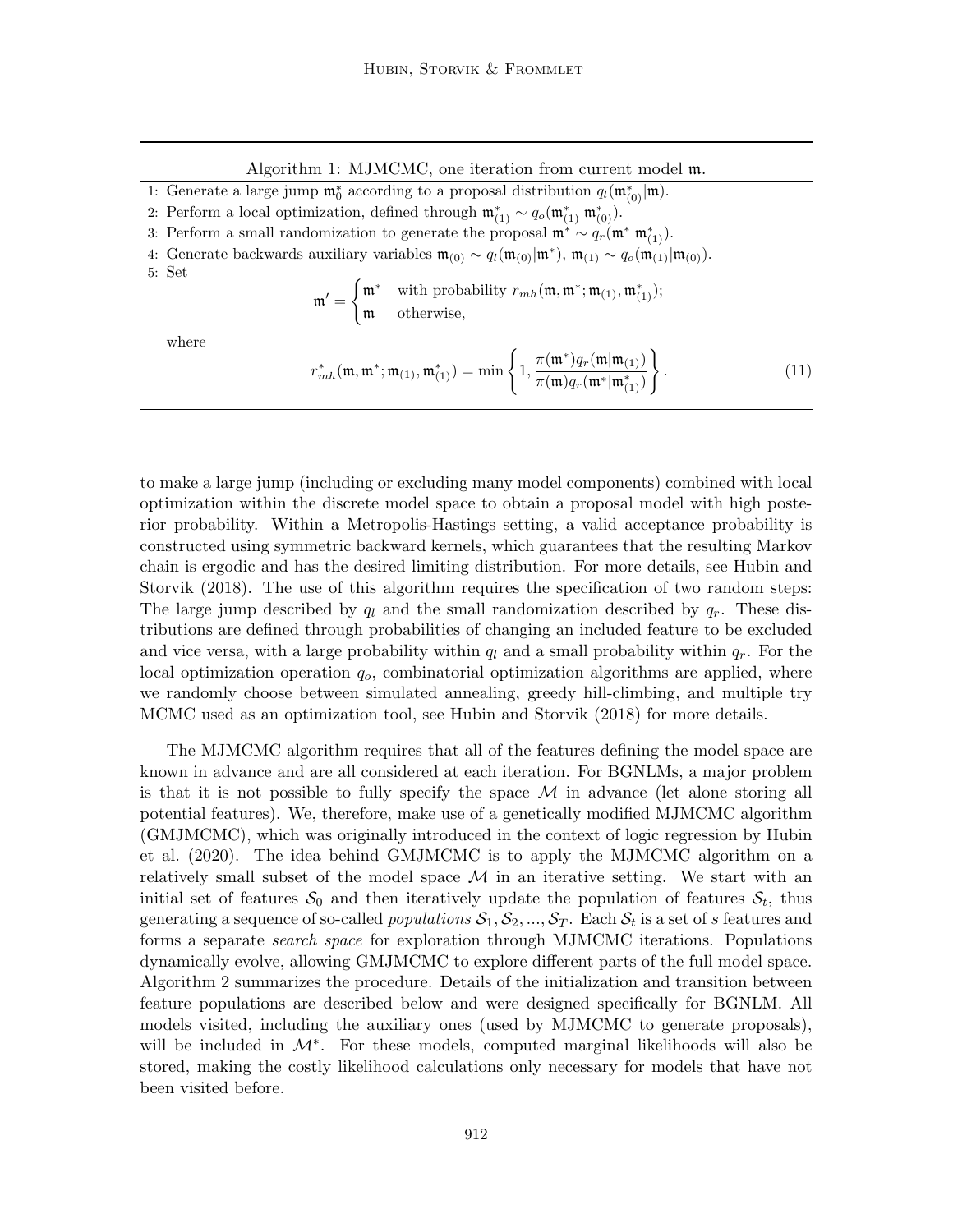Algorithm 1: MJMCMC, one iteration from current model $\mathfrak{m}$.

1: Generate a large jump $\mathfrak{m}_0^*$ according to a proposal distribution $q_l(\mathfrak{m}_{(0)}^*|\mathfrak{m})$.
2: Perform a local optimization, defined through $\mathfrak{m}_{(1)}^* \sim q_o(\mathfrak{m}_{(1)}^*|\mathfrak{m}_{(0)}^*)$.
3: Perform a small randomization to generate the proposal $\mathfrak{m}^* \sim q_r(\mathfrak{m}^*|\mathfrak{m}_{(1)}^*)$.
4: Generate backwards auxiliary variables $\mathfrak{m}_{(0)} \sim q_l(\mathfrak{m}_{(0)}|\mathfrak{m}^*)$, $\mathfrak{m}_{(1)} \sim q_o(\mathfrak{m}_{(1)}|\mathfrak{m}_{(0)})$.
5: Set

$$\mathfrak{m}' = \begin{cases} \mathfrak{m}^* & \text{with probability } r_{mh}(\mathfrak{m}, \mathfrak{m}^*; \mathfrak{m}_{(1)}, \mathfrak{m}_{(1)}^*); \\ \mathfrak{m} & \text{otherwise,} \end{cases}$$

where

$$r_{mh}^*(\mathfrak{m}, \mathfrak{m}^*; \mathfrak{m}_{(1)}, \mathfrak{m}_{(1)}^*) = \min\left\{1, \frac{\pi(\mathfrak{m}^*) q_r(\mathfrak{m}|\mathfrak{m}_{(1)})}{\pi(\mathfrak{m}) q_r(\mathfrak{m}^*|\mathfrak{m}_{(1)}^*)}\right\}. \tag{11}$$

to make a large jump (including or excluding many model components) combined with local optimization within the discrete model space to obtain a proposal model with high posterior probability. Within a Metropolis-Hastings setting, a valid acceptance probability is constructed using symmetric backward kernels, which guarantees that the resulting Markov chain is ergodic and has the desired limiting distribution. For more details, see Hubin and Storvik (2018). The use of this algorithm requires the specification of two random steps: The large jump described by $q_l$ and the small randomization described by $q_r$. These distributions are defined through probabilities of changing an included feature to be excluded and vice versa, with a large probability within $q_l$ and a small probability within $q_r$. For the local optimization operation $q_o$, combinatorial optimization algorithms are applied, where we randomly choose between simulated annealing, greedy hill-climbing, and multiple try MCMC used as an optimization tool, see Hubin and Storvik (2018) for more details.

The MJMCMC algorithm requires that all of the features defining the model space are known in advance and are all considered at each iteration. For BGNLMs, a major problem is that it is not possible to fully specify the space $\mathcal{M}$ in advance (let alone storing all potential features). We, therefore, make use of a genetically modified MJMCMC algorithm (GMJMCMC), which was originally introduced in the context of logic regression by Hubin et al. (2020). The idea behind GMJMCMC is to apply the MJMCMC algorithm on a relatively small subset of the model space $\mathcal{M}$ in an iterative setting. We start with an initial set of features $\mathcal{S}_0$ and then iteratively update the population of features $\mathcal{S}_t$, thus generating a sequence of so-called *populations* $\mathcal{S}_1, \mathcal{S}_2, ..., \mathcal{S}_T$. Each $\mathcal{S}_t$ is a set of $s$ features and forms a separate *search space* for exploration through MJMCMC iterations. Populations dynamically evolve, allowing GMJMCMC to explore different parts of the full model space. Algorithm 2 summarizes the procedure. Details of the initialization and transition between feature populations are described below and were designed specifically for BGNLM. All models visited, including the auxiliary ones (used by MJMCMC to generate proposals), will be included in $\mathcal{M}^*$. For these models, computed marginal likelihoods will also be stored, making the costly likelihood calculations only necessary for models that have not been visited before.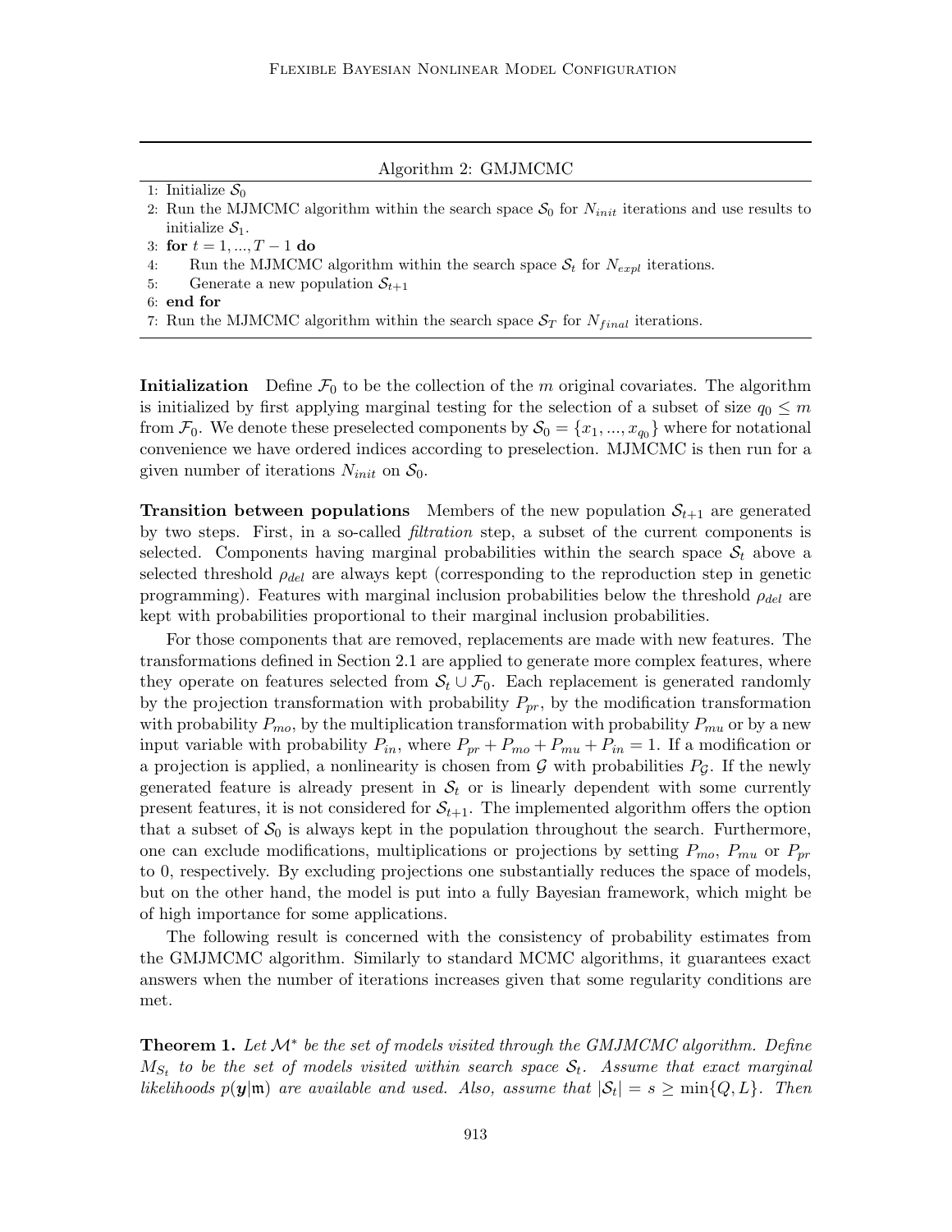**Algorithm 2: GMJMCMC**

1: Initialize $\mathcal{S}_0$
2: Run the MJMCMC algorithm within the search space $\mathcal{S}_0$ for $N_{init}$ iterations and use results to initialize $\mathcal{S}_1$.
3: **for** $t = 1, ..., T-1$ **do**
4: Run the MJMCMC algorithm within the search space $\mathcal{S}_t$ for $N_{expl}$ iterations.
5: Generate a new population $\mathcal{S}_{t+1}$
6: **end for**
7: Run the MJMCMC algorithm within the search space $\mathcal{S}_T$ for $N_{final}$ iterations.

**Initialization** Define $\mathcal{F}_0$ to be the collection of the $m$ original covariates. The algorithm is initialized by first applying marginal testing for the selection of a subset of size $q_0 \leq m$ from $\mathcal{F}_0$. We denote these preselected components by $\mathcal{S}_0 = \{x_1, ..., x_{q_0}\}$ where for notational convenience we have ordered indices according to preselection. MJMCMC is then run for a given number of iterations $N_{init}$ on $\mathcal{S}_0$.

**Transition between populations** Members of the new population $\mathcal{S}_{t+1}$ are generated by two steps. First, in a so-called *filtration* step, a subset of the current components is selected. Components having marginal probabilities within the search space $\mathcal{S}_t$ above a selected threshold $\rho_{del}$ are always kept (corresponding to the reproduction step in genetic programming). Features with marginal inclusion probabilities below the threshold $\rho_{del}$ are kept with probabilities proportional to their marginal inclusion probabilities.

For those components that are removed, replacements are made with new features. The transformations defined in Section 2.1 are applied to generate more complex features, where they operate on features selected from $\mathcal{S}_t \cup \mathcal{F}_0$. Each replacement is generated randomly by the projection transformation with probability $P_{pr}$, by the modification transformation with probability $P_{mo}$, by the multiplication transformation with probability $P_{mu}$ or by a new input variable with probability $P_{in}$, where $P_{pr} + P_{mo} + P_{mu} + P_{in} = 1$. If a modification or a projection is applied, a nonlinearity is chosen from $\mathcal{G}$ with probabilities $P_{\mathcal{G}}$. If the newly generated feature is already present in $\mathcal{S}_t$ or is linearly dependent with some currently present features, it is not considered for $\mathcal{S}_{t+1}$. The implemented algorithm offers the option that a subset of $\mathcal{S}_0$ is always kept in the population throughout the search. Furthermore, one can exclude modifications, multiplications or projections by setting $P_{mo}$, $P_{mu}$ or $P_{pr}$ to 0, respectively. By excluding projections one substantially reduces the space of models, but on the other hand, the model is put into a fully Bayesian framework, which might be of high importance for some applications.

The following result is concerned with the consistency of probability estimates from the GMJMCMC algorithm. Similarly to standard MCMC algorithms, it guarantees exact answers when the number of iterations increases given that some regularity conditions are met.

**Theorem 1.** *Let $\mathcal{M}^*$ be the set of models visited through the GMJMCMC algorithm. Define $M_{S_t}$ to be the set of models visited within search space $\mathcal{S}_t$. Assume that exact marginal likelihoods $p(\boldsymbol{y}|\mathfrak{m})$ are available and used. Also, assume that $|\mathcal{S}_t| = s \geq \min\{Q, L\}$. Then*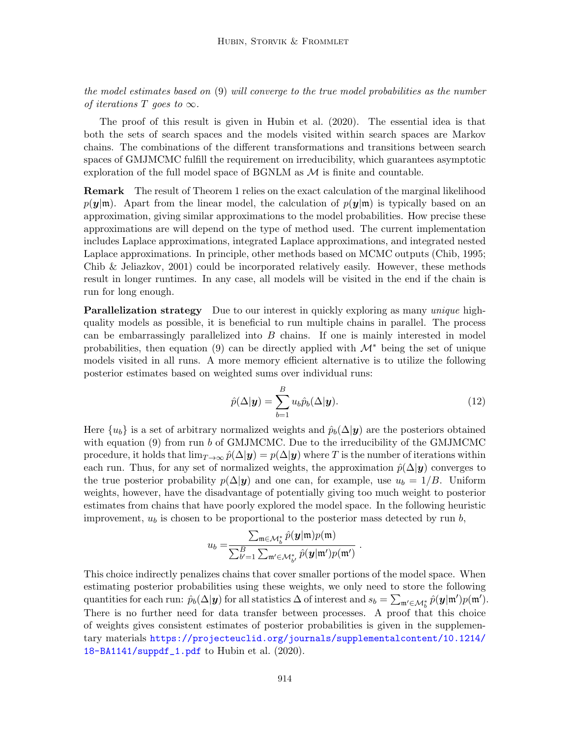*the model estimates based on* (9) *will converge to the true model probabilities as the number of iterations $T$ goes to $\infty$.*

The proof of this result is given in Hubin et al. (2020). The essential idea is that both the sets of search spaces and the models visited within search spaces are Markov chains. The combinations of the different transformations and transitions between search spaces of GMJMCMC fulfill the requirement on irreducibility, which guarantees asymptotic exploration of the full model space of BGNLM as $\mathcal{M}$ is finite and countable.

**Remark** The result of Theorem 1 relies on the exact calculation of the marginal likelihood $p(\boldsymbol{y}|\mathfrak{m})$. Apart from the linear model, the calculation of $p(\boldsymbol{y}|\mathfrak{m})$ is typically based on an approximation, giving similar approximations to the model probabilities. How precise these approximations are will depend on the type of method used. The current implementation includes Laplace approximations, integrated Laplace approximations, and integrated nested Laplace approximations. In principle, other methods based on MCMC outputs (Chib, 1995; Chib & Jeliazkov, 2001) could be incorporated relatively easily. However, these methods result in longer runtimes. In any case, all models will be visited in the end if the chain is run for long enough.

**Parallelization strategy** Due to our interest in quickly exploring as many *unique* high-quality models as possible, it is beneficial to run multiple chains in parallel. The process can be embarrassingly parallelized into $B$ chains. If one is mainly interested in model probabilities, then equation (9) can be directly applied with $\mathcal{M}^*$ being the set of unique models visited in all runs. A more memory efficient alternative is to utilize the following posterior estimates based on weighted sums over individual runs:

$$\hat{p}(\Delta|\boldsymbol{y}) = \sum_{b=1}^{B} u_b \hat{p}_b(\Delta|\boldsymbol{y}). \tag{12}$$

Here $\{u_b\}$ is a set of arbitrary normalized weights and $\hat{p}_b(\Delta|\boldsymbol{y})$ are the posteriors obtained with equation (9) from run $b$ of GMJMCMC. Due to the irreducibility of the GMJMCMC procedure, it holds that $\lim_{T\to\infty} \hat{p}(\Delta|\boldsymbol{y}) = p(\Delta|\boldsymbol{y})$ where $T$ is the number of iterations within each run. Thus, for any set of normalized weights, the approximation $\hat{p}(\Delta|\boldsymbol{y})$ converges to the true posterior probability $p(\Delta|\boldsymbol{y})$ and one can, for example, use $u_b = 1/B$. Uniform weights, however, have the disadvantage of potentially giving too much weight to posterior estimates from chains that have poorly explored the model space. In the following heuristic improvement, $u_b$ is chosen to be proportional to the posterior mass detected by run $b$,

$$u_b = \frac{\sum_{\mathfrak{m}\in\mathcal{M}_b^*} \hat{p}(\boldsymbol{y}|\mathfrak{m})p(\mathfrak{m})}{\sum_{b'=1}^{B}\sum_{\mathfrak{m}'\in\mathcal{M}_{b'}^*} \hat{p}(\boldsymbol{y}|\mathfrak{m}')p(\mathfrak{m}')} \ .$$

This choice indirectly penalizes chains that cover smaller portions of the model space. When estimating posterior probabilities using these weights, we only need to store the following quantities for each run: $\hat{p}_b(\Delta|\boldsymbol{y})$ for all statistics $\Delta$ of interest and $s_b = \sum_{\mathfrak{m}'\in\mathcal{M}_b^*} \hat{p}(\boldsymbol{y}|\mathfrak{m}')p(\mathfrak{m}')$. There is no further need for data transfer between processes. A proof that this choice of weights gives consistent estimates of posterior probabilities is given in the supplementary materials https://projecteuclid.org/journals/supplementalcontent/10.1214/18-BA1141/suppdf_1.pdf to Hubin et al. (2020).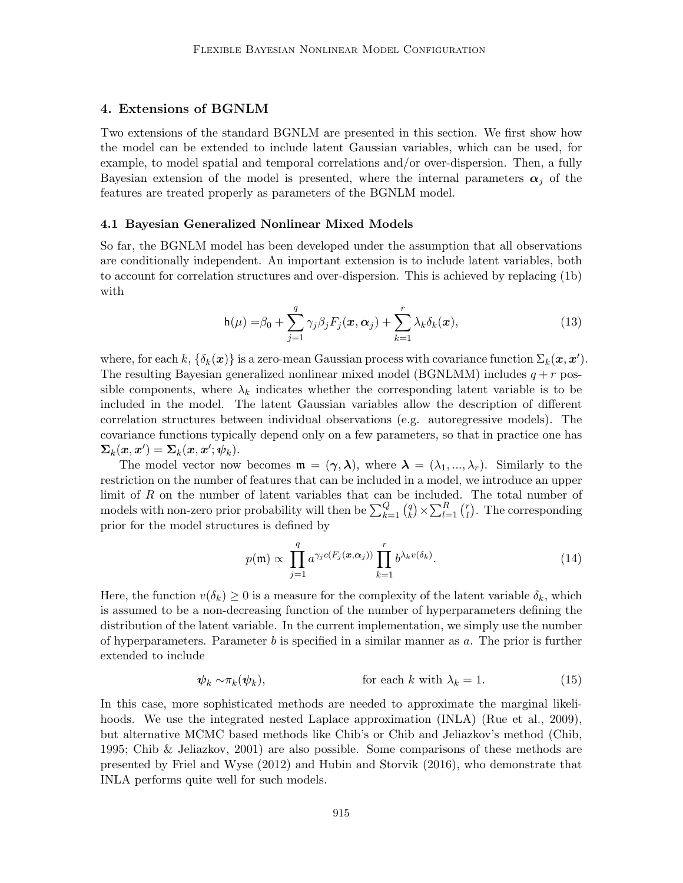## 4. Extensions of BGNLM

Two extensions of the standard BGNLM are presented in this section. We first show how the model can be extended to include latent Gaussian variables, which can be used, for example, to model spatial and temporal correlations and/or over-dispersion. Then, a fully Bayesian extension of the model is presented, where the internal parameters $\boldsymbol{\alpha}_j$ of the features are treated properly as parameters of the BGNLM model.

### 4.1 Bayesian Generalized Nonlinear Mixed Models

So far, the BGNLM model has been developed under the assumption that all observations are conditionally independent. An important extension is to include latent variables, both to account for correlation structures and over-dispersion. This is achieved by replacing (1b) with

$$\mathsf{h}(\mu) = \beta_0 + \sum_{j=1}^{q} \gamma_j \beta_j F_j(\boldsymbol{x}, \boldsymbol{\alpha}_j) + \sum_{k=1}^{r} \lambda_k \delta_k(\boldsymbol{x}), \tag{13}$$

where, for each $k$, $\{\delta_k(\boldsymbol{x})\}$ is a zero-mean Gaussian process with covariance function $\Sigma_k(\boldsymbol{x}, \boldsymbol{x}')$. The resulting Bayesian generalized nonlinear mixed model (BGNLMM) includes $q + r$ possible components, where $\lambda_k$ indicates whether the corresponding latent variable is to be included in the model. The latent Gaussian variables allow the description of different correlation structures between individual observations (e.g. autoregressive models). The covariance functions typically depend only on a few parameters, so that in practice one has $\boldsymbol{\Sigma}_k(\boldsymbol{x}, \boldsymbol{x}') = \boldsymbol{\Sigma}_k(\boldsymbol{x}, \boldsymbol{x}'; \boldsymbol{\psi}_k)$.

The model vector now becomes $\mathfrak{m} = (\boldsymbol{\gamma}, \boldsymbol{\lambda})$, where $\boldsymbol{\lambda} = (\lambda_1, ..., \lambda_r)$. Similarly to the restriction on the number of features that can be included in a model, we introduce an upper limit of $R$ on the number of latent variables that can be included. The total number of models with non-zero prior probability will then be $\sum_{k=1}^{Q} \binom{q}{k} \times \sum_{l=1}^{R} \binom{r}{l}$. The corresponding prior for the model structures is defined by

$$p(\mathfrak{m}) \propto \prod_{j=1}^{q} a^{\gamma_j c(F_j(\boldsymbol{x}, \boldsymbol{\alpha}_j))} \prod_{k=1}^{r} b^{\lambda_k v(\delta_k)}. \tag{14}$$

Here, the function $v(\delta_k) \geq 0$ is a measure for the complexity of the latent variable $\delta_k$, which is assumed to be a non-decreasing function of the number of hyperparameters defining the distribution of the latent variable. In the current implementation, we simply use the number of hyperparameters. Parameter $b$ is specified in a similar manner as $a$. The prior is further extended to include

$$\boldsymbol{\psi}_k \sim \pi_k(\boldsymbol{\psi}_k), \qquad \text{for each } k \text{ with } \lambda_k = 1. \tag{15}$$

In this case, more sophisticated methods are needed to approximate the marginal likelihoods. We use the integrated nested Laplace approximation (INLA) (Rue et al., 2009), but alternative MCMC based methods like Chib's or Chib and Jeliazkov's method (Chib, 1995; Chib & Jeliazkov, 2001) are also possible. Some comparisons of these methods are presented by Friel and Wyse (2012) and Hubin and Storvik (2016), who demonstrate that INLA performs quite well for such models.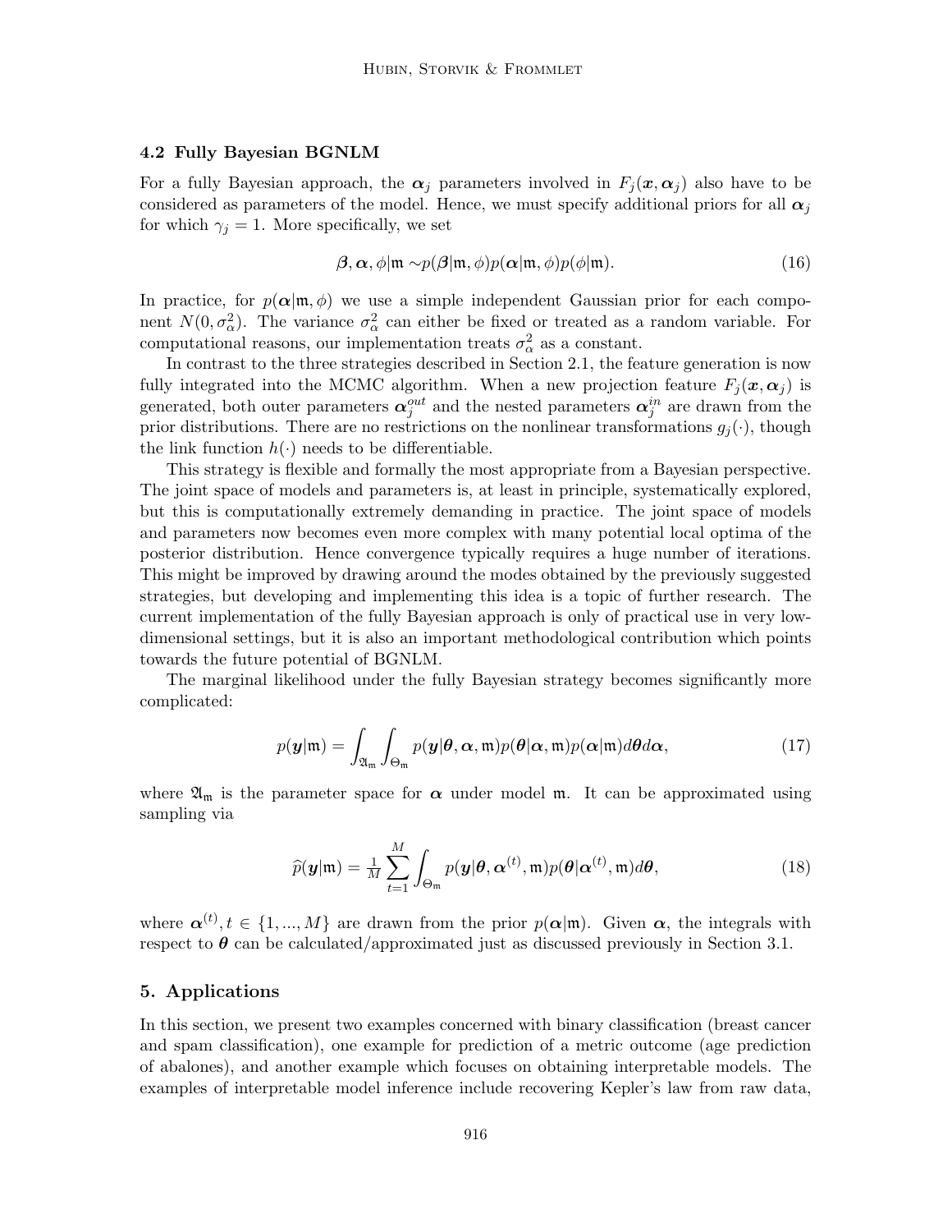### 4.2 Fully Bayesian BGNLM

For a fully Bayesian approach, the $\boldsymbol{\alpha}_j$ parameters involved in $F_j(\boldsymbol{x}, \boldsymbol{\alpha}_j)$ also have to be considered as parameters of the model. Hence, we must specify additional priors for all $\boldsymbol{\alpha}_j$ for which $\gamma_j = 1$. More specifically, we set

$$\boldsymbol{\beta}, \boldsymbol{\alpha}, \phi | \mathfrak{m} \sim p(\boldsymbol{\beta}|\mathfrak{m}, \phi) p(\boldsymbol{\alpha}|\mathfrak{m}, \phi) p(\phi|\mathfrak{m}). \tag{16}$$

In practice, for $p(\boldsymbol{\alpha}|\mathfrak{m}, \phi)$ we use a simple independent Gaussian prior for each component $N(0, \sigma_\alpha^2)$. The variance $\sigma_\alpha^2$ can either be fixed or treated as a random variable. For computational reasons, our implementation treats $\sigma_\alpha^2$ as a constant.

In contrast to the three strategies described in Section 2.1, the feature generation is now fully integrated into the MCMC algorithm. When a new projection feature $F_j(\boldsymbol{x}, \boldsymbol{\alpha}_j)$ is generated, both outer parameters $\boldsymbol{\alpha}_j^{out}$ and the nested parameters $\boldsymbol{\alpha}_j^{in}$ are drawn from the prior distributions. There are no restrictions on the nonlinear transformations $g_j(\cdot)$, though the link function $h(\cdot)$ needs to be differentiable.

This strategy is flexible and formally the most appropriate from a Bayesian perspective. The joint space of models and parameters is, at least in principle, systematically explored, but this is computationally extremely demanding in practice. The joint space of models and parameters now becomes even more complex with many potential local optima of the posterior distribution. Hence convergence typically requires a huge number of iterations. This might be improved by drawing around the modes obtained by the previously suggested strategies, but developing and implementing this idea is a topic of further research. The current implementation of the fully Bayesian approach is only of practical use in very low-dimensional settings, but it is also an important methodological contribution which points towards the future potential of BGNLM.

The marginal likelihood under the fully Bayesian strategy becomes significantly more complicated:

$$p(\boldsymbol{y}|\mathfrak{m}) = \int_{\mathfrak{A}_\mathfrak{m}} \int_{\Theta_\mathfrak{m}} p(\boldsymbol{y}|\boldsymbol{\theta}, \boldsymbol{\alpha}, \mathfrak{m}) p(\boldsymbol{\theta}|\boldsymbol{\alpha}, \mathfrak{m}) p(\boldsymbol{\alpha}|\mathfrak{m}) d\boldsymbol{\theta} d\boldsymbol{\alpha}, \tag{17}$$

where $\mathfrak{A}_\mathfrak{m}$ is the parameter space for $\boldsymbol{\alpha}$ under model $\mathfrak{m}$. It can be approximated using sampling via

$$\widehat{p}(\boldsymbol{y}|\mathfrak{m}) = \tfrac{1}{M} \sum_{t=1}^{M} \int_{\Theta_\mathfrak{m}} p(\boldsymbol{y}|\boldsymbol{\theta}, \boldsymbol{\alpha}^{(t)}, \mathfrak{m}) p(\boldsymbol{\theta}|\boldsymbol{\alpha}^{(t)}, \mathfrak{m}) d\boldsymbol{\theta}, \tag{18}$$

where $\boldsymbol{\alpha}^{(t)}, t \in \{1, ..., M\}$ are drawn from the prior $p(\boldsymbol{\alpha}|\mathfrak{m})$. Given $\boldsymbol{\alpha}$, the integrals with respect to $\boldsymbol{\theta}$ can be calculated/approximated just as discussed previously in Section 3.1.

## 5. Applications

In this section, we present two examples concerned with binary classification (breast cancer and spam classification), one example for prediction of a metric outcome (age prediction of abalones), and another example which focuses on obtaining interpretable models. The examples of interpretable model inference include recovering Kepler's law from raw data,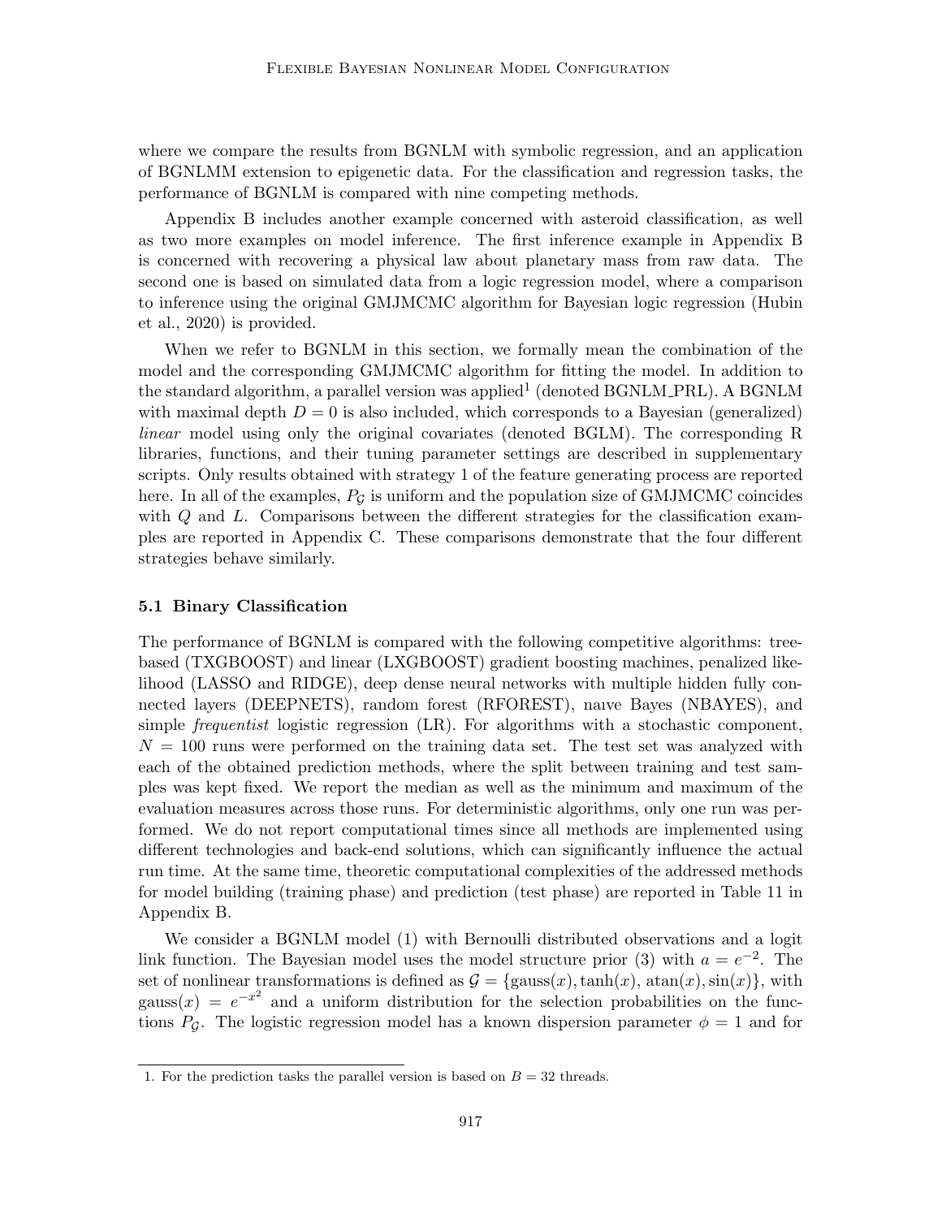where we compare the results from BGNLM with symbolic regression, and an application of BGNLMM extension to epigenetic data. For the classification and regression tasks, the performance of BGNLM is compared with nine competing methods.

Appendix B includes another example concerned with asteroid classification, as well as two more examples on model inference. The first inference example in Appendix B is concerned with recovering a physical law about planetary mass from raw data. The second one is based on simulated data from a logic regression model, where a comparison to inference using the original GMJMCMC algorithm for Bayesian logic regression (Hubin et al., 2020) is provided.

When we refer to BGNLM in this section, we formally mean the combination of the model and the corresponding GMJMCMC algorithm for fitting the model. In addition to the standard algorithm, a parallel version was applied[1] (denoted BGNLM_PRL). A BGNLM with maximal depth $D = 0$ is also included, which corresponds to a Bayesian (generalized) *linear* model using only the original covariates (denoted BGLM). The corresponding R libraries, functions, and their tuning parameter settings are described in supplementary scripts. Only results obtained with strategy 1 of the feature generating process are reported here. In all of the examples, $P_{\mathcal{G}}$ is uniform and the population size of GMJMCMC coincides with $Q$ and $L$. Comparisons between the different strategies for the classification examples are reported in Appendix C. These comparisons demonstrate that the four different strategies behave similarly.

### 5.1 Binary Classification

The performance of BGNLM is compared with the following competitive algorithms: tree-based (TXGBOOST) and linear (LXGBOOST) gradient boosting machines, penalized likelihood (LASSO and RIDGE), deep dense neural networks with multiple hidden fully connected layers (DEEPNETS), random forest (RFOREST), naıve Bayes (NBAYES), and simple *frequentist* logistic regression (LR). For algorithms with a stochastic component, $N = 100$ runs were performed on the training data set. The test set was analyzed with each of the obtained prediction methods, where the split between training and test samples was kept fixed. We report the median as well as the minimum and maximum of the evaluation measures across those runs. For deterministic algorithms, only one run was performed. We do not report computational times since all methods are implemented using different technologies and back-end solutions, which can significantly influence the actual run time. At the same time, theoretic computational complexities of the addressed methods for model building (training phase) and prediction (test phase) are reported in Table 11 in Appendix B.

We consider a BGNLM model (1) with Bernoulli distributed observations and a logit link function. The Bayesian model uses the model structure prior (3) with $a = e^{-2}$. The set of nonlinear transformations is defined as $\mathcal{G} = \{\text{gauss}(x), \tanh(x), \text{atan}(x), \sin(x)\}$, with $\text{gauss}(x) = e^{-x^2}$ and a uniform distribution for the selection probabilities on the functions $P_{\mathcal{G}}$. The logistic regression model has a known dispersion parameter $\phi = 1$ and for

1. For the prediction tasks the parallel version is based on $B = 32$ threads.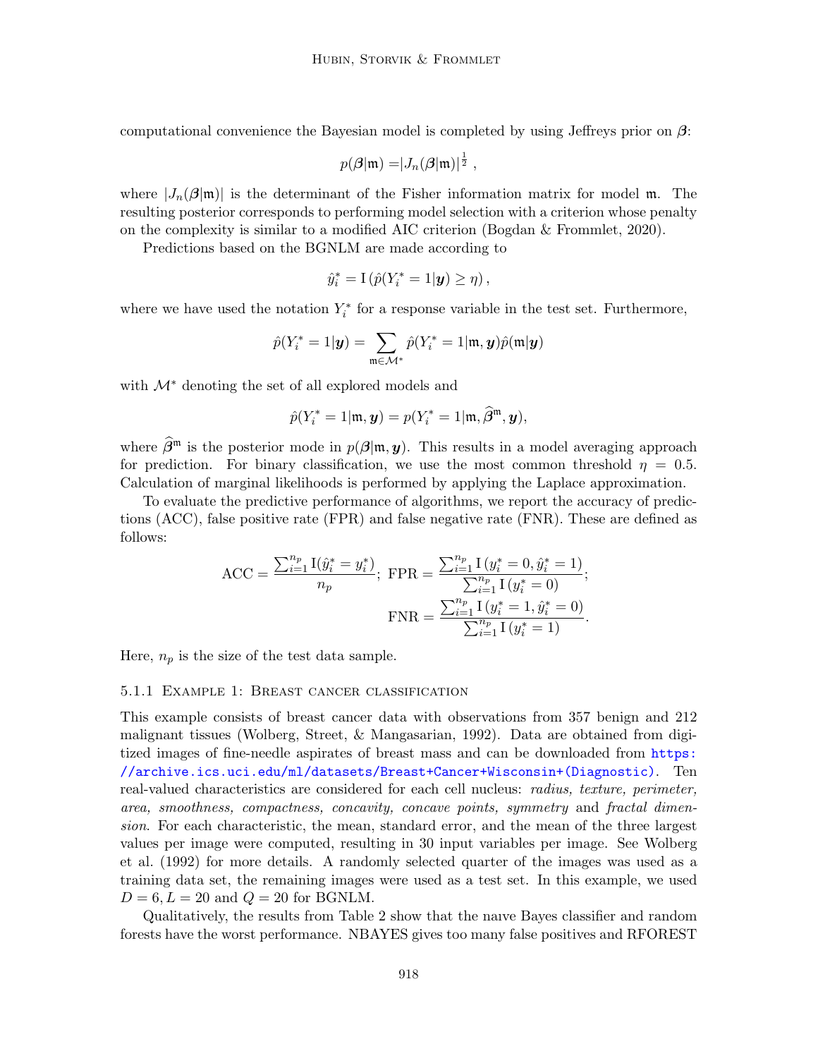computational convenience the Bayesian model is completed by using Jeffreys prior on $\boldsymbol{\beta}$:

$$
p(\boldsymbol{\beta}|\mathfrak{m}) = |J_n(\boldsymbol{\beta}|\mathfrak{m})|^{\frac{1}{2}} \,,
$$

where $|J_n(\boldsymbol{\beta}|\mathfrak{m})|$ is the determinant of the Fisher information matrix for model $\mathfrak{m}$. The resulting posterior corresponds to performing model selection with a criterion whose penalty on the complexity is similar to a modified AIC criterion (Bogdan & Frommlet, 2020).

Predictions based on the BGNLM are made according to

$$
\hat{y}_i^* = \mathrm{I}\left(\hat{p}(Y_i^* = 1|\boldsymbol{y}) \geq \eta\right),
$$

where we have used the notation $Y_i^*$ for a response variable in the test set. Furthermore,

$$
\hat{p}(Y_i^* = 1|\boldsymbol{y}) = \sum_{\mathfrak{m} \in \mathcal{M}^*} \hat{p}(Y_i^* = 1|\mathfrak{m}, \boldsymbol{y}) \hat{p}(\mathfrak{m}|\boldsymbol{y})
$$

with $\mathcal{M}^*$ denoting the set of all explored models and

$$
\hat{p}(Y_i^* = 1|\mathfrak{m}, \boldsymbol{y}) = p(Y_i^* = 1|\mathfrak{m}, \widehat{\boldsymbol{\beta}}^{\mathfrak{m}}, \boldsymbol{y}),
$$

where $\widehat{\boldsymbol{\beta}}^{\mathfrak{m}}$ is the posterior mode in $p(\boldsymbol{\beta}|\mathfrak{m}, \boldsymbol{y})$. This results in a model averaging approach for prediction. For binary classification, we use the most common threshold $\eta = 0.5$. Calculation of marginal likelihoods is performed by applying the Laplace approximation.

To evaluate the predictive performance of algorithms, we report the accuracy of predictions (ACC), false positive rate (FPR) and false negative rate (FNR). These are defined as follows:

$$
\mathrm{ACC} = \frac{\sum_{i=1}^{n_p} \mathrm{I}(\hat{y}_i^* = y_i^*)}{n_p};\ \mathrm{FPR} = \frac{\sum_{i=1}^{n_p} \mathrm{I}\left(y_i^* = 0, \hat{y}_i^* = 1\right)}{\sum_{i=1}^{n_p} \mathrm{I}\left(y_i^* = 0\right)};
$$

$$
\mathrm{FNR} = \frac{\sum_{i=1}^{n_p} \mathrm{I}\left(y_i^* = 1, \hat{y}_i^* = 0\right)}{\sum_{i=1}^{n_p} \mathrm{I}\left(y_i^* = 1\right)}.
$$

Here, $n_p$ is the size of the test data sample.

#### 5.1.1 Example 1: Breast cancer classification

This example consists of breast cancer data with observations from 357 benign and 212 malignant tissues (Wolberg, Street, & Mangasarian, 1992). Data are obtained from digitized images of fine-needle aspirates of breast mass and can be downloaded from https://archive.ics.uci.edu/ml/datasets/Breast+Cancer+Wisconsin+(Diagnostic). Ten real-valued characteristics are considered for each cell nucleus: *radius, texture, perimeter, area, smoothness, compactness, concavity, concave points, symmetry* and *fractal dimension*. For each characteristic, the mean, standard error, and the mean of the three largest values per image were computed, resulting in 30 input variables per image. See Wolberg et al. (1992) for more details. A randomly selected quarter of the images was used as a training data set, the remaining images were used as a test set. In this example, we used $D = 6, L = 20$ and $Q = 20$ for BGNLM.

Qualitatively, the results from Table 2 show that the naıve Bayes classifier and random forests have the worst performance. NBAYES gives too many false positives and RFOREST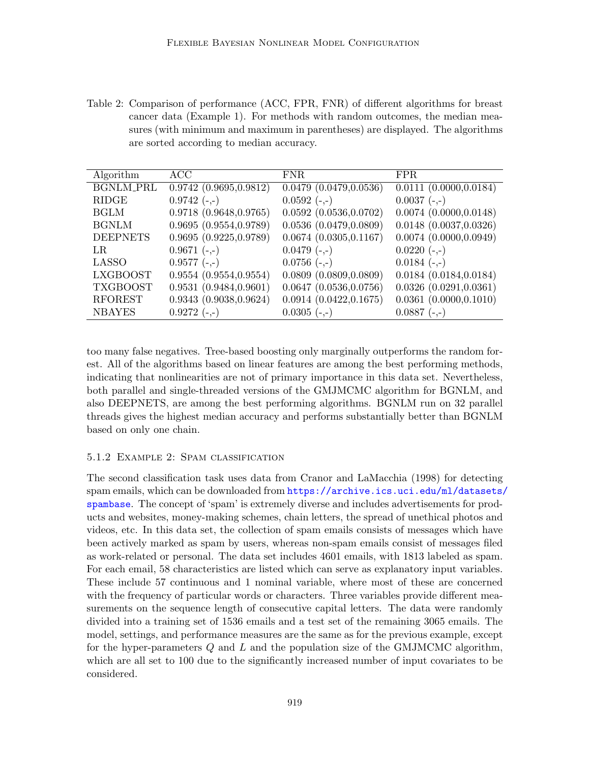Table 2: Comparison of performance (ACC, FPR, FNR) of different algorithms for breast cancer data (Example 1). For methods with random outcomes, the median measures (with minimum and maximum in parentheses) are displayed. The algorithms are sorted according to median accuracy.

| Algorithm | ACC | FNR | FPR |
|---|---|---|---|
| BGNLM_PRL | 0.9742 (0.9695,0.9812) | 0.0479 (0.0479,0.0536) | 0.0111 (0.0000,0.0184) |
| RIDGE | 0.9742 (-,-) | 0.0592 (-,-) | 0.0037 (-,-) |
| BGLM | 0.9718 (0.9648,0.9765) | 0.0592 (0.0536,0.0702) | 0.0074 (0.0000,0.0148) |
| BGNLM | 0.9695 (0.9554,0.9789) | 0.0536 (0.0479,0.0809) | 0.0148 (0.0037,0.0326) |
| DEEPNETS | 0.9695 (0.9225,0.9789) | 0.0674 (0.0305,0.1167) | 0.0074 (0.0000,0.0949) |
| LR | 0.9671 (-,-) | 0.0479 (-,-) | 0.0220 (-,-) |
| LASSO | 0.9577 (-,-) | 0.0756 (-,-) | 0.0184 (-,-) |
| LXGBOOST | 0.9554 (0.9554,0.9554) | 0.0809 (0.0809,0.0809) | 0.0184 (0.0184,0.0184) |
| TXGBOOST | 0.9531 (0.9484,0.9601) | 0.0647 (0.0536,0.0756) | 0.0326 (0.0291,0.0361) |
| RFOREST | 0.9343 (0.9038,0.9624) | 0.0914 (0.0422,0.1675) | 0.0361 (0.0000,0.1010) |
| NBAYES | 0.9272 (-,-) | 0.0305 (-,-) | 0.0887 (-,-) |

too many false negatives. Tree-based boosting only marginally outperforms the random forest. All of the algorithms based on linear features are among the best performing methods, indicating that nonlinearities are not of primary importance in this data set. Nevertheless, both parallel and single-threaded versions of the GMJMCMC algorithm for BGNLM, and also DEEPNETS, are among the best performing algorithms. BGNLM run on 32 parallel threads gives the highest median accuracy and performs substantially better than BGNLM based on only one chain.

#### 5.1.2 Example 2: Spam classification

The second classification task uses data from Cranor and LaMacchia (1998) for detecting spam emails, which can be downloaded from https://archive.ics.uci.edu/ml/datasets/spambase. The concept of 'spam' is extremely diverse and includes advertisements for products and websites, money-making schemes, chain letters, the spread of unethical photos and videos, etc. In this data set, the collection of spam emails consists of messages which have been actively marked as spam by users, whereas non-spam emails consist of messages filed as work-related or personal. The data set includes 4601 emails, with 1813 labeled as spam. For each email, 58 characteristics are listed which can serve as explanatory input variables. These include 57 continuous and 1 nominal variable, where most of these are concerned with the frequency of particular words or characters. Three variables provide different measurements on the sequence length of consecutive capital letters. The data were randomly divided into a training set of 1536 emails and a test set of the remaining 3065 emails. The model, settings, and performance measures are the same as for the previous example, except for the hyper-parameters $Q$ and $L$ and the population size of the GMJMCMC algorithm, which are all set to 100 due to the significantly increased number of input covariates to be considered.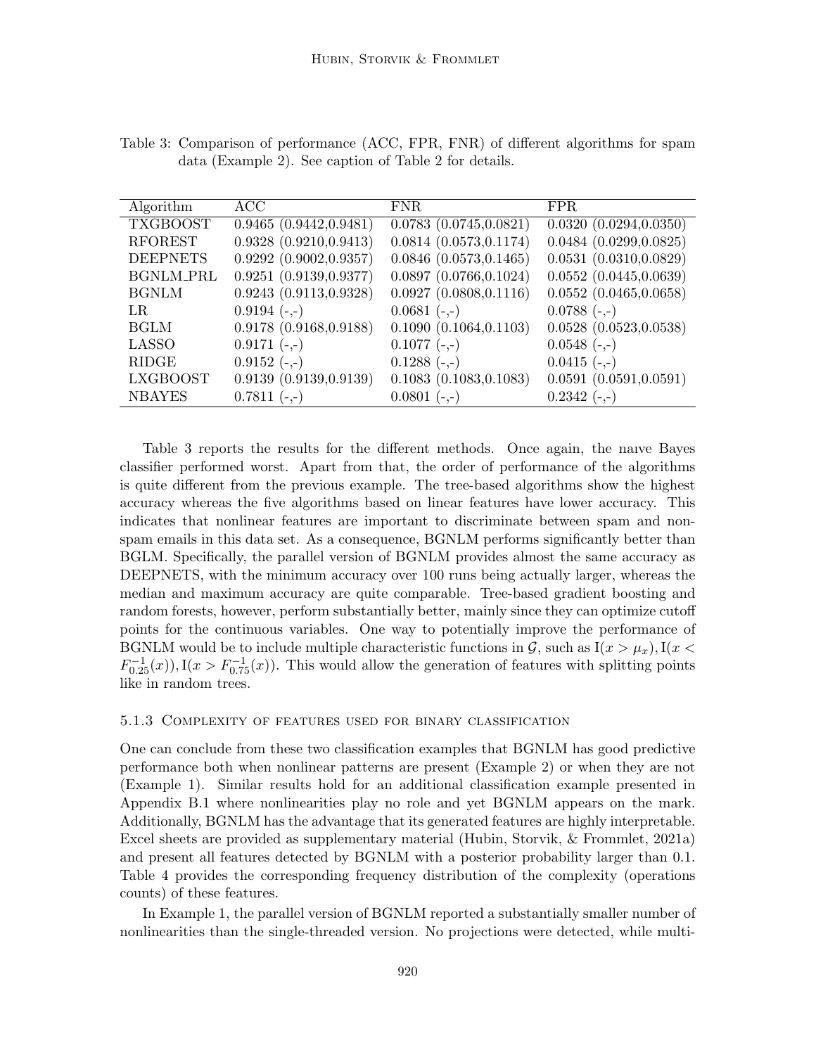Table 3: Comparison of performance (ACC, FPR, FNR) of different algorithms for spam data (Example 2). See caption of Table 2 for details.

| Algorithm | ACC | FNR | FPR |
|---|---|---|---|
| TXGBOOST | 0.9465 (0.9442,0.9481) | 0.0783 (0.0745,0.0821) | 0.0320 (0.0294,0.0350) |
| RFOREST | 0.9328 (0.9210,0.9413) | 0.0814 (0.0573,0.1174) | 0.0484 (0.0299,0.0825) |
| DEEPNETS | 0.9292 (0.9002,0.9357) | 0.0846 (0.0573,0.1465) | 0.0531 (0.0310,0.0829) |
| BGNLM_PRL | 0.9251 (0.9139,0.9377) | 0.0897 (0.0766,0.1024) | 0.0552 (0.0445,0.0639) |
| BGNLM | 0.9243 (0.9113,0.9328) | 0.0927 (0.0808,0.1116) | 0.0552 (0.0465,0.0658) |
| LR | 0.9194 (-,-) | 0.0681 (-,-) | 0.0788 (-,-) |
| BGLM | 0.9178 (0.9168,0.9188) | 0.1090 (0.1064,0.1103) | 0.0528 (0.0523,0.0538) |
| LASSO | 0.9171 (-,-) | 0.1077 (-,-) | 0.0548 (-,-) |
| RIDGE | 0.9152 (-,-) | 0.1288 (-,-) | 0.0415 (-,-) |
| LXGBOOST | 0.9139 (0.9139,0.9139) | 0.1083 (0.1083,0.1083) | 0.0591 (0.0591,0.0591) |
| NBAYES | 0.7811 (-,-) | 0.0801 (-,-) | 0.2342 (-,-) |

Table 3 reports the results for the different methods. Once again, the naıve Bayes classifier performed worst. Apart from that, the order of performance of the algorithms is quite different from the previous example. The tree-based algorithms show the highest accuracy whereas the five algorithms based on linear features have lower accuracy. This indicates that nonlinear features are important to discriminate between spam and non-spam emails in this data set. As a consequence, BGNLM performs significantly better than BGLM. Specifically, the parallel version of BGNLM provides almost the same accuracy as DEEPNETS, with the minimum accuracy over 100 runs being actually larger, whereas the median and maximum accuracy are quite comparable. Tree-based gradient boosting and random forests, however, perform substantially better, mainly since they can optimize cutoff points for the continuous variables. One way to potentially improve the performance of BGNLM would be to include multiple characteristic functions in $\mathcal{G}$, such as $\mathrm{I}(x > \mu_x), \mathrm{I}(x < F^{-1}_{0.25}(x)), \mathrm{I}(x > F^{-1}_{0.75}(x))$. This would allow the generation of features with splitting points like in random trees.

#### 5.1.3 Complexity of features used for binary classification

One can conclude from these two classification examples that BGNLM has good predictive performance both when nonlinear patterns are present (Example 2) or when they are not (Example 1). Similar results hold for an additional classification example presented in Appendix B.1 where nonlinearities play no role and yet BGNLM appears on the mark. Additionally, BGNLM has the advantage that its generated features are highly interpretable. Excel sheets are provided as supplementary material (Hubin, Storvik, & Frommlet, 2021a) and present all features detected by BGNLM with a posterior probability larger than 0.1. Table 4 provides the corresponding frequency distribution of the complexity (operations counts) of these features.

In Example 1, the parallel version of BGNLM reported a substantially smaller number of nonlinearities than the single-threaded version. No projections were detected, while multi-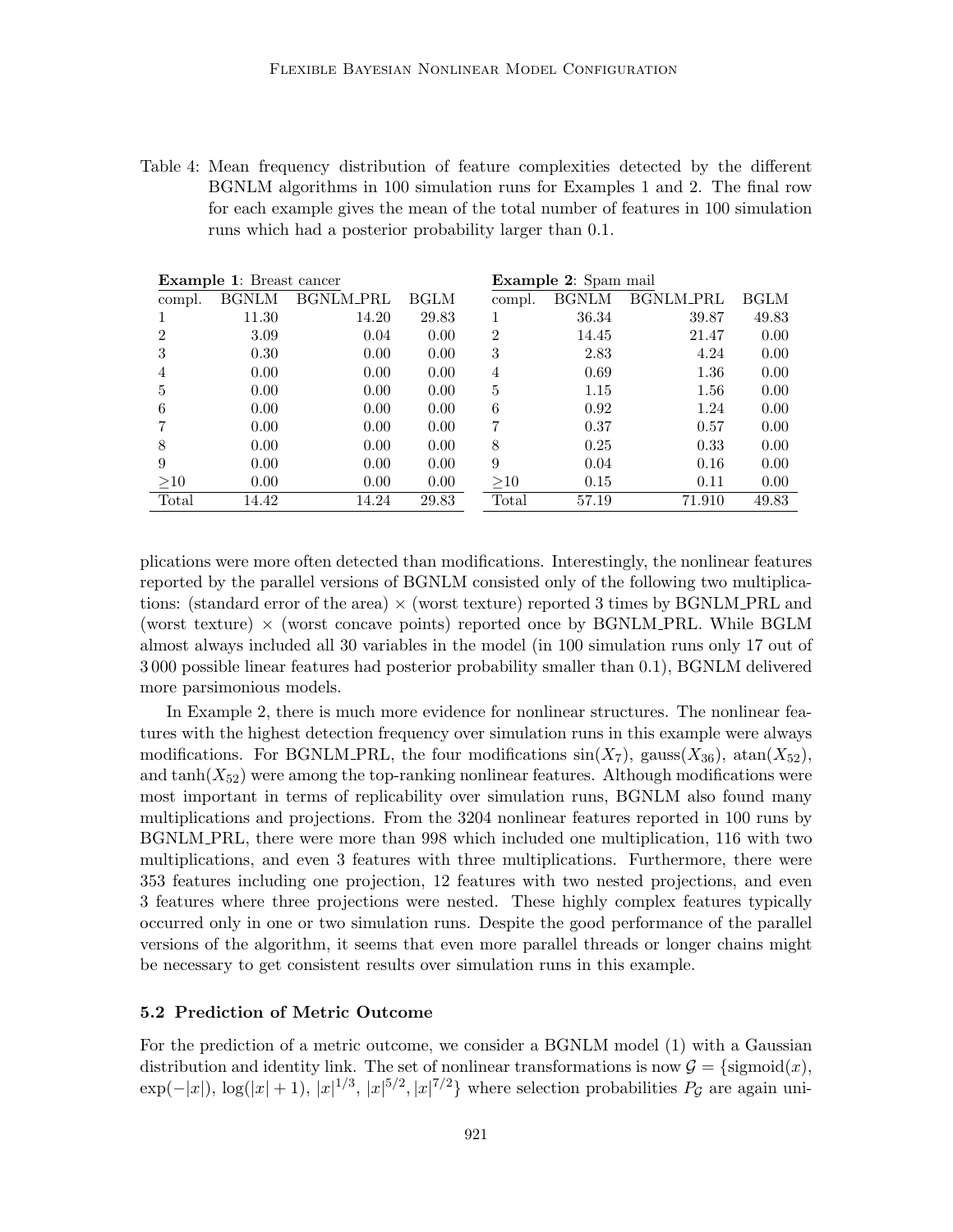Table 4: Mean frequency distribution of feature complexities detected by the different BGNLM algorithms in 100 simulation runs for Examples 1 and 2. The final row for each example gives the mean of the total number of features in 100 simulation runs which had a posterior probability larger than 0.1.

| **Example 1**: Breast cancer | | | | **Example 2**: Spam mail | | | |
|---|---|---|---|---|---|---|---|
| compl. | BGNLM | BGNLM_PRL | BGLM | compl. | BGNLM | BGNLM_PRL | BGLM |
| 1 | 11.30 | 14.20 | 29.83 | 1 | 36.34 | 39.87 | 49.83 |
| 2 | 3.09 | 0.04 | 0.00 | 2 | 14.45 | 21.47 | 0.00 |
| 3 | 0.30 | 0.00 | 0.00 | 3 | 2.83 | 4.24 | 0.00 |
| 4 | 0.00 | 0.00 | 0.00 | 4 | 0.69 | 1.36 | 0.00 |
| 5 | 0.00 | 0.00 | 0.00 | 5 | 1.15 | 1.56 | 0.00 |
| 6 | 0.00 | 0.00 | 0.00 | 6 | 0.92 | 1.24 | 0.00 |
| 7 | 0.00 | 0.00 | 0.00 | 7 | 0.37 | 0.57 | 0.00 |
| 8 | 0.00 | 0.00 | 0.00 | 8 | 0.25 | 0.33 | 0.00 |
| 9 | 0.00 | 0.00 | 0.00 | 9 | 0.04 | 0.16 | 0.00 |
| ≥10 | 0.00 | 0.00 | 0.00 | ≥10 | 0.15 | 0.11 | 0.00 |
| Total | 14.42 | 14.24 | 29.83 | Total | 57.19 | 71.910 | 49.83 |

plications were more often detected than modifications. Interestingly, the nonlinear features reported by the parallel versions of BGNLM consisted only of the following two multiplications: (standard error of the area) × (worst texture) reported 3 times by BGNLM_PRL and (worst texture) × (worst concave points) reported once by BGNLM_PRL. While BGLM almost always included all 30 variables in the model (in 100 simulation runs only 17 out of 3 000 possible linear features had posterior probability smaller than 0.1), BGNLM delivered more parsimonious models.

In Example 2, there is much more evidence for nonlinear structures. The nonlinear features with the highest detection frequency over simulation runs in this example were always modifications. For BGNLM_PRL, the four modifications $\sin(X_7)$, $\text{gauss}(X_{36})$, $\text{atan}(X_{52})$, and $\tanh(X_{52})$ were among the top-ranking nonlinear features. Although modifications were most important in terms of replicability over simulation runs, BGNLM also found many multiplications and projections. From the 3204 nonlinear features reported in 100 runs by BGNLM_PRL, there were more than 998 which included one multiplication, 116 with two multiplications, and even 3 features with three multiplications. Furthermore, there were 353 features including one projection, 12 features with two nested projections, and even 3 features where three projections were nested. These highly complex features typically occurred only in one or two simulation runs. Despite the good performance of the parallel versions of the algorithm, it seems that even more parallel threads or longer chains might be necessary to get consistent results over simulation runs in this example.

### 5.2 Prediction of Metric Outcome

For the prediction of a metric outcome, we consider a BGNLM model (1) with a Gaussian distribution and identity link. The set of nonlinear transformations is now $\mathcal{G} = \{\text{sigmoid}(x), \exp(-|x|), \log(|x|+1), |x|^{1/3}, |x|^{5/2}, |x|^{7/2}\}$ where selection probabilities $P_{\mathcal{G}}$ are again uni-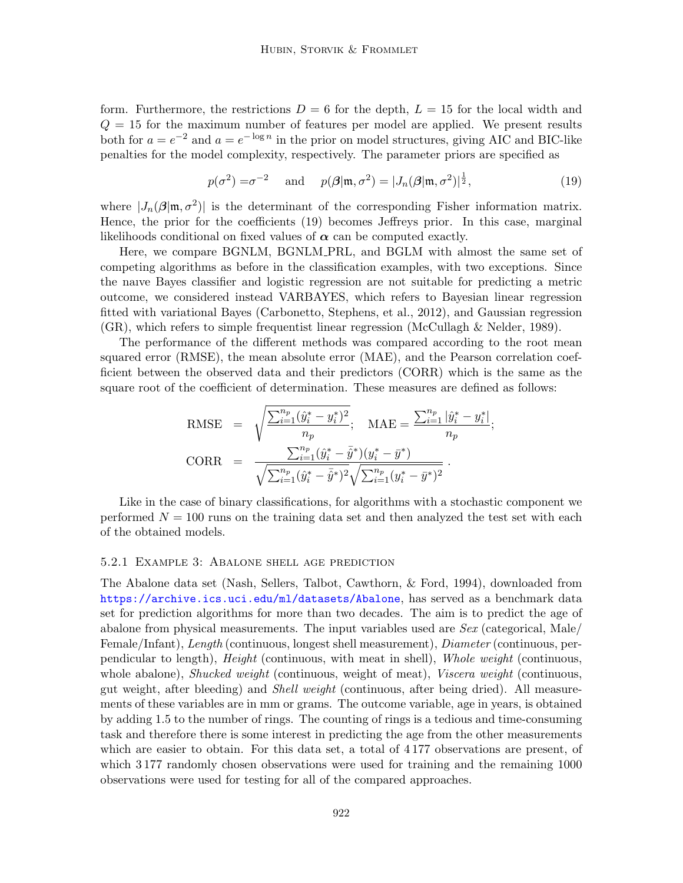form. Furthermore, the restrictions $D = 6$ for the depth, $L = 15$ for the local width and $Q = 15$ for the maximum number of features per model are applied. We present results both for $a = e^{-2}$ and $a = e^{-\log n}$ in the prior on model structures, giving AIC and BIC-like penalties for the model complexity, respectively. The parameter priors are specified as

$$p(\sigma^2) = \sigma^{-2} \quad \text{and} \quad p(\boldsymbol{\beta}|\mathfrak{m}, \sigma^2) = |J_n(\boldsymbol{\beta}|\mathfrak{m}, \sigma^2)|^{\frac{1}{2}}, \tag{19}$$

where $|J_n(\boldsymbol{\beta}|\mathfrak{m}, \sigma^2)|$ is the determinant of the corresponding Fisher information matrix. Hence, the prior for the coefficients (19) becomes Jeffreys prior. In this case, marginal likelihoods conditional on fixed values of $\boldsymbol{\alpha}$ can be computed exactly.

Here, we compare BGNLM, BGNLM_PRL, and BGLM with almost the same set of competing algorithms as before in the classification examples, with two exceptions. Since the naıve Bayes classifier and logistic regression are not suitable for predicting a metric outcome, we considered instead VARBAYES, which refers to Bayesian linear regression fitted with variational Bayes (Carbonetto, Stephens, et al., 2012), and Gaussian regression (GR), which refers to simple frequentist linear regression (McCullagh & Nelder, 1989).

The performance of the different methods was compared according to the root mean squared error (RMSE), the mean absolute error (MAE), and the Pearson correlation coefficient between the observed data and their predictors (CORR) which is the same as the square root of the coefficient of determination. These measures are defined as follows:

$$\text{RMSE} = \sqrt{\frac{\sum_{i=1}^{n_p}(\hat{y}_i^* - y_i^*)^2}{n_p}}; \quad \text{MAE} = \frac{\sum_{i=1}^{n_p}|\hat{y}_i^* - y_i^*|}{n_p};$$

$$\text{CORR} = \frac{\sum_{i=1}^{n_p}(\hat{y}_i^* - \bar{\hat{y}}^*)(y_i^* - \bar{y}^*)}{\sqrt{\sum_{i=1}^{n_p}(\hat{y}_i^* - \bar{\hat{y}}^*)^2}\sqrt{\sum_{i=1}^{n_p}(y_i^* - \bar{y}^*)^2}}.$$

Like in the case of binary classifications, for algorithms with a stochastic component we performed $N = 100$ runs on the training data set and then analyzed the test set with each of the obtained models.

#### 5.2.1 Example 3: Abalone shell age prediction

The Abalone data set (Nash, Sellers, Talbot, Cawthorn, & Ford, 1994), downloaded from https://archive.ics.uci.edu/ml/datasets/Abalone, has served as a benchmark data set for prediction algorithms for more than two decades. The aim is to predict the age of abalone from physical measurements. The input variables used are *Sex* (categorical, Male/ Female/Infant), *Length* (continuous, longest shell measurement), *Diameter* (continuous, perpendicular to length), *Height* (continuous, with meat in shell), *Whole weight* (continuous, whole abalone), *Shucked weight* (continuous, weight of meat), *Viscera weight* (continuous, gut weight, after bleeding) and *Shell weight* (continuous, after being dried). All measurements of these variables are in mm or grams. The outcome variable, age in years, is obtained by adding 1.5 to the number of rings. The counting of rings is a tedious and time-consuming task and therefore there is some interest in predicting the age from the other measurements which are easier to obtain. For this data set, a total of 4 177 observations are present, of which 3 177 randomly chosen observations were used for training and the remaining 1000 observations were used for testing for all of the compared approaches.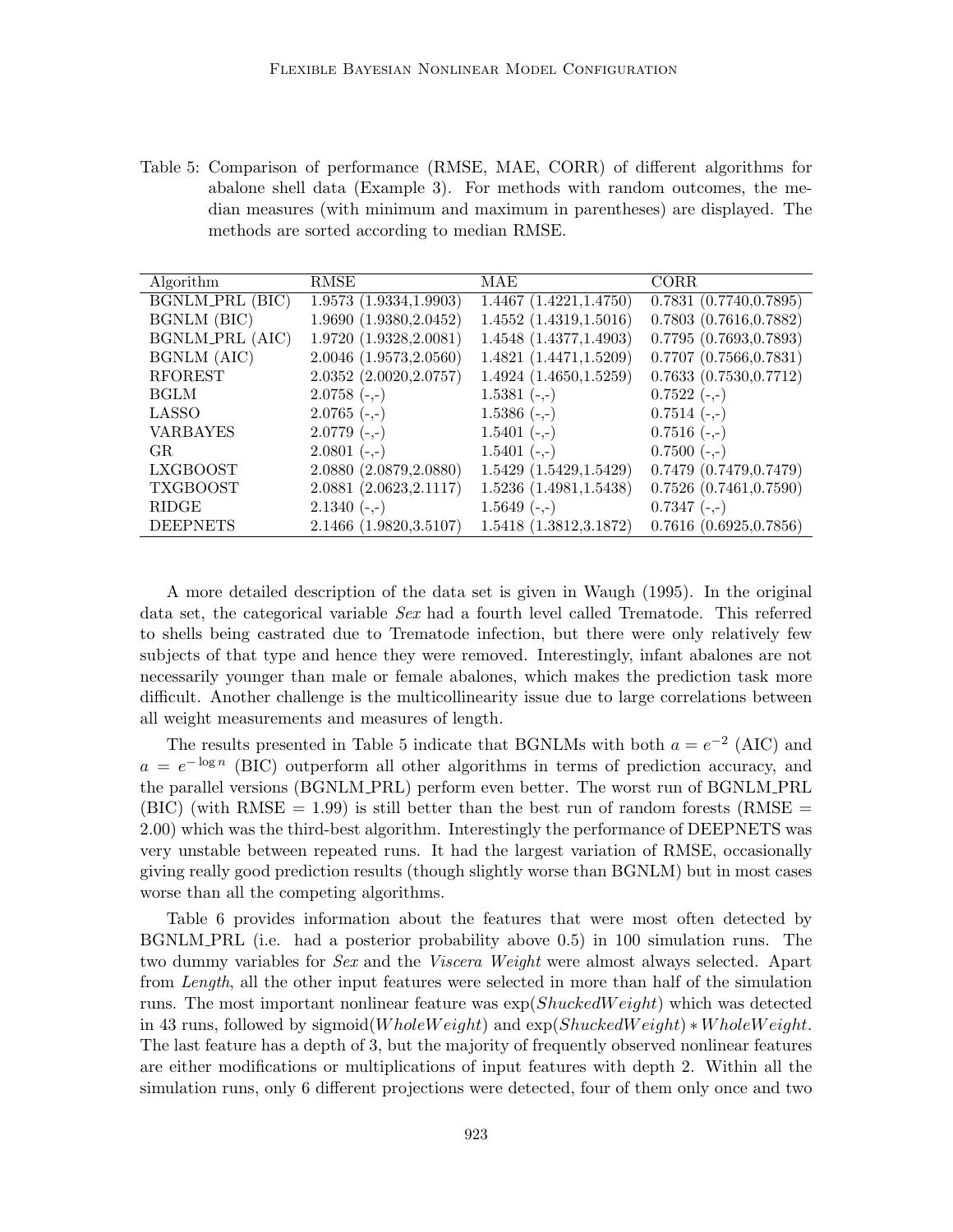Table 5: Comparison of performance (RMSE, MAE, CORR) of different algorithms for abalone shell data (Example 3). For methods with random outcomes, the median measures (with minimum and maximum in parentheses) are displayed. The methods are sorted according to median RMSE.

| Algorithm | RMSE | MAE | CORR |
|---|---|---|---|
| BGNLM_PRL (BIC) | 1.9573 (1.9334,1.9903) | 1.4467 (1.4221,1.4750) | 0.7831 (0.7740,0.7895) |
| BGNLM (BIC) | 1.9690 (1.9380,2.0452) | 1.4552 (1.4319,1.5016) | 0.7803 (0.7616,0.7882) |
| BGNLM_PRL (AIC) | 1.9720 (1.9328,2.0081) | 1.4548 (1.4377,1.4903) | 0.7795 (0.7693,0.7893) |
| BGNLM (AIC) | 2.0046 (1.9573,2.0560) | 1.4821 (1.4471,1.5209) | 0.7707 (0.7566,0.7831) |
| RFOREST | 2.0352 (2.0020,2.0757) | 1.4924 (1.4650,1.5259) | 0.7633 (0.7530,0.7712) |
| BGLM | 2.0758 (-,-) | 1.5381 (-,-) | 0.7522 (-,-) |
| LASSO | 2.0765 (-,-) | 1.5386 (-,-) | 0.7514 (-,-) |
| VARBAYES | 2.0779 (-,-) | 1.5401 (-,-) | 0.7516 (-,-) |
| GR | 2.0801 (-,-) | 1.5401 (-,-) | 0.7500 (-,-) |
| LXGBOOST | 2.0880 (2.0879,2.0880) | 1.5429 (1.5429,1.5429) | 0.7479 (0.7479,0.7479) |
| TXGBOOST | 2.0881 (2.0623,2.1117) | 1.5236 (1.4981,1.5438) | 0.7526 (0.7461,0.7590) |
| RIDGE | 2.1340 (-,-) | 1.5649 (-,-) | 0.7347 (-,-) |
| DEEPNETS | 2.1466 (1.9820,3.5107) | 1.5418 (1.3812,3.1872) | 0.7616 (0.6925,0.7856) |

A more detailed description of the data set is given in Waugh (1995). In the original data set, the categorical variable *Sex* had a fourth level called Trematode. This referred to shells being castrated due to Trematode infection, but there were only relatively few subjects of that type and hence they were removed. Interestingly, infant abalones are not necessarily younger than male or female abalones, which makes the prediction task more difficult. Another challenge is the multicollinearity issue due to large correlations between all weight measurements and measures of length.

The results presented in Table 5 indicate that BGNLMs with both $a = e^{-2}$ (AIC) and $a = e^{-\log n}$ (BIC) outperform all other algorithms in terms of prediction accuracy, and the parallel versions (BGNLM_PRL) perform even better. The worst run of BGNLM_PRL (BIC) (with RMSE = 1.99) is still better than the best run of random forests (RMSE = 2.00) which was the third-best algorithm. Interestingly the performance of DEEPNETS was very unstable between repeated runs. It had the largest variation of RMSE, occasionally giving really good prediction results (though slightly worse than BGNLM) but in most cases worse than all the competing algorithms.

Table 6 provides information about the features that were most often detected by BGNLM_PRL (i.e. had a posterior probability above 0.5) in 100 simulation runs. The two dummy variables for *Sex* and the *Viscera Weight* were almost always selected. Apart from *Length*, all the other input features were selected in more than half of the simulation runs. The most important nonlinear feature was $\exp(ShuckedWeight)$ which was detected in 43 runs, followed by $\text{sigmoid}(WholeWeight)$ and $\exp(ShuckedWeight) * WholeWeight$. The last feature has a depth of 3, but the majority of frequently observed nonlinear features are either modifications or multiplications of input features with depth 2. Within all the simulation runs, only 6 different projections were detected, four of them only once and two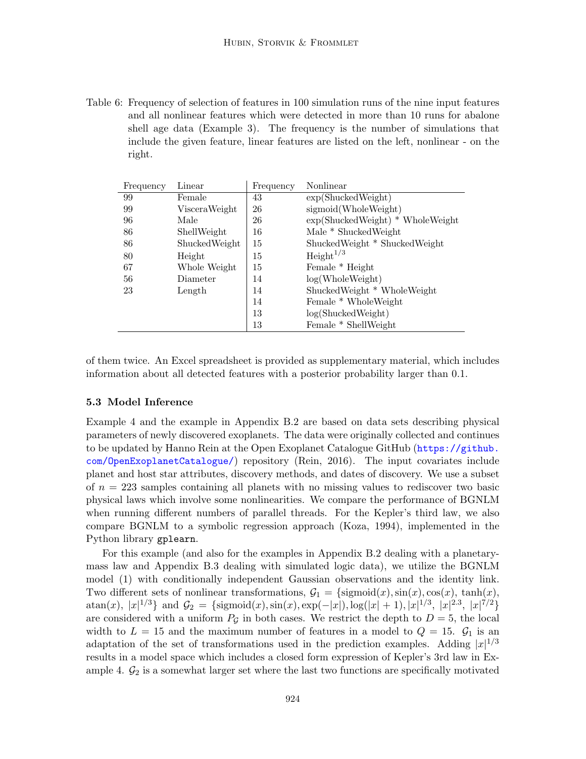Table 6: Frequency of selection of features in 100 simulation runs of the nine input features and all nonlinear features which were detected in more than 10 runs for abalone shell age data (Example 3). The frequency is the number of simulations that include the given feature, linear features are listed on the left, nonlinear - on the right.

| Frequency | Linear | Frequency | Nonlinear |
|---|---|---|---|
| 99 | Female | 43 | exp(ShuckedWeight) |
| 99 | VisceraWeight | 26 | sigmoid(WholeWeight) |
| 96 | Male | 26 | exp(ShuckedWeight) * WholeWeight |
| 86 | ShellWeight | 16 | Male * ShuckedWeight |
| 86 | ShuckedWeight | 15 | ShuckedWeight * ShuckedWeight |
| 80 | Height | 15 | $\text{Height}^{1/3}$ |
| 67 | Whole Weight | 15 | Female * Height |
| 56 | Diameter | 14 | log(WholeWeight) |
| 23 | Length | 14 | ShuckedWeight * WholeWeight |
| | | 14 | Female * WholeWeight |
| | | 13 | log(ShuckedWeight) |
| | | 13 | Female * ShellWeight |

of them twice. An Excel spreadsheet is provided as supplementary material, which includes information about all detected features with a posterior probability larger than 0.1.

### 5.3 Model Inference

Example 4 and the example in Appendix B.2 are based on data sets describing physical parameters of newly discovered exoplanets. The data were originally collected and continues to be updated by Hanno Rein at the Open Exoplanet Catalogue GitHub (https://github.com/OpenExoplanetCatalogue/) repository (Rein, 2016). The input covariates include planet and host star attributes, discovery methods, and dates of discovery. We use a subset of $n = 223$ samples containing all planets with no missing values to rediscover two basic physical laws which involve some nonlinearities. We compare the performance of BGNLM when running different numbers of parallel threads. For the Kepler's third law, we also compare BGNLM to a symbolic regression approach (Koza, 1994), implemented in the Python library gplearn.

For this example (and also for the examples in Appendix B.2 dealing with a planetary-mass law and Appendix B.3 dealing with simulated logic data), we utilize the BGNLM model (1) with conditionally independent Gaussian observations and the identity link. Two different sets of nonlinear transformations, $\mathcal{G}_1 = \{\text{sigmoid}(x), \sin(x), \cos(x), \tanh(x), \text{atan}(x), |x|^{1/3}\}$ and $\mathcal{G}_2 = \{\text{sigmoid}(x), \sin(x), \exp(-|x|), \log(|x|+1), |x|^{1/3}, |x|^{2.3}, |x|^{7/2}\}$ are considered with a uniform $P_{\mathcal{G}}$ in both cases. We restrict the depth to $D = 5$, the local width to $L = 15$ and the maximum number of features in a model to $Q = 15$. $\mathcal{G}_1$ is an adaptation of the set of transformations used in the prediction examples. Adding $|x|^{1/3}$ results in a model space which includes a closed form expression of Kepler's 3rd law in Example 4. $\mathcal{G}_2$ is a somewhat larger set where the last two functions are specifically motivated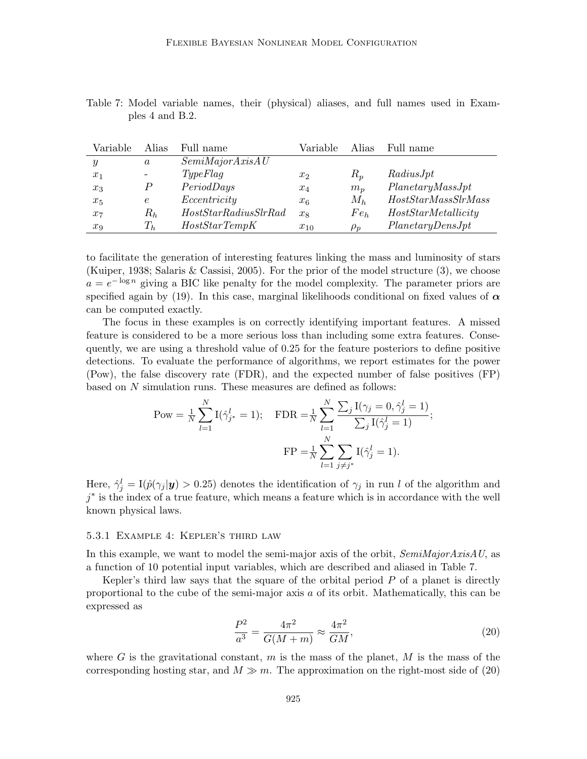Table 7: Model variable names, their (physical) aliases, and full names used in Examples 4 and B.2.

| Variable | Alias | Full name | Variable | Alias | Full name |
|---|---|---|---|---|---|
| $y$ | $a$ | *SemiMajorAxisAU* | | | |
| $x_1$ | - | *TypeFlag* | $x_2$ | $R_p$ | *RadiusJpt* |
| $x_3$ | $P$ | *PeriodDays* | $x_4$ | $m_p$ | *PlanetaryMassJpt* |
| $x_5$ | $e$ | *Eccentricity* | $x_6$ | $M_h$ | *HostStarMassSlrMass* |
| $x_7$ | $R_h$ | *HostStarRadiusSlrRad* | $x_8$ | $Fe_h$ | *HostStarMetallicity* |
| $x_9$ | $T_h$ | *HostStarTempK* | $x_{10}$ | $\rho_p$ | *PlanetaryDensJpt* |

to facilitate the generation of interesting features linking the mass and luminosity of stars (Kuiper, 1938; Salaris & Cassisi, 2005). For the prior of the model structure (3), we choose $a = e^{-\log n}$ giving a BIC like penalty for the model complexity. The parameter priors are specified again by (19). In this case, marginal likelihoods conditional on fixed values of $\boldsymbol{\alpha}$ can be computed exactly.

The focus in these examples is on correctly identifying important features. A missed feature is considered to be a more serious loss than including some extra features. Consequently, we are using a threshold value of 0.25 for the feature posteriors to define positive detections. To evaluate the performance of algorithms, we report estimates for the power (Pow), the false discovery rate (FDR), and the expected number of false positives (FP) based on $N$ simulation runs. These measures are defined as follows:

$$\text{Pow} = \frac{1}{N}\sum_{l=1}^{N} \mathrm{I}(\hat{\gamma}_{j^*}^l = 1); \quad \text{FDR} = \frac{1}{N}\sum_{l=1}^{N} \frac{\sum_j \mathrm{I}(\gamma_j = 0, \hat{\gamma}_j^l = 1)}{\sum_j \mathrm{I}(\hat{\gamma}_j^l = 1)};$$

$$\text{FP} = \frac{1}{N}\sum_{l=1}^{N} \sum_{j \neq j^*} \mathrm{I}(\hat{\gamma}_j^l = 1).$$

Here, $\hat{\gamma}_j^l = \mathrm{I}(\hat{p}(\gamma_j|\boldsymbol{y}) > 0.25)$ denotes the identification of $\gamma_j$ in run $l$ of the algorithm and $j^*$ is the index of a true feature, which means a feature which is in accordance with the well known physical laws.

### 5.3.1 Example 4: Kepler's third law

In this example, we want to model the semi-major axis of the orbit, *SemiMajorAxisAU*, as a function of 10 potential input variables, which are described and aliased in Table 7.

Kepler's third law says that the square of the orbital period $P$ of a planet is directly proportional to the cube of the semi-major axis $a$ of its orbit. Mathematically, this can be expressed as

$$\frac{P^2}{a^3} = \frac{4\pi^2}{G(M+m)} \approx \frac{4\pi^2}{GM}, \tag{20}$$

where $G$ is the gravitational constant, $m$ is the mass of the planet, $M$ is the mass of the corresponding hosting star, and $M \gg m$. The approximation on the right-most side of (20)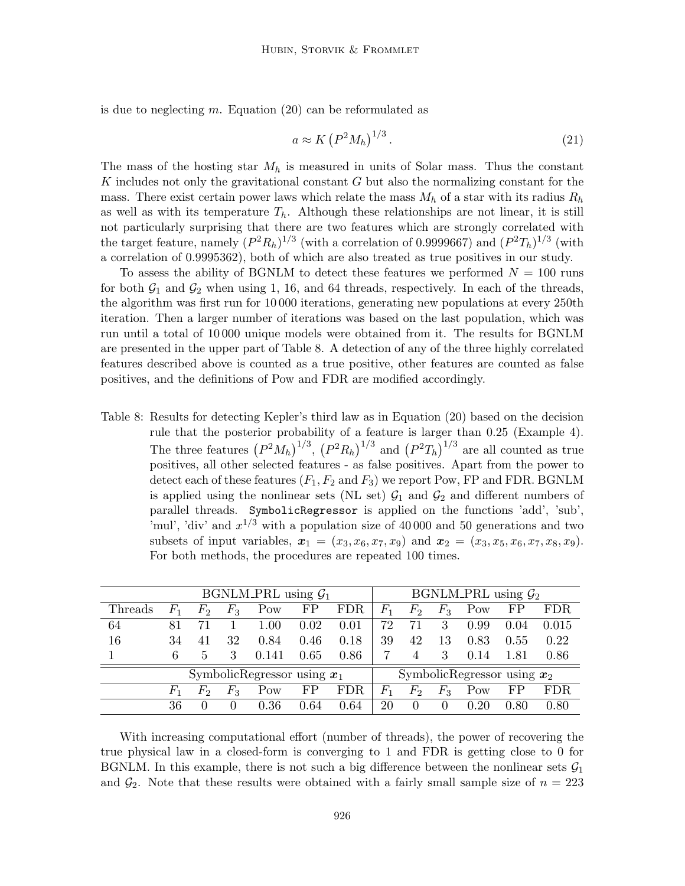is due to neglecting $m$. Equation (20) can be reformulated as

$$a \approx K \left(P^2 M_h\right)^{1/3}. \tag{21}$$

The mass of the hosting star $M_h$ is measured in units of Solar mass. Thus the constant $K$ includes not only the gravitational constant $G$ but also the normalizing constant for the mass. There exist certain power laws which relate the mass $M_h$ of a star with its radius $R_h$ as well as with its temperature $T_h$. Although these relationships are not linear, it is still not particularly surprising that there are two features which are strongly correlated with the target feature, namely $(P^2 R_h)^{1/3}$ (with a correlation of 0.9999667) and $(P^2 T_h)^{1/3}$ (with a correlation of 0.9995362), both of which are also treated as true positives in our study.

To assess the ability of BGNLM to detect these features we performed $N = 100$ runs for both $\mathcal{G}_1$ and $\mathcal{G}_2$ when using 1, 16, and 64 threads, respectively. In each of the threads, the algorithm was first run for 10 000 iterations, generating new populations at every 250th iteration. Then a larger number of iterations was based on the last population, which was run until a total of 10 000 unique models were obtained from it. The results for BGNLM are presented in the upper part of Table 8. A detection of any of the three highly correlated features described above is counted as a true positive, other features are counted as false positives, and the definitions of Pow and FDR are modified accordingly.

Table 8: Results for detecting Kepler's third law as in Equation (20) based on the decision rule that the posterior probability of a feature is larger than 0.25 (Example 4). The three features $\left(P^2 M_h\right)^{1/3}$, $\left(P^2 R_h\right)^{1/3}$ and $\left(P^2 T_h\right)^{1/3}$ are all counted as true positives, all other selected features - as false positives. Apart from the power to detect each of these features ($F_1$, $F_2$ and $F_3$) we report Pow, FP and FDR. BGNLM is applied using the nonlinear sets (NL set) $\mathcal{G}_1$ and $\mathcal{G}_2$ and different numbers of parallel threads. `SymbolicRegressor` is applied on the functions 'add', 'sub', 'mul', 'div' and $x^{1/3}$ with a population size of 40 000 and 50 generations and two subsets of input variables, $\boldsymbol{x}_1 = (x_3, x_6, x_7, x_9)$ and $\boldsymbol{x}_2 = (x_3, x_5, x_6, x_7, x_8, x_9)$. For both methods, the procedures are repeated 100 times.

| | BGNLM_PRL using $\mathcal{G}_1$ | | | | | | BGNLM_PRL using $\mathcal{G}_2$ | | | | | |
|---|---|---|---|---|---|---|---|---|---|---|---|---|
| Threads | $F_1$ | $F_2$ | $F_3$ | Pow | FP | FDR | $F_1$ | $F_2$ | $F_3$ | Pow | FP | FDR |
| 64 | 81 | 71 | 1 | 1.00 | 0.02 | 0.01 | 72 | 71 | 3 | 0.99 | 0.04 | 0.015 |
| 16 | 34 | 41 | 32 | 0.84 | 0.46 | 0.18 | 39 | 42 | 13 | 0.83 | 0.55 | 0.22 |
| 1 | 6 | 5 | 3 | 0.141 | 0.65 | 0.86 | 7 | 4 | 3 | 0.14 | 1.81 | 0.86 |
| | SymbolicRegressor using $\boldsymbol{x}_1$ | | | | | | SymbolicRegressor using $\boldsymbol{x}_2$ | | | | | |
| | $F_1$ | $F_2$ | $F_3$ | Pow | FP | FDR | $F_1$ | $F_2$ | $F_3$ | Pow | FP | FDR |
| | 36 | 0 | 0 | 0.36 | 0.64 | 0.64 | 20 | 0 | 0 | 0.20 | 0.80 | 0.80 |

With increasing computational effort (number of threads), the power of recovering the true physical law in a closed-form is converging to 1 and FDR is getting close to 0 for BGNLM. In this example, there is not such a big difference between the nonlinear sets $\mathcal{G}_1$ and $\mathcal{G}_2$. Note that these results were obtained with a fairly small sample size of $n = 223$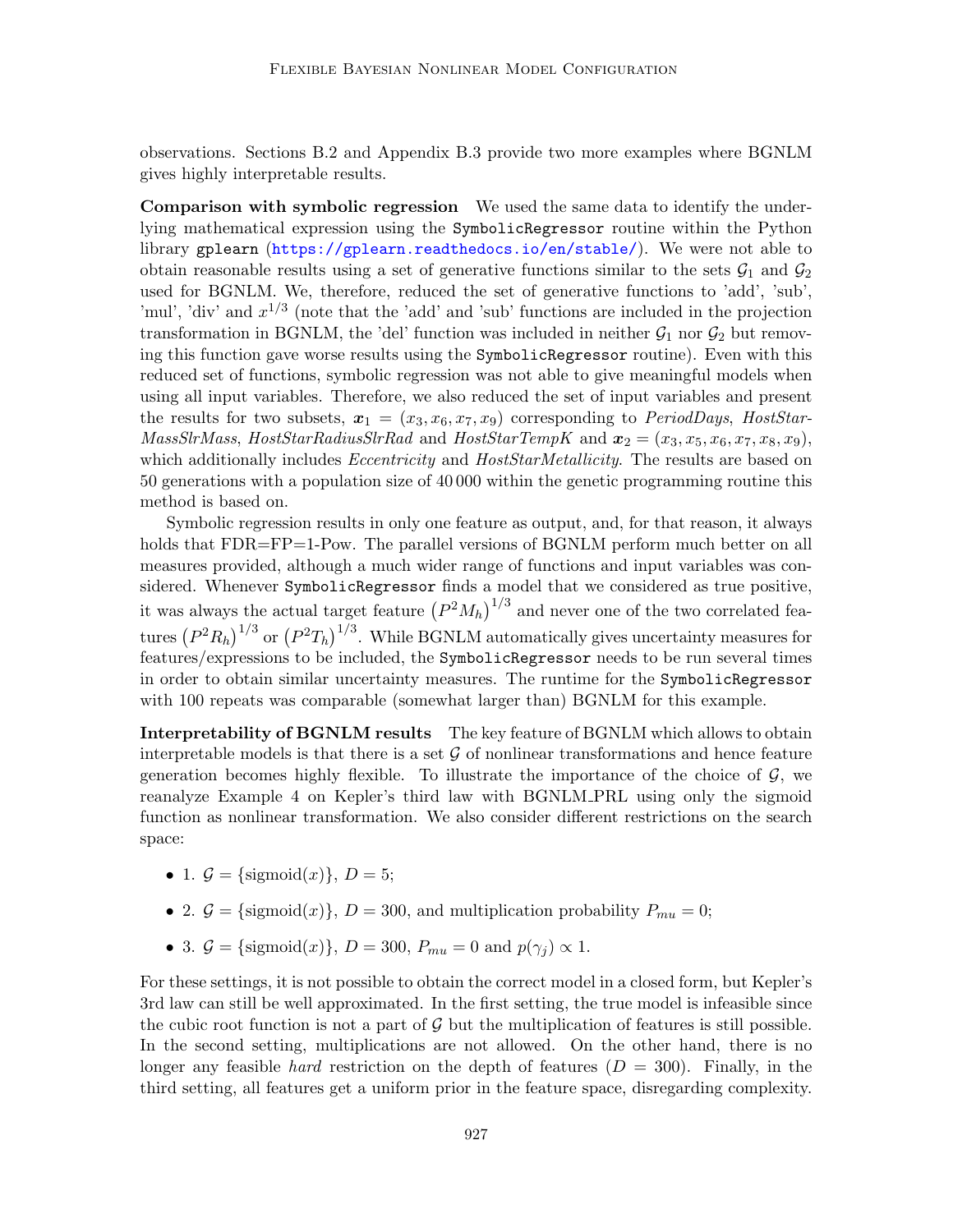observations. Sections B.2 and Appendix B.3 provide two more examples where BGNLM gives highly interpretable results.

**Comparison with symbolic regression** We used the same data to identify the underlying mathematical expression using the `SymbolicRegressor` routine within the Python library `gplearn` (https://gplearn.readthedocs.io/en/stable/). We were not able to obtain reasonable results using a set of generative functions similar to the sets $\mathcal{G}_1$ and $\mathcal{G}_2$ used for BGNLM. We, therefore, reduced the set of generative functions to 'add', 'sub', 'mul', 'div' and $x^{1/3}$ (note that the 'add' and 'sub' functions are included in the projection transformation in BGNLM, the 'del' function was included in neither $\mathcal{G}_1$ nor $\mathcal{G}_2$ but removing this function gave worse results using the `SymbolicRegressor` routine). Even with this reduced set of functions, symbolic regression was not able to give meaningful models when using all input variables. Therefore, we also reduced the set of input variables and present the results for two subsets, $\boldsymbol{x}_1 = (x_3, x_6, x_7, x_9)$ corresponding to *PeriodDays*, *HostStarMassSlrMass*, *HostStarRadiusSlrRad* and *HostStarTempK* and $\boldsymbol{x}_2 = (x_3, x_5, x_6, x_7, x_8, x_9)$, which additionally includes *Eccentricity* and *HostStarMetallicity*. The results are based on 50 generations with a population size of 40 000 within the genetic programming routine this method is based on.

Symbolic regression results in only one feature as output, and, for that reason, it always holds that FDR=FP=1-Pow. The parallel versions of BGNLM perform much better on all measures provided, although a much wider range of functions and input variables was considered. Whenever `SymbolicRegressor` finds a model that we considered as true positive, it was always the actual target feature $\left(P^2 M_h\right)^{1/3}$ and never one of the two correlated features $\left(P^2 R_h\right)^{1/3}$ or $\left(P^2 T_h\right)^{1/3}$. While BGNLM automatically gives uncertainty measures for features/expressions to be included, the `SymbolicRegressor` needs to be run several times in order to obtain similar uncertainty measures. The runtime for the `SymbolicRegressor` with 100 repeats was comparable (somewhat larger than) BGNLM for this example.

**Interpretability of BGNLM results** The key feature of BGNLM which allows to obtain interpretable models is that there is a set $\mathcal{G}$ of nonlinear transformations and hence feature generation becomes highly flexible. To illustrate the importance of the choice of $\mathcal{G}$, we reanalyze Example 4 on Kepler's third law with BGNLM_PRL using only the sigmoid function as nonlinear transformation. We also consider different restrictions on the search space:

- 1. $\mathcal{G} = \{\text{sigmoid}(x)\}$, $D = 5$;
- 2. $\mathcal{G} = \{\text{sigmoid}(x)\}$, $D = 300$, and multiplication probability $P_{mu} = 0$;
- 3. $\mathcal{G} = \{\text{sigmoid}(x)\}$, $D = 300$, $P_{mu} = 0$ and $p(\gamma_j) \propto 1$.

For these settings, it is not possible to obtain the correct model in a closed form, but Kepler's 3rd law can still be well approximated. In the first setting, the true model is infeasible since the cubic root function is not a part of $\mathcal{G}$ but the multiplication of features is still possible. In the second setting, multiplications are not allowed. On the other hand, there is no longer any feasible *hard* restriction on the depth of features ($D = 300$). Finally, in the third setting, all features get a uniform prior in the feature space, disregarding complexity.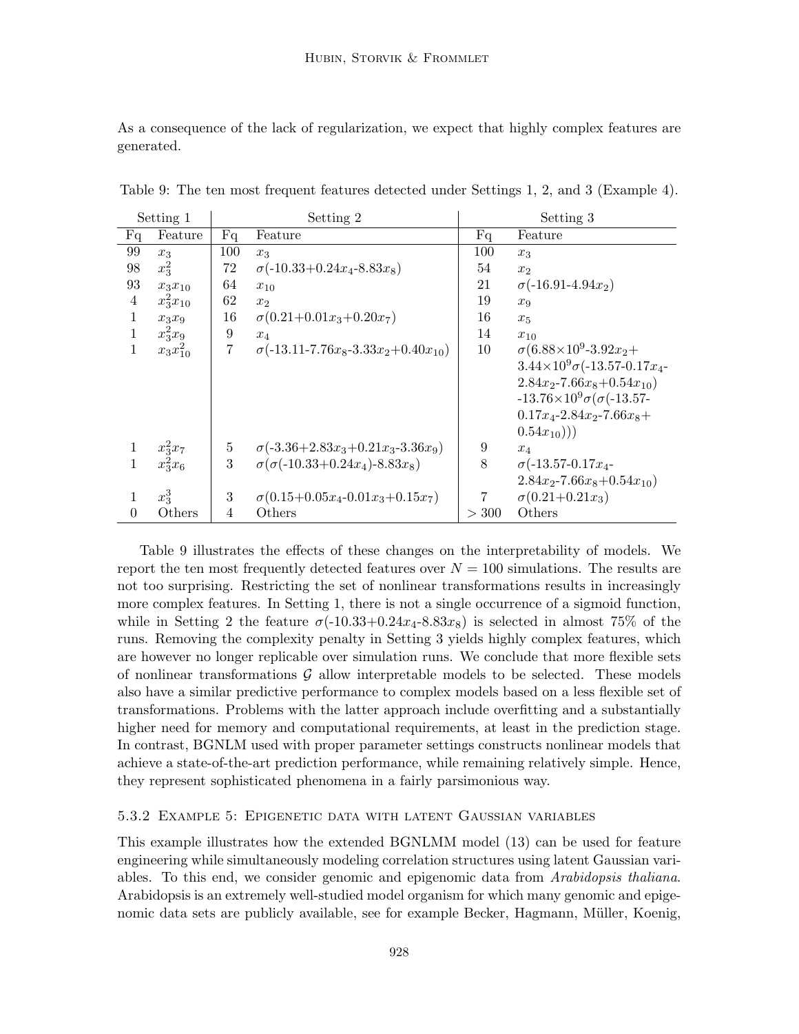As a consequence of the lack of regularization, we expect that highly complex features are generated.

Table 9: The ten most frequent features detected under Settings 1, 2, and 3 (Example 4).

| Setting 1 | | Setting 2 | | Setting 3 | |
|---|---|---|---|---|---|
| Fq | Feature | Fq | Feature | Fq | Feature |
| 99 | $x_3$ | 100 | $x_3$ | 100 | $x_3$ |
| 98 | $x_3^2$ | 72 | $\sigma$(-10.33+0.24$x_4$-8.83$x_8$) | 54 | $x_2$ |
| 93 | $x_3x_{10}$ | 64 | $x_{10}$ | 21 | $\sigma$(-16.91-4.94$x_2$) |
| 4 | $x_3^2x_{10}$ | 62 | $x_2$ | 19 | $x_9$ |
| 1 | $x_3x_9$ | 16 | $\sigma$(0.21+0.01$x_3$+0.20$x_7$) | 16 | $x_5$ |
| 1 | $x_3^2x_9$ | 9 | $x_4$ | 14 | $x_{10}$ |
| 1 | $x_3x_{10}^2$ | 7 | $\sigma$(-13.11-7.76$x_8$-3.33$x_2$+0.40$x_{10}$) | 10 | $\sigma$(6.88×10$^9$-3.92$x_2$+ 3.44×10$^9\sigma$(-13.57-0.17$x_4$-2.84$x_2$-7.66$x_8$+0.54$x_{10}$) -13.76×10$^9\sigma$($\sigma$(-13.57-0.17$x_4$-2.84$x_2$-7.66$x_8$+0.54$x_{10}$))) |
| 1 | $x_3^2x_7$ | 5 | $\sigma$(-3.36+2.83$x_3$+0.21$x_3$-3.36$x_9$) | 9 | $x_4$ |
| 1 | $x_3^2x_6$ | 3 | $\sigma$($\sigma$(-10.33+0.24$x_4$)-8.83$x_8$) | 8 | $\sigma$(-13.57-0.17$x_4$-2.84$x_2$-7.66$x_8$+0.54$x_{10}$) |
| 1 | $x_3^3$ | 3 | $\sigma$(0.15+0.05$x_4$-0.01$x_3$+0.15$x_7$) | 7 | $\sigma$(0.21+0.21$x_3$) |
| 0 | Others | 4 | Others | > 300 | Others |

Table 9 illustrates the effects of these changes on the interpretability of models. We report the ten most frequently detected features over $N = 100$ simulations. The results are not too surprising. Restricting the set of nonlinear transformations results in increasingly more complex features. In Setting 1, there is not a single occurrence of a sigmoid function, while in Setting 2 the feature $\sigma$(-10.33+0.24$x_4$-8.83$x_8$) is selected in almost 75% of the runs. Removing the complexity penalty in Setting 3 yields highly complex features, which are however no longer replicable over simulation runs. We conclude that more flexible sets of nonlinear transformations $\mathcal{G}$ allow interpretable models to be selected. These models also have a similar predictive performance to complex models based on a less flexible set of transformations. Problems with the latter approach include overfitting and a substantially higher need for memory and computational requirements, at least in the prediction stage. In contrast, BGNLM used with proper parameter settings constructs nonlinear models that achieve a state-of-the-art prediction performance, while remaining relatively simple. Hence, they represent sophisticated phenomena in a fairly parsimonious way.

#### 5.3.2 Example 5: Epigenetic data with latent Gaussian variables

This example illustrates how the extended BGNLMM model (13) can be used for feature engineering while simultaneously modeling correlation structures using latent Gaussian variables. To this end, we consider genomic and epigenomic data from *Arabidopsis thaliana*. Arabidopsis is an extremely well-studied model organism for which many genomic and epigenomic data sets are publicly available, see for example Becker, Hagmann, Müller, Koenig,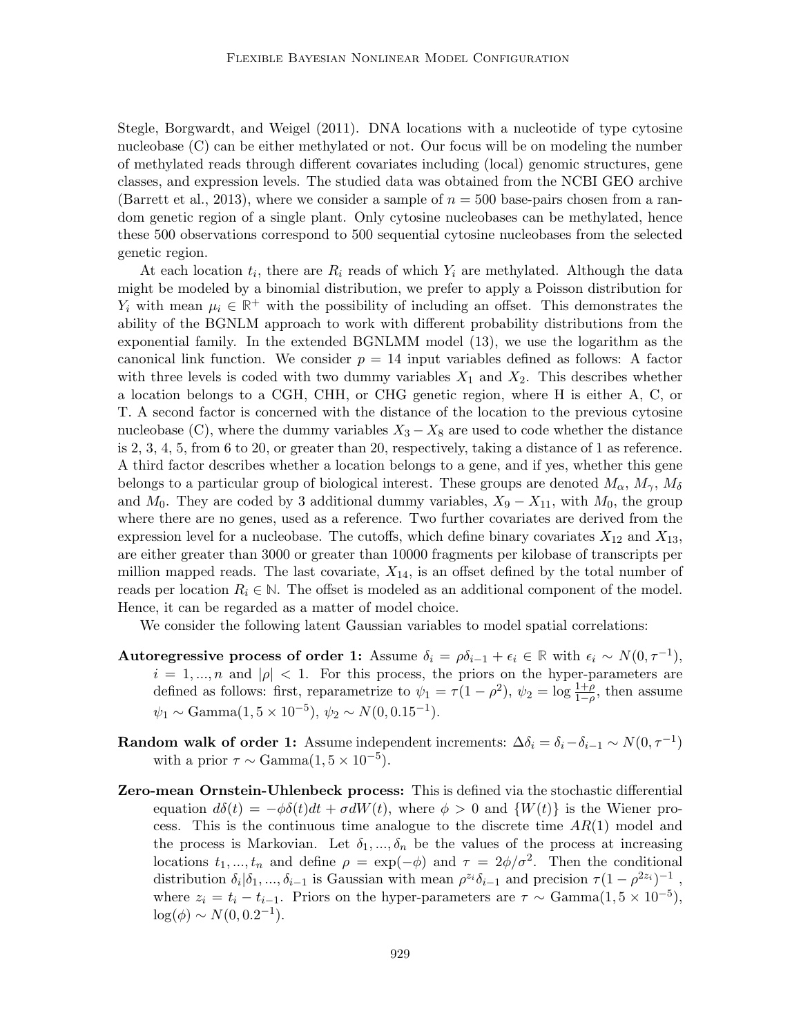Stegle, Borgwardt, and Weigel (2011). DNA locations with a nucleotide of type cytosine nucleobase (C) can be either methylated or not. Our focus will be on modeling the number of methylated reads through different covariates including (local) genomic structures, gene classes, and expression levels. The studied data was obtained from the NCBI GEO archive (Barrett et al., 2013), where we consider a sample of $n = 500$ base-pairs chosen from a random genetic region of a single plant. Only cytosine nucleobases can be methylated, hence these 500 observations correspond to 500 sequential cytosine nucleobases from the selected genetic region.

At each location $t_i$, there are $R_i$ reads of which $Y_i$ are methylated. Although the data might be modeled by a binomial distribution, we prefer to apply a Poisson distribution for $Y_i$ with mean $\mu_i \in \mathbb{R}^+$ with the possibility of including an offset. This demonstrates the ability of the BGNLM approach to work with different probability distributions from the exponential family. In the extended BGNLMM model (13), we use the logarithm as the canonical link function. We consider $p = 14$ input variables defined as follows: A factor with three levels is coded with two dummy variables $X_1$ and $X_2$. This describes whether a location belongs to a CGH, CHH, or CHG genetic region, where H is either A, C, or T. A second factor is concerned with the distance of the location to the previous cytosine nucleobase (C), where the dummy variables $X_3 - X_8$ are used to code whether the distance is 2, 3, 4, 5, from 6 to 20, or greater than 20, respectively, taking a distance of 1 as reference. A third factor describes whether a location belongs to a gene, and if yes, whether this gene belongs to a particular group of biological interest. These groups are denoted $M_\alpha$, $M_\gamma$, $M_\delta$ and $M_0$. They are coded by 3 additional dummy variables, $X_9 - X_{11}$, with $M_0$, the group where there are no genes, used as a reference. Two further covariates are derived from the expression level for a nucleobase. The cutoffs, which define binary covariates $X_{12}$ and $X_{13}$, are either greater than 3000 or greater than 10000 fragments per kilobase of transcripts per million mapped reads. The last covariate, $X_{14}$, is an offset defined by the total number of reads per location $R_i \in \mathbb{N}$. The offset is modeled as an additional component of the model. Hence, it can be regarded as a matter of model choice.

We consider the following latent Gaussian variables to model spatial correlations:

**Autoregressive process of order 1:** Assume $\delta_i = \rho\delta_{i-1} + \epsilon_i \in \mathbb{R}$ with $\epsilon_i \sim N(0, \tau^{-1})$, $i = 1, ..., n$ and $|\rho| < 1$. For this process, the priors on the hyper-parameters are defined as follows: first, reparametrize to $\psi_1 = \tau(1 - \rho^2)$, $\psi_2 = \log \frac{1+\rho}{1-\rho}$, then assume $\psi_1 \sim \text{Gamma}(1, 5 \times 10^{-5})$, $\psi_2 \sim N(0, 0.15^{-1})$.

**Random walk of order 1:** Assume independent increments: $\Delta\delta_i = \delta_i - \delta_{i-1} \sim N(0, \tau^{-1})$ with a prior $\tau \sim \text{Gamma}(1, 5 \times 10^{-5})$.

**Zero-mean Ornstein-Uhlenbeck process:** This is defined via the stochastic differential equation $d\delta(t) = -\phi\delta(t)dt + \sigma dW(t)$, where $\phi > 0$ and $\{W(t)\}$ is the Wiener process. This is the continuous time analogue to the discrete time $AR(1)$ model and the process is Markovian. Let $\delta_1, ..., \delta_n$ be the values of the process at increasing locations $t_1, ..., t_n$ and define $\rho = \exp(-\phi)$ and $\tau = 2\phi/\sigma^2$. Then the conditional distribution $\delta_i|\delta_1, ..., \delta_{i-1}$ is Gaussian with mean $\rho^{z_i}\delta_{i-1}$ and precision $\tau(1 - \rho^{2z_i})^{-1}$, where $z_i = t_i - t_{i-1}$. Priors on the hyper-parameters are $\tau \sim \text{Gamma}(1, 5 \times 10^{-5})$, $\log(\phi) \sim N(0, 0.2^{-1})$.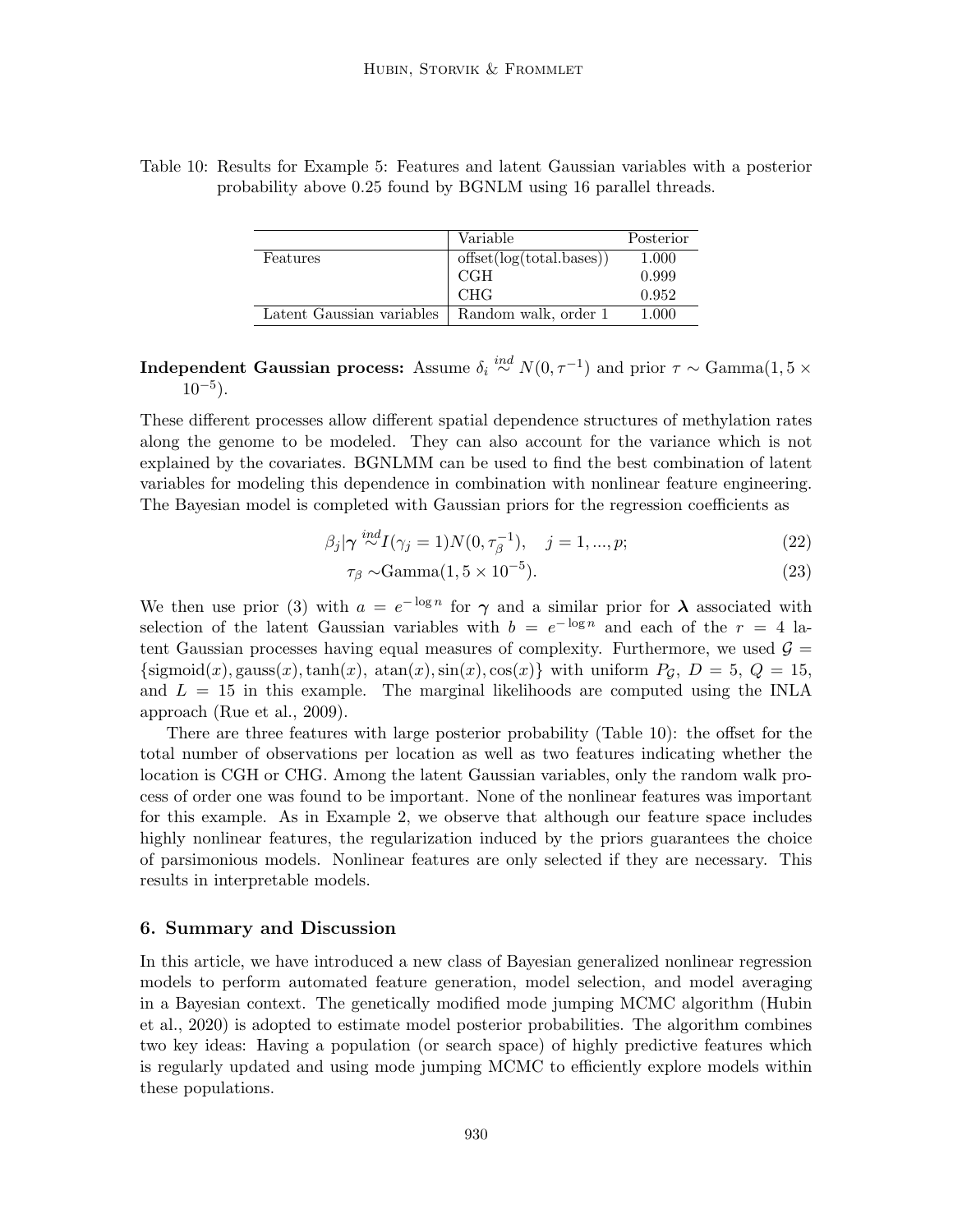Table 10: Results for Example 5: Features and latent Gaussian variables with a posterior probability above 0.25 found by BGNLM using 16 parallel threads.

| | Variable | Posterior |
|---|---|---|
| Features | offset(log(total.bases)) | 1.000 |
| | CGH | 0.999 |
| | CHG | 0.952 |
| Latent Gaussian variables | Random walk, order 1 | 1.000 |

**Independent Gaussian process:** Assume $\delta_i \overset{ind}{\sim} N(0, \tau^{-1})$ and prior $\tau \sim \text{Gamma}(1, 5 \times 10^{-5})$.

These different processes allow different spatial dependence structures of methylation rates along the genome to be modeled. They can also account for the variance which is not explained by the covariates. BGNLMM can be used to find the best combination of latent variables for modeling this dependence in combination with nonlinear feature engineering. The Bayesian model is completed with Gaussian priors for the regression coefficients as

$$\beta_j | \boldsymbol{\gamma} \overset{ind}{\sim} I(\gamma_j = 1) N(0, \tau_\beta^{-1}), \quad j = 1, ..., p; \tag{22}$$

$$\tau_\beta \sim \text{Gamma}(1, 5 \times 10^{-5}). \tag{23}$$

We then use prior (3) with $a = e^{-\log n}$ for $\boldsymbol{\gamma}$ and a similar prior for $\boldsymbol{\lambda}$ associated with selection of the latent Gaussian variables with $b = e^{-\log n}$ and each of the $r = 4$ latent Gaussian processes having equal measures of complexity. Furthermore, we used $\mathcal{G} = \{\text{sigmoid}(x), \text{gauss}(x), \tanh(x), \text{atan}(x), \sin(x), \cos(x)\}$ with uniform $P_{\mathcal{G}}$, $D = 5$, $Q = 15$, and $L = 15$ in this example. The marginal likelihoods are computed using the INLA approach (Rue et al., 2009).

There are three features with large posterior probability (Table 10): the offset for the total number of observations per location as well as two features indicating whether the location is CGH or CHG. Among the latent Gaussian variables, only the random walk process of order one was found to be important. None of the nonlinear features was important for this example. As in Example 2, we observe that although our feature space includes highly nonlinear features, the regularization induced by the priors guarantees the choice of parsimonious models. Nonlinear features are only selected if they are necessary. This results in interpretable models.

## 6. Summary and Discussion

In this article, we have introduced a new class of Bayesian generalized nonlinear regression models to perform automated feature generation, model selection, and model averaging in a Bayesian context. The genetically modified mode jumping MCMC algorithm (Hubin et al., 2020) is adopted to estimate model posterior probabilities. The algorithm combines two key ideas: Having a population (or search space) of highly predictive features which is regularly updated and using mode jumping MCMC to efficiently explore models within these populations.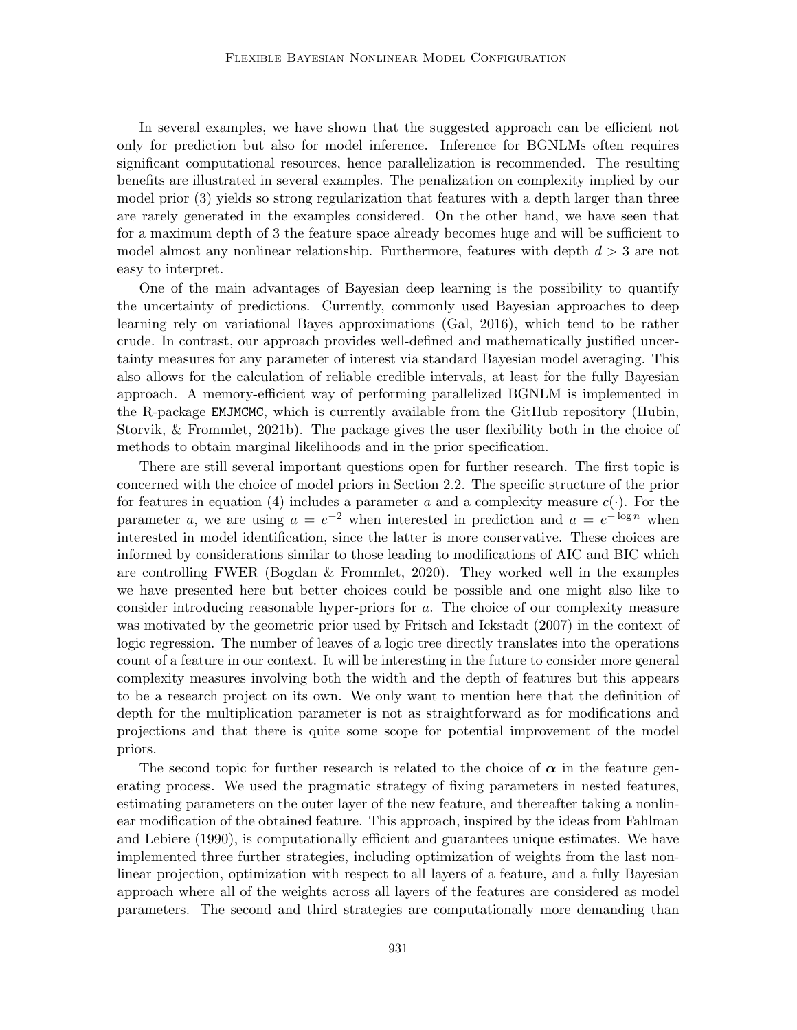In several examples, we have shown that the suggested approach can be efficient not only for prediction but also for model inference. Inference for BGNLMs often requires significant computational resources, hence parallelization is recommended. The resulting benefits are illustrated in several examples. The penalization on complexity implied by our model prior (3) yields so strong regularization that features with a depth larger than three are rarely generated in the examples considered. On the other hand, we have seen that for a maximum depth of 3 the feature space already becomes huge and will be sufficient to model almost any nonlinear relationship. Furthermore, features with depth $d > 3$ are not easy to interpret.

One of the main advantages of Bayesian deep learning is the possibility to quantify the uncertainty of predictions. Currently, commonly used Bayesian approaches to deep learning rely on variational Bayes approximations (Gal, 2016), which tend to be rather crude. In contrast, our approach provides well-defined and mathematically justified uncertainty measures for any parameter of interest via standard Bayesian model averaging. This also allows for the calculation of reliable credible intervals, at least for the fully Bayesian approach. A memory-efficient way of performing parallelized BGNLM is implemented in the R-package `EMJMCMC`, which is currently available from the GitHub repository (Hubin, Storvik, & Frommlet, 2021b). The package gives the user flexibility both in the choice of methods to obtain marginal likelihoods and in the prior specification.

There are still several important questions open for further research. The first topic is concerned with the choice of model priors in Section 2.2. The specific structure of the prior for features in equation (4) includes a parameter $a$ and a complexity measure $c(\cdot)$. For the parameter $a$, we are using $a = e^{-2}$ when interested in prediction and $a = e^{-\log n}$ when interested in model identification, since the latter is more conservative. These choices are informed by considerations similar to those leading to modifications of AIC and BIC which are controlling FWER (Bogdan & Frommlet, 2020). They worked well in the examples we have presented here but better choices could be possible and one might also like to consider introducing reasonable hyper-priors for $a$. The choice of our complexity measure was motivated by the geometric prior used by Fritsch and Ickstadt (2007) in the context of logic regression. The number of leaves of a logic tree directly translates into the operations count of a feature in our context. It will be interesting in the future to consider more general complexity measures involving both the width and the depth of features but this appears to be a research project on its own. We only want to mention here that the definition of depth for the multiplication parameter is not as straightforward as for modifications and projections and that there is quite some scope for potential improvement of the model priors.

The second topic for further research is related to the choice of $\boldsymbol{\alpha}$ in the feature generating process. We used the pragmatic strategy of fixing parameters in nested features, estimating parameters on the outer layer of the new feature, and thereafter taking a nonlinear modification of the obtained feature. This approach, inspired by the ideas from Fahlman and Lebiere (1990), is computationally efficient and guarantees unique estimates. We have implemented three further strategies, including optimization of weights from the last nonlinear projection, optimization with respect to all layers of a feature, and a fully Bayesian approach where all of the weights across all layers of the features are considered as model parameters. The second and third strategies are computationally more demanding than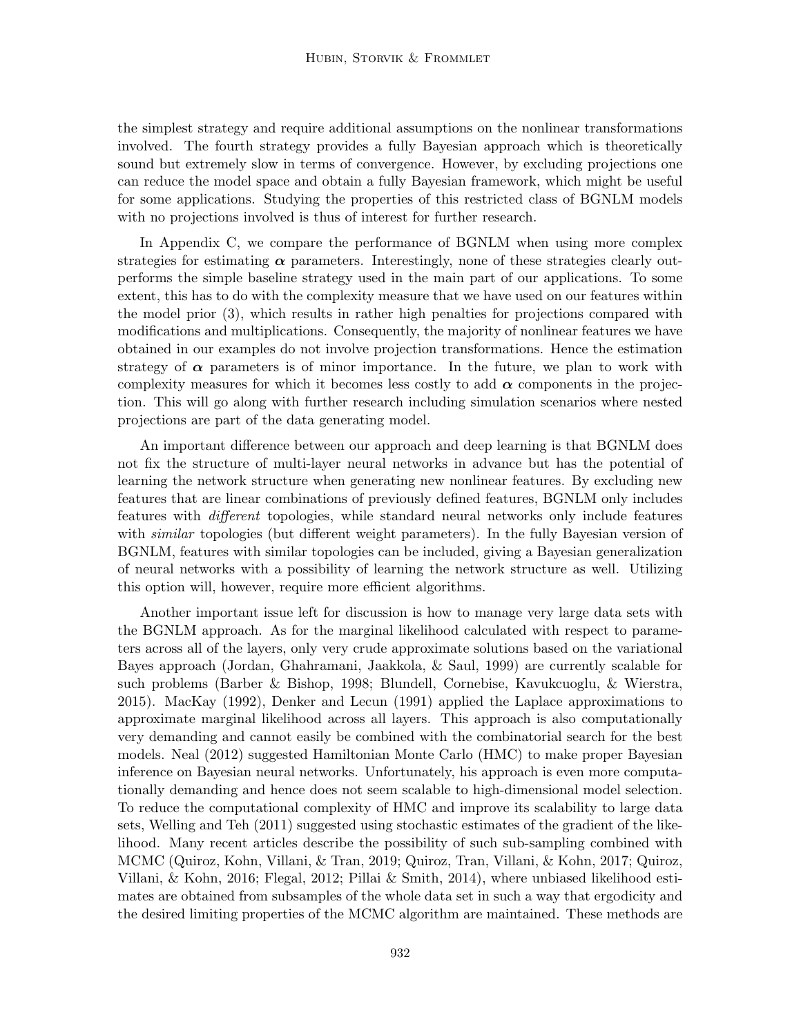the simplest strategy and require additional assumptions on the nonlinear transformations involved. The fourth strategy provides a fully Bayesian approach which is theoretically sound but extremely slow in terms of convergence. However, by excluding projections one can reduce the model space and obtain a fully Bayesian framework, which might be useful for some applications. Studying the properties of this restricted class of BGNLM models with no projections involved is thus of interest for further research.

In Appendix C, we compare the performance of BGNLM when using more complex strategies for estimating $\boldsymbol{\alpha}$ parameters. Interestingly, none of these strategies clearly outperforms the simple baseline strategy used in the main part of our applications. To some extent, this has to do with the complexity measure that we have used on our features within the model prior (3), which results in rather high penalties for projections compared with modifications and multiplications. Consequently, the majority of nonlinear features we have obtained in our examples do not involve projection transformations. Hence the estimation strategy of $\boldsymbol{\alpha}$ parameters is of minor importance. In the future, we plan to work with complexity measures for which it becomes less costly to add $\boldsymbol{\alpha}$ components in the projection. This will go along with further research including simulation scenarios where nested projections are part of the data generating model.

An important difference between our approach and deep learning is that BGNLM does not fix the structure of multi-layer neural networks in advance but has the potential of learning the network structure when generating new nonlinear features. By excluding new features that are linear combinations of previously defined features, BGNLM only includes features with *different* topologies, while standard neural networks only include features with *similar* topologies (but different weight parameters). In the fully Bayesian version of BGNLM, features with similar topologies can be included, giving a Bayesian generalization of neural networks with a possibility of learning the network structure as well. Utilizing this option will, however, require more efficient algorithms.

Another important issue left for discussion is how to manage very large data sets with the BGNLM approach. As for the marginal likelihood calculated with respect to parameters across all of the layers, only very crude approximate solutions based on the variational Bayes approach (Jordan, Ghahramani, Jaakkola, & Saul, 1999) are currently scalable for such problems (Barber & Bishop, 1998; Blundell, Cornebise, Kavukcuoglu, & Wierstra, 2015). MacKay (1992), Denker and Lecun (1991) applied the Laplace approximations to approximate marginal likelihood across all layers. This approach is also computationally very demanding and cannot easily be combined with the combinatorial search for the best models. Neal (2012) suggested Hamiltonian Monte Carlo (HMC) to make proper Bayesian inference on Bayesian neural networks. Unfortunately, his approach is even more computationally demanding and hence does not seem scalable to high-dimensional model selection. To reduce the computational complexity of HMC and improve its scalability to large data sets, Welling and Teh (2011) suggested using stochastic estimates of the gradient of the likelihood. Many recent articles describe the possibility of such sub-sampling combined with MCMC (Quiroz, Kohn, Villani, & Tran, 2019; Quiroz, Tran, Villani, & Kohn, 2017; Quiroz, Villani, & Kohn, 2016; Flegal, 2012; Pillai & Smith, 2014), where unbiased likelihood estimates are obtained from subsamples of the whole data set in such a way that ergodicity and the desired limiting properties of the MCMC algorithm are maintained. These methods are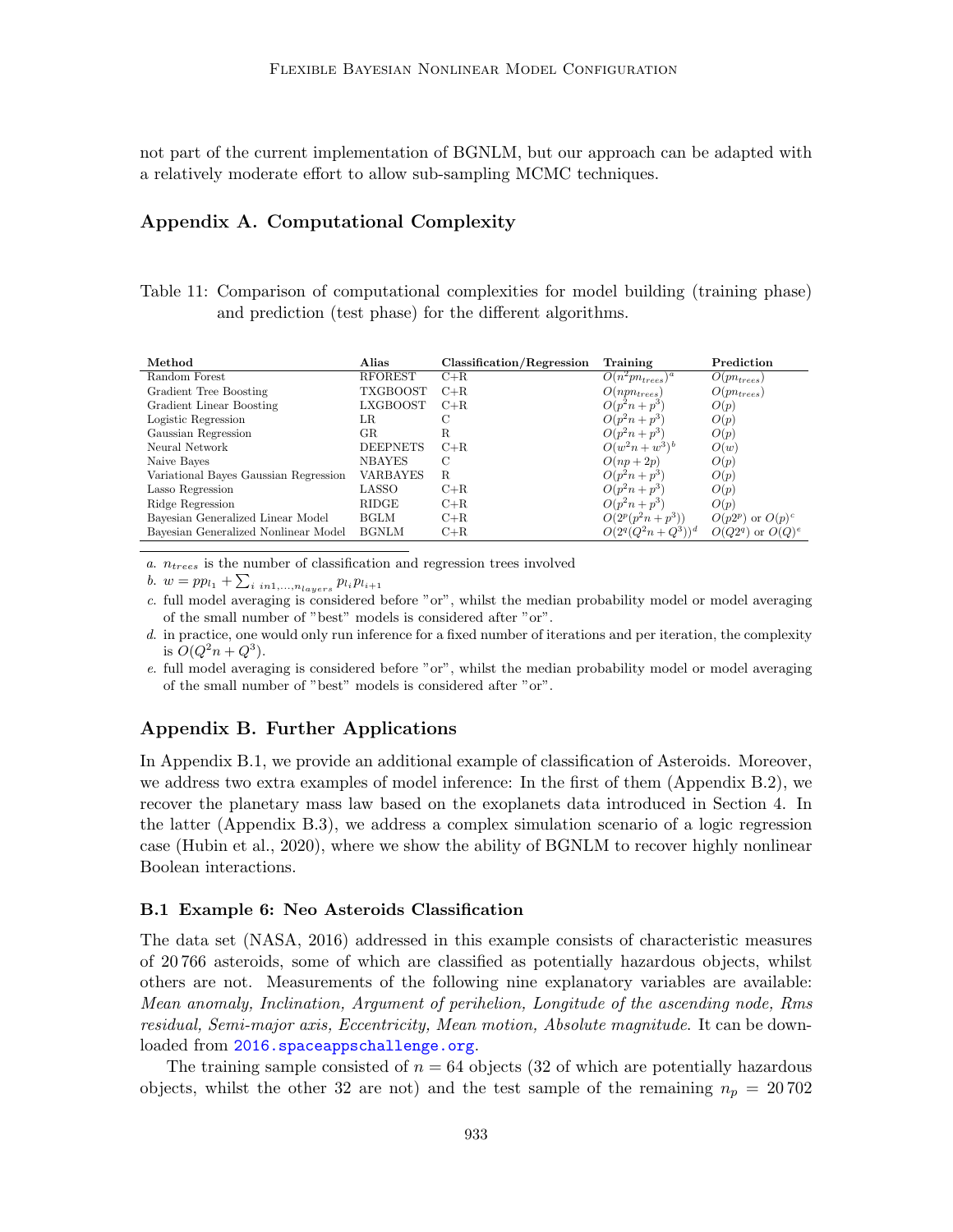not part of the current implementation of BGNLM, but our approach can be adapted with a relatively moderate effort to allow sub-sampling MCMC techniques.

## Appendix A. Computational Complexity

Table 11: Comparison of computational complexities for model building (training phase) and prediction (test phase) for the different algorithms.

| Method | Alias | Classification/Regression | Training | Prediction |
|---|---|---|---|---|
| Random Forest | RFOREST | C+R | $O(n^2 p n_{trees})^a$ | $O(p n_{trees})$ |
| Gradient Tree Boosting | TXGBOOST | C+R | $O(npn_{trees})$ | $O(pn_{trees})$ |
| Gradient Linear Boosting | LXGBOOST | C+R | $O(p^2 n + p^3)$ | $O(p)$ |
| Logistic Regression | LR | C | $O(p^2 n + p^3)$ | $O(p)$ |
| Gaussian Regression | GR | R | $O(p^2 n + p^3)$ | $O(p)$ |
| Neural Network | DEEPNETS | C+R | $O(w^2 n + w^3)^b$ | $O(w)$ |
| Naive Bayes | NBAYES | C | $O(np + 2p)$ | $O(p)$ |
| Variational Bayes Gaussian Regression | VARBAYES | R | $O(p^2 n + p^3)$ | $O(p)$ |
| Lasso Regression | LASSO | C+R | $O(p^2 n + p^3)$ | $O(p)$ |
| Ridge Regression | RIDGE | C+R | $O(p^2 n + p^3)$ | $O(p)$ |
| Bayesian Generalized Linear Model | BGLM | C+R | $O(2^p(p^2 n + p^3))$ | $O(p2^p)$ or $O(p)^c$ |
| Bayesian Generalized Nonlinear Model | BGNLM | C+R | $O(2^q(Q^2 n + Q^3))^d$ | $O(Q2^q)$ or $O(Q)^e$ |

a. $n_{trees}$ is the number of classification and regression trees involved

b. $w = pp_{l_1} + \sum_{i \ in 1,\dots,n_{layers}} p_{l_i} p_{l_{i+1}}$

c. full model averaging is considered before "or", whilst the median probability model or model averaging of the small number of "best" models is considered after "or".

d. in practice, one would only run inference for a fixed number of iterations and per iteration, the complexity is $O(Q^2 n + Q^3)$.

e. full model averaging is considered before "or", whilst the median probability model or model averaging of the small number of "best" models is considered after "or".

## Appendix B. Further Applications

In Appendix B.1, we provide an additional example of classification of Asteroids. Moreover, we address two extra examples of model inference: In the first of them (Appendix B.2), we recover the planetary mass law based on the exoplanets data introduced in Section 4. In the latter (Appendix B.3), we address a complex simulation scenario of a logic regression case (Hubin et al., 2020), where we show the ability of BGNLM to recover highly nonlinear Boolean interactions.

### B.1 Example 6: Neo Asteroids Classification

The data set (NASA, 2016) addressed in this example consists of characteristic measures of 20 766 asteroids, some of which are classified as potentially hazardous objects, whilst others are not. Measurements of the following nine explanatory variables are available: *Mean anomaly, Inclination, Argument of perihelion, Longitude of the ascending node, Rms residual, Semi-major axis, Eccentricity, Mean motion, Absolute magnitude*. It can be downloaded from 2016.spaceappschallenge.org.

The training sample consisted of $n = 64$ objects (32 of which are potentially hazardous objects, whilst the other 32 are not) and the test sample of the remaining $n_p = 20\,702$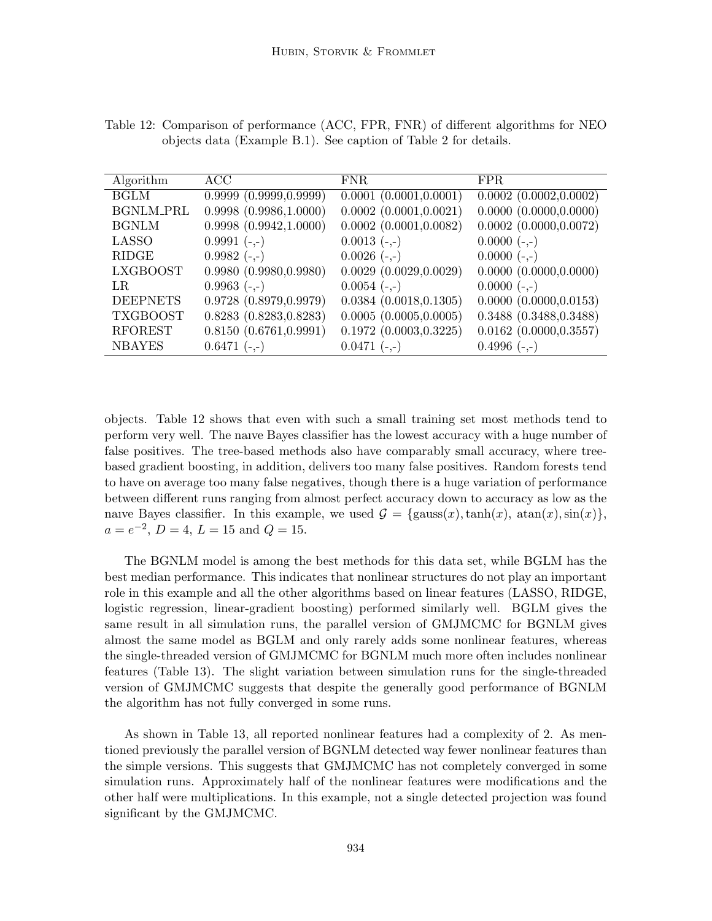Table 12: Comparison of performance (ACC, FPR, FNR) of different algorithms for NEO objects data (Example B.1). See caption of Table 2 for details.

| Algorithm | ACC | FNR | FPR |
|---|---|---|---|
| BGLM | 0.9999 (0.9999,0.9999) | 0.0001 (0.0001,0.0001) | 0.0002 (0.0002,0.0002) |
| BGNLM_PRL | 0.9998 (0.9986,1.0000) | 0.0002 (0.0001,0.0021) | 0.0000 (0.0000,0.0000) |
| BGNLM | 0.9998 (0.9942,1.0000) | 0.0002 (0.0001,0.0082) | 0.0002 (0.0000,0.0072) |
| LASSO | 0.9991 (-,-) | 0.0013 (-,-) | 0.0000 (-,-) |
| RIDGE | 0.9982 (-,-) | 0.0026 (-,-) | 0.0000 (-,-) |
| LXGBOOST | 0.9980 (0.9980,0.9980) | 0.0029 (0.0029,0.0029) | 0.0000 (0.0000,0.0000) |
| LR | 0.9963 (-,-) | 0.0054 (-,-) | 0.0000 (-,-) |
| DEEPNETS | 0.9728 (0.8979,0.9979) | 0.0384 (0.0018,0.1305) | 0.0000 (0.0000,0.0153) |
| TXGBOOST | 0.8283 (0.8283,0.8283) | 0.0005 (0.0005,0.0005) | 0.3488 (0.3488,0.3488) |
| RFOREST | 0.8150 (0.6761,0.9991) | 0.1972 (0.0003,0.3225) | 0.0162 (0.0000,0.3557) |
| NBAYES | 0.6471 (-,-) | 0.0471 (-,-) | 0.4996 (-,-) |

objects. Table 12 shows that even with such a small training set most methods tend to perform very well. The naıve Bayes classifier has the lowest accuracy with a huge number of false positives. The tree-based methods also have comparably small accuracy, where tree-based gradient boosting, in addition, delivers too many false positives. Random forests tend to have on average too many false negatives, though there is a huge variation of performance between different runs ranging from almost perfect accuracy down to accuracy as low as the naıve Bayes classifier. In this example, we used $\mathcal{G} = \{\text{gauss}(x), \tanh(x), \text{atan}(x), \sin(x)\}$, $a = e^{-2}$, $D = 4$, $L = 15$ and $Q = 15$.

The BGNLM model is among the best methods for this data set, while BGLM has the best median performance. This indicates that nonlinear structures do not play an important role in this example and all the other algorithms based on linear features (LASSO, RIDGE, logistic regression, linear-gradient boosting) performed similarly well. BGLM gives the same result in all simulation runs, the parallel version of GMJMCMC for BGNLM gives almost the same model as BGLM and only rarely adds some nonlinear features, whereas the single-threaded version of GMJMCMC for BGNLM much more often includes nonlinear features (Table 13). The slight variation between simulation runs for the single-threaded version of GMJMCMC suggests that despite the generally good performance of BGNLM the algorithm has not fully converged in some runs.

As shown in Table 13, all reported nonlinear features had a complexity of 2. As mentioned previously the parallel version of BGNLM detected way fewer nonlinear features than the simple versions. This suggests that GMJMCMC has not completely converged in some simulation runs. Approximately half of the nonlinear features were modifications and the other half were multiplications. In this example, not a single detected projection was found significant by the GMJMCMC.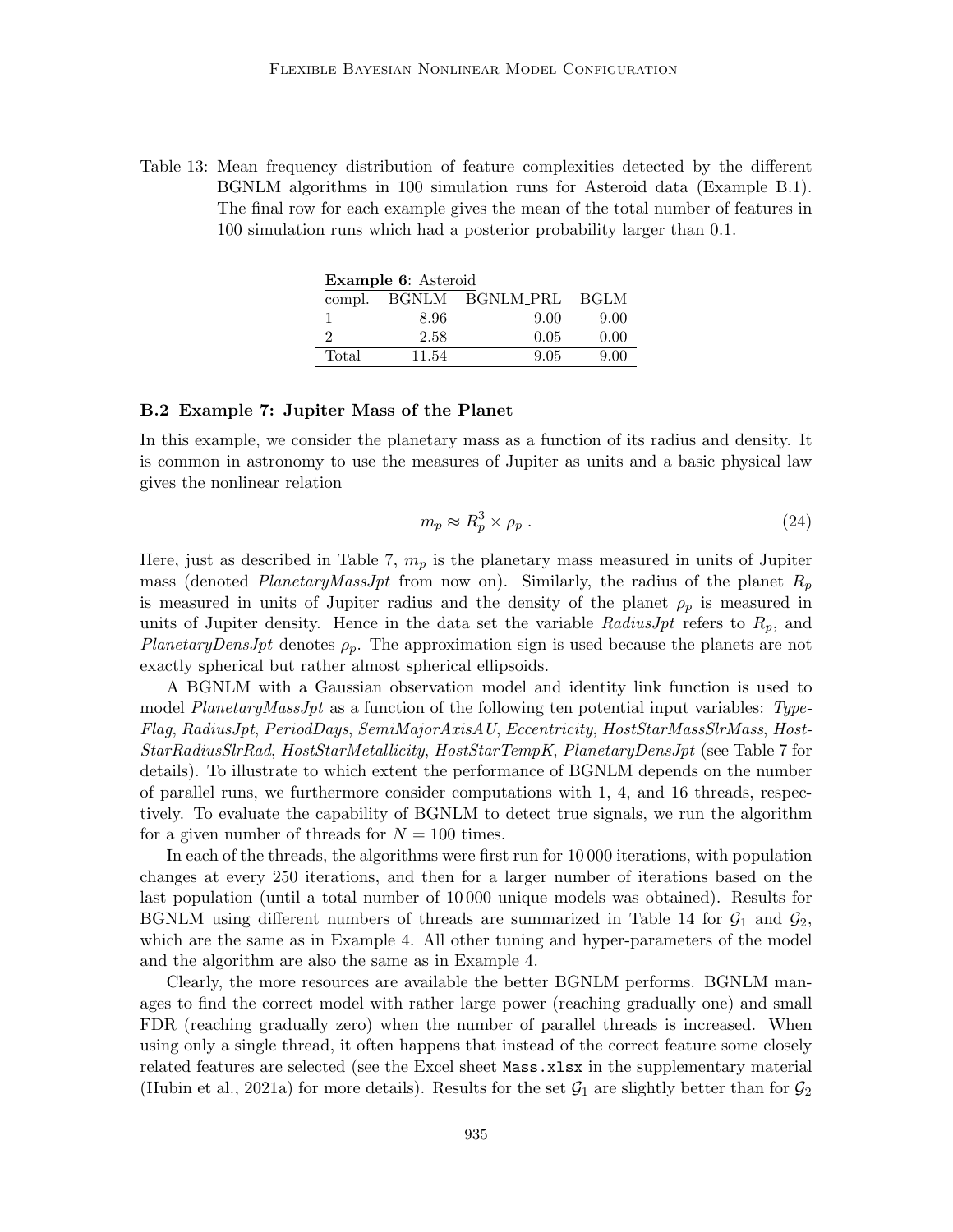Table 13: Mean frequency distribution of feature complexities detected by the different BGNLM algorithms in 100 simulation runs for Asteroid data (Example B.1). The final row for each example gives the mean of the total number of features in 100 simulation runs which had a posterior probability larger than 0.1.

| **Example 6**: Asteroid | | | |
|---|---|---|---|
| compl. | BGNLM | BGNLM_PRL | BGLM |
| 1 | 8.96 | 9.00 | 9.00 |
| 2 | 2.58 | 0.05 | 0.00 |
| Total | 11.54 | 9.05 | 9.00 |

### B.2 Example 7: Jupiter Mass of the Planet

In this example, we consider the planetary mass as a function of its radius and density. It is common in astronomy to use the measures of Jupiter as units and a basic physical law gives the nonlinear relation

$$m_p \approx R_p^3 \times \rho_p \, . \tag{24}$$

Here, just as described in Table 7, $m_p$ is the planetary mass measured in units of Jupiter mass (denoted *PlanetaryMassJpt* from now on). Similarly, the radius of the planet $R_p$ is measured in units of Jupiter radius and the density of the planet $\rho_p$ is measured in units of Jupiter density. Hence in the data set the variable *RadiusJpt* refers to $R_p$, and *PlanetaryDensJpt* denotes $\rho_p$. The approximation sign is used because the planets are not exactly spherical but rather almost spherical ellipsoids.

A BGNLM with a Gaussian observation model and identity link function is used to model *PlanetaryMassJpt* as a function of the following ten potential input variables: *TypeFlag*, *RadiusJpt*, *PeriodDays*, *SemiMajorAxisAU*, *Eccentricity*, *HostStarMassSlrMass*, *HostStarRadiusSlrRad*, *HostStarMetallicity*, *HostStarTempK*, *PlanetaryDensJpt* (see Table 7 for details). To illustrate to which extent the performance of BGNLM depends on the number of parallel runs, we furthermore consider computations with 1, 4, and 16 threads, respectively. To evaluate the capability of BGNLM to detect true signals, we run the algorithm for a given number of threads for $N = 100$ times.

In each of the threads, the algorithms were first run for 10 000 iterations, with population changes at every 250 iterations, and then for a larger number of iterations based on the last population (until a total number of 10 000 unique models was obtained). Results for BGNLM using different numbers of threads are summarized in Table 14 for $\mathcal{G}_1$ and $\mathcal{G}_2$, which are the same as in Example 4. All other tuning and hyper-parameters of the model and the algorithm are also the same as in Example 4.

Clearly, the more resources are available the better BGNLM performs. BGNLM manages to find the correct model with rather large power (reaching gradually one) and small FDR (reaching gradually zero) when the number of parallel threads is increased. When using only a single thread, it often happens that instead of the correct feature some closely related features are selected (see the Excel sheet `Mass.xlsx` in the supplementary material (Hubin et al., 2021a) for more details). Results for the set $\mathcal{G}_1$ are slightly better than for $\mathcal{G}_2$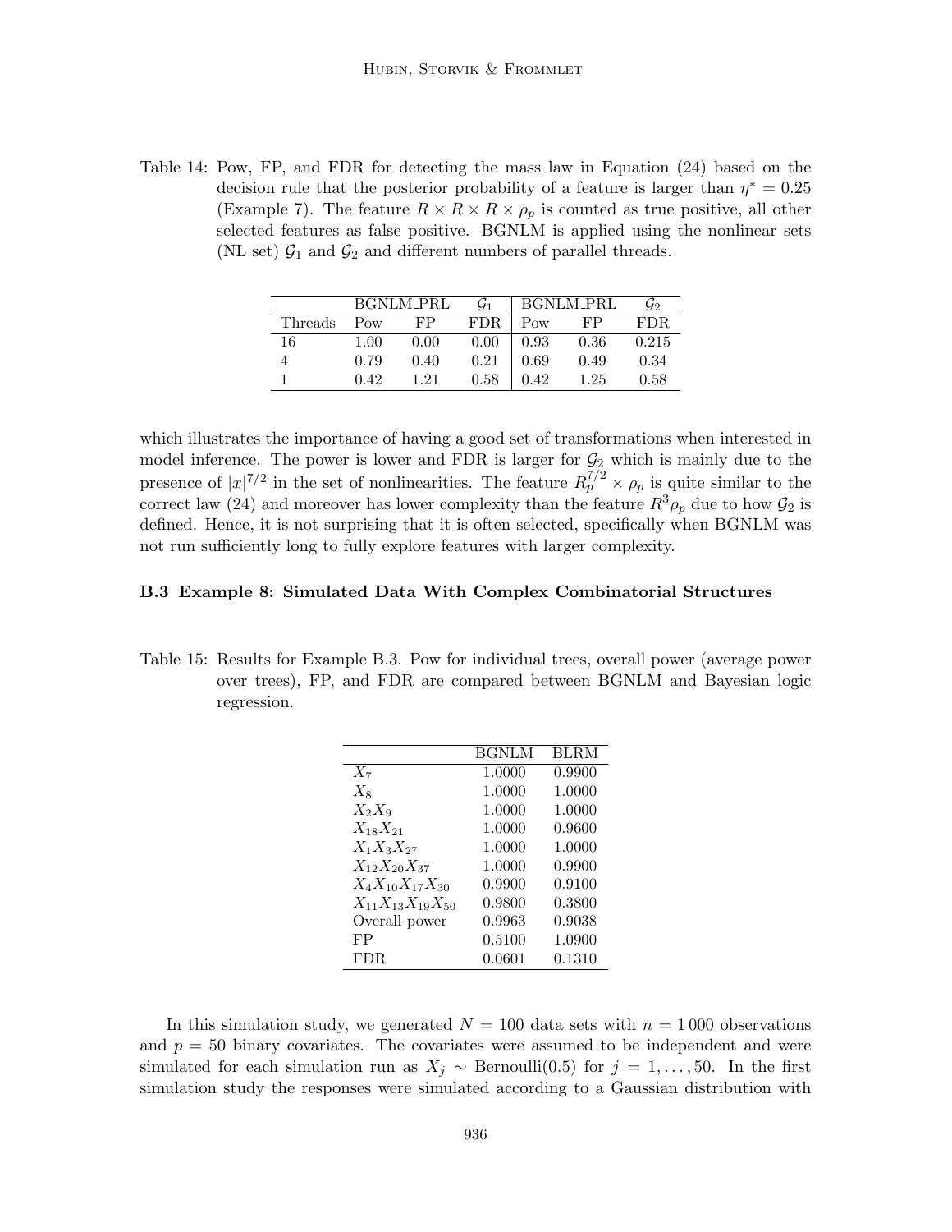Table 14: Pow, FP, and FDR for detecting the mass law in Equation (24) based on the decision rule that the posterior probability of a feature is larger than $\eta^* = 0.25$ (Example 7). The feature $R \times R \times R \times \rho_p$ is counted as true positive, all other selected features as false positive. BGNLM is applied using the nonlinear sets (NL set) $\mathcal{G}_1$ and $\mathcal{G}_2$ and different numbers of parallel threads.

| | BGNLM_PRL | | $\mathcal{G}_1$ | BGNLM_PRL | | $\mathcal{G}_2$ |
|---|---|---|---|---|---|---|
| Threads | Pow | FP | FDR | Pow | FP | FDR |
| 16 | 1.00 | 0.00 | 0.00 | 0.93 | 0.36 | 0.215 |
| 4 | 0.79 | 0.40 | 0.21 | 0.69 | 0.49 | 0.34 |
| 1 | 0.42 | 1.21 | 0.58 | 0.42 | 1.25 | 0.58 |

which illustrates the importance of having a good set of transformations when interested in model inference. The power is lower and FDR is larger for $\mathcal{G}_2$ which is mainly due to the presence of $|x|^{7/2}$ in the set of nonlinearities. The feature $R_p^{7/2} \times \rho_p$ is quite similar to the correct law (24) and moreover has lower complexity than the feature $R^3\rho_p$ due to how $\mathcal{G}_2$ is defined. Hence, it is not surprising that it is often selected, specifically when BGNLM was not run sufficiently long to fully explore features with larger complexity.

### B.3 Example 8: Simulated Data With Complex Combinatorial Structures

Table 15: Results for Example B.3. Pow for individual trees, overall power (average power over trees), FP, and FDR are compared between BGNLM and Bayesian logic regression.

| | BGNLM | BLRM |
|---|---|---|
| $X_7$ | 1.0000 | 0.9900 |
| $X_8$ | 1.0000 | 1.0000 |
| $X_2X_9$ | 1.0000 | 1.0000 |
| $X_{18}X_{21}$ | 1.0000 | 0.9600 |
| $X_1X_3X_{27}$ | 1.0000 | 1.0000 |
| $X_{12}X_{20}X_{37}$ | 1.0000 | 0.9900 |
| $X_4X_{10}X_{17}X_{30}$ | 0.9900 | 0.9100 |
| $X_{11}X_{13}X_{19}X_{50}$ | 0.9800 | 0.3800 |
| Overall power | 0.9963 | 0.9038 |
| FP | 0.5100 | 1.0900 |
| FDR | 0.0601 | 0.1310 |

In this simulation study, we generated $N = 100$ data sets with $n = 1\,000$ observations and $p = 50$ binary covariates. The covariates were assumed to be independent and were simulated for each simulation run as $X_j \sim \text{Bernoulli}(0.5)$ for $j = 1, \ldots, 50$. In the first simulation study the responses were simulated according to a Gaussian distribution with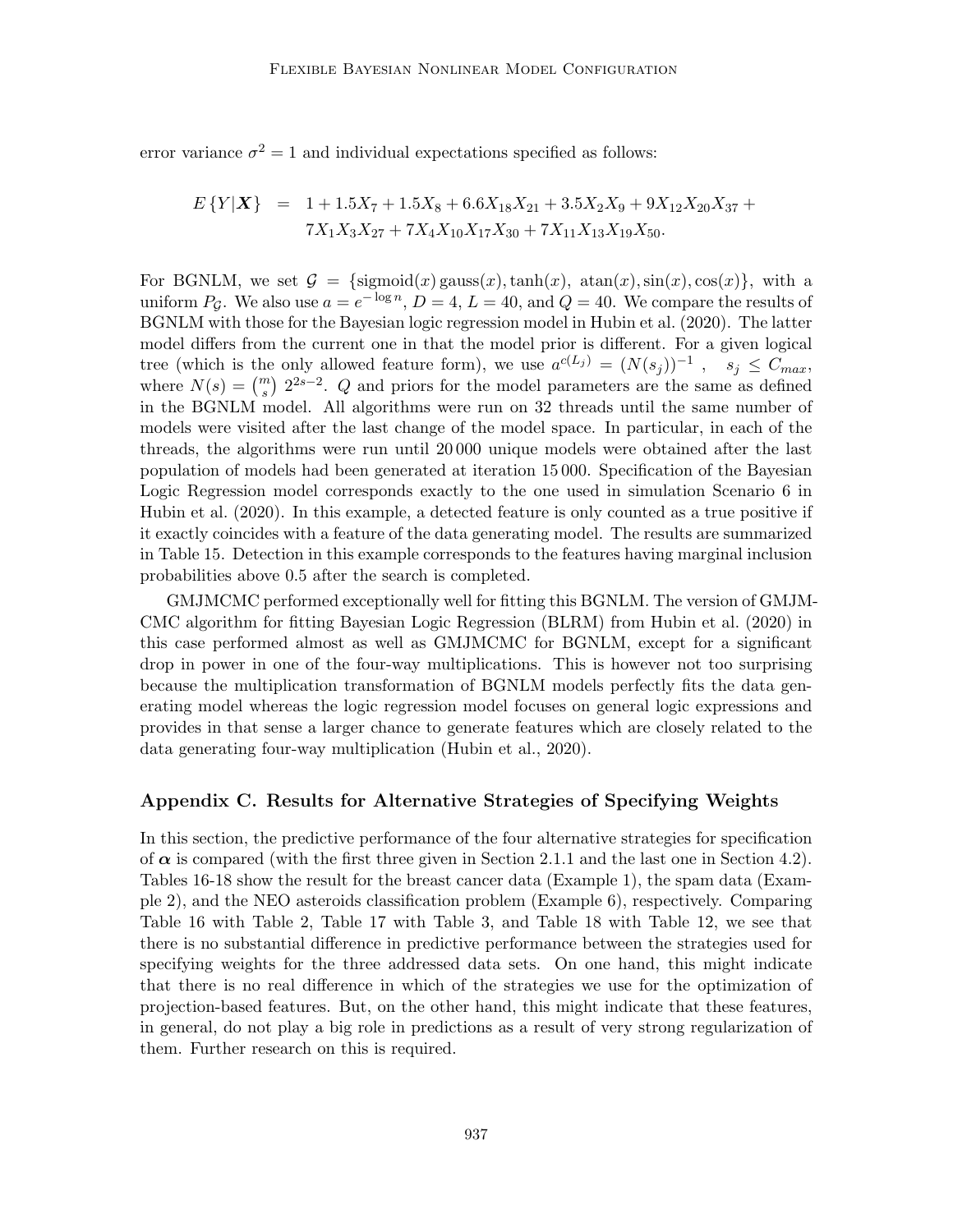error variance $\sigma^2 = 1$ and individual expectations specified as follows:

$$
\begin{aligned}
E\{Y|\boldsymbol{X}\} &= 1 + 1.5X_7 + 1.5X_8 + 6.6X_{18}X_{21} + 3.5X_2X_9 + 9X_{12}X_{20}X_{37} + \\
&\quad 7X_1X_3X_{27} + 7X_4X_{10}X_{17}X_{30} + 7X_{11}X_{13}X_{19}X_{50}.
\end{aligned}
$$

For BGNLM, we set $\mathcal{G} = \{\text{sigmoid}(x)\,\text{gauss}(x), \tanh(x),\ \text{atan}(x), \sin(x), \cos(x)\}$, with a uniform $P_{\mathcal{G}}$. We also use $a = e^{-\log n}$, $D = 4$, $L = 40$, and $Q = 40$. We compare the results of BGNLM with those for the Bayesian logic regression model in Hubin et al. (2020). The latter model differs from the current one in that the model prior is different. For a given logical tree (which is the only allowed feature form), we use $a^{c(L_j)} = (N(s_j))^{-1}\ ,\quad s_j \leq C_{max}$, where $N(s) = \binom{m}{s}\ 2^{2s-2}$. $Q$ and priors for the model parameters are the same as defined in the BGNLM model. All algorithms were run on 32 threads until the same number of models were visited after the last change of the model space. In particular, in each of the threads, the algorithms were run until 20 000 unique models were obtained after the last population of models had been generated at iteration 15 000. Specification of the Bayesian Logic Regression model corresponds exactly to the one used in simulation Scenario 6 in Hubin et al. (2020). In this example, a detected feature is only counted as a true positive if it exactly coincides with a feature of the data generating model. The results are summarized in Table 15. Detection in this example corresponds to the features having marginal inclusion probabilities above 0.5 after the search is completed.

GMJMCMC performed exceptionally well for fitting this BGNLM. The version of GMJMCMC algorithm for fitting Bayesian Logic Regression (BLRM) from Hubin et al. (2020) in this case performed almost as well as GMJMCMC for BGNLM, except for a significant drop in power in one of the four-way multiplications. This is however not too surprising because the multiplication transformation of BGNLM models perfectly fits the data generating model whereas the logic regression model focuses on general logic expressions and provides in that sense a larger chance to generate features which are closely related to the data generating four-way multiplication (Hubin et al., 2020).

## Appendix C. Results for Alternative Strategies of Specifying Weights

In this section, the predictive performance of the four alternative strategies for specification of $\boldsymbol{\alpha}$ is compared (with the first three given in Section 2.1.1 and the last one in Section 4.2). Tables 16-18 show the result for the breast cancer data (Example 1), the spam data (Example 2), and the NEO asteroids classification problem (Example 6), respectively. Comparing Table 16 with Table 2, Table 17 with Table 3, and Table 18 with Table 12, we see that there is no substantial difference in predictive performance between the strategies used for specifying weights for the three addressed data sets. On one hand, this might indicate that there is no real difference in which of the strategies we use for the optimization of projection-based features. But, on the other hand, this might indicate that these features, in general, do not play a big role in predictions as a result of very strong regularization of them. Further research on this is required.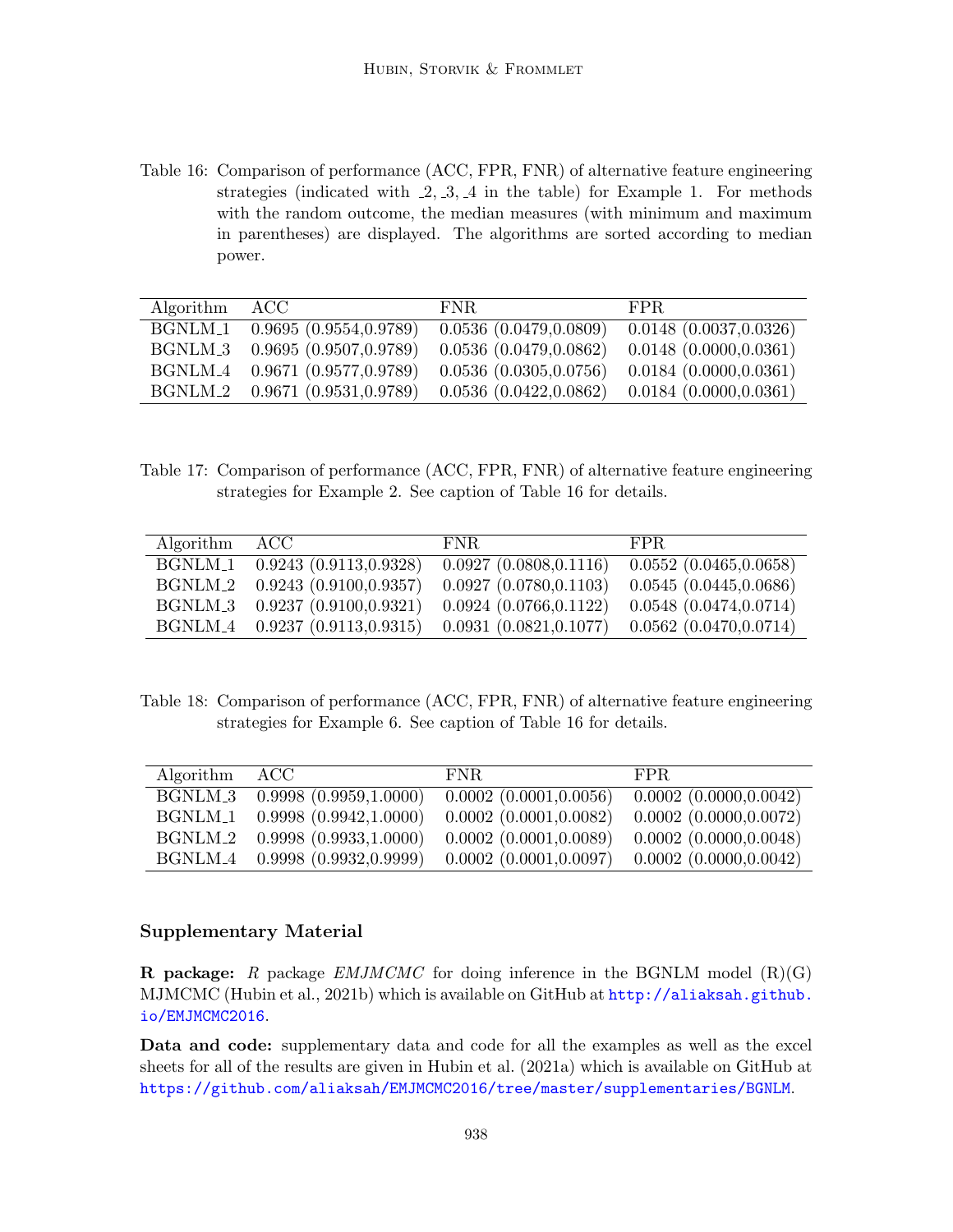Table 16: Comparison of performance (ACC, FPR, FNR) of alternative feature engineering strategies (indicated with _2, _3, _4 in the table) for Example 1. For methods with the random outcome, the median measures (with minimum and maximum in parentheses) are displayed. The algorithms are sorted according to median power.

| Algorithm | ACC | FNR | FPR |
|---|---|---|---|
| BGNLM_1 | 0.9695 (0.9554,0.9789) | 0.0536 (0.0479,0.0809) | 0.0148 (0.0037,0.0326) |
| BGNLM_3 | 0.9695 (0.9507,0.9789) | 0.0536 (0.0479,0.0862) | 0.0148 (0.0000,0.0361) |
| BGNLM_4 | 0.9671 (0.9577,0.9789) | 0.0536 (0.0305,0.0756) | 0.0184 (0.0000,0.0361) |
| BGNLM_2 | 0.9671 (0.9531,0.9789) | 0.0536 (0.0422,0.0862) | 0.0184 (0.0000,0.0361) |

Table 17: Comparison of performance (ACC, FPR, FNR) of alternative feature engineering strategies for Example 2. See caption of Table 16 for details.

| Algorithm | ACC | FNR | FPR |
|---|---|---|---|
| BGNLM_1 | 0.9243 (0.9113,0.9328) | 0.0927 (0.0808,0.1116) | 0.0552 (0.0465,0.0658) |
| BGNLM_2 | 0.9243 (0.9100,0.9357) | 0.0927 (0.0780,0.1103) | 0.0545 (0.0445,0.0686) |
| BGNLM_3 | 0.9237 (0.9100,0.9321) | 0.0924 (0.0766,0.1122) | 0.0548 (0.0474,0.0714) |
| BGNLM_4 | 0.9237 (0.9113,0.9315) | 0.0931 (0.0821,0.1077) | 0.0562 (0.0470,0.0714) |

Table 18: Comparison of performance (ACC, FPR, FNR) of alternative feature engineering strategies for Example 6. See caption of Table 16 for details.

| Algorithm | ACC | FNR | FPR |
|---|---|---|---|
| BGNLM_3 | 0.9998 (0.9959,1.0000) | 0.0002 (0.0001,0.0056) | 0.0002 (0.0000,0.0042) |
| BGNLM_1 | 0.9998 (0.9942,1.0000) | 0.0002 (0.0001,0.0082) | 0.0002 (0.0000,0.0072) |
| BGNLM_2 | 0.9998 (0.9933,1.0000) | 0.0002 (0.0001,0.0089) | 0.0002 (0.0000,0.0048) |
| BGNLM_4 | 0.9998 (0.9932,0.9999) | 0.0002 (0.0001,0.0097) | 0.0002 (0.0000,0.0042) |

## Supplementary Material

**R package:** *R* package *EMJMCMC* for doing inference in the BGNLM model (R)(G) MJMCMC (Hubin et al., 2021b) which is available on GitHub at http://aliaksah.github.io/EMJMCMC2016.

**Data and code:** supplementary data and code for all the examples as well as the excel sheets for all of the results are given in Hubin et al. (2021a) which is available on GitHub at https://github.com/aliaksah/EMJMCMC2016/tree/master/supplementaries/BGNLM.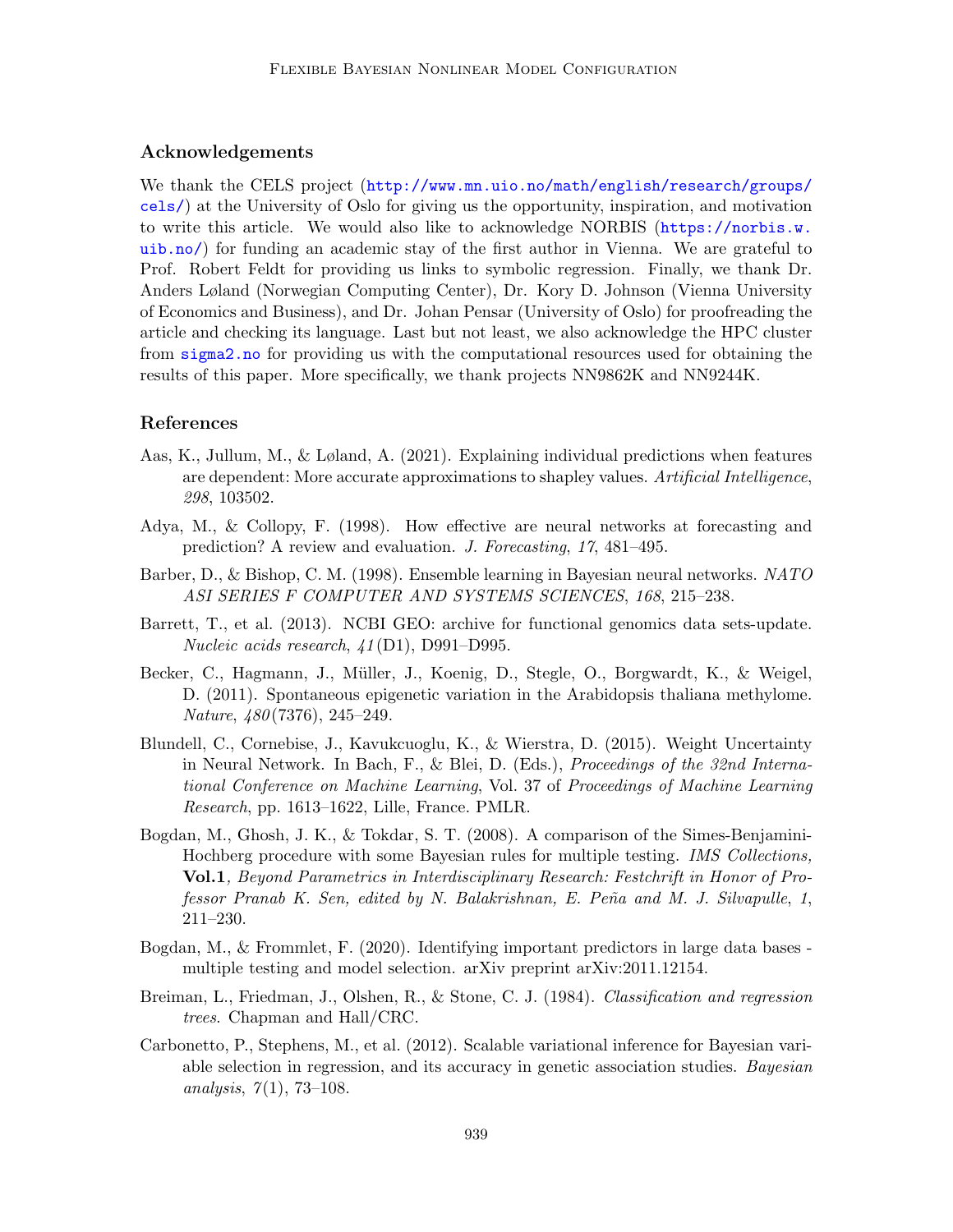## Acknowledgements

We thank the CELS project (http://www.mn.uio.no/math/english/research/groups/cels/) at the University of Oslo for giving us the opportunity, inspiration, and motivation to write this article. We would also like to acknowledge NORBIS (https://norbis.w.uib.no/) for funding an academic stay of the first author in Vienna. We are grateful to Prof. Robert Feldt for providing us links to symbolic regression. Finally, we thank Dr. Anders Løland (Norwegian Computing Center), Dr. Kory D. Johnson (Vienna University of Economics and Business), and Dr. Johan Pensar (University of Oslo) for proofreading the article and checking its language. Last but not least, we also acknowledge the HPC cluster from sigma2.no for providing us with the computational resources used for obtaining the results of this paper. More specifically, we thank projects NN9862K and NN9244K.

## References

Aas, K., Jullum, M., & Løland, A. (2021). Explaining individual predictions when features are dependent: More accurate approximations to shapley values. *Artificial Intelligence*, *298*, 103502.

Adya, M., & Collopy, F. (1998). How effective are neural networks at forecasting and prediction? A review and evaluation. *J. Forecasting*, *17*, 481–495.

Barber, D., & Bishop, C. M. (1998). Ensemble learning in Bayesian neural networks. *NATO ASI SERIES F COMPUTER AND SYSTEMS SCIENCES*, *168*, 215–238.

Barrett, T., et al. (2013). NCBI GEO: archive for functional genomics data sets-update. *Nucleic acids research*, *41*(D1), D991–D995.

Becker, C., Hagmann, J., Müller, J., Koenig, D., Stegle, O., Borgwardt, K., & Weigel, D. (2011). Spontaneous epigenetic variation in the Arabidopsis thaliana methylome. *Nature*, *480*(7376), 245–249.

Blundell, C., Cornebise, J., Kavukcuoglu, K., & Wierstra, D. (2015). Weight Uncertainty in Neural Network. In Bach, F., & Blei, D. (Eds.), *Proceedings of the 32nd International Conference on Machine Learning*, Vol. 37 of *Proceedings of Machine Learning Research*, pp. 1613–1622, Lille, France. PMLR.

Bogdan, M., Ghosh, J. K., & Tokdar, S. T. (2008). A comparison of the Simes-Benjamini-Hochberg procedure with some Bayesian rules for multiple testing. *IMS Collections,* **Vol.1***, Beyond Parametrics in Interdisciplinary Research: Festchrift in Honor of Professor Pranab K. Sen, edited by N. Balakrishnan, E. Peña and M. J. Silvapulle*, *1*, 211–230.

Bogdan, M., & Frommlet, F. (2020). Identifying important predictors in large data bases - multiple testing and model selection. arXiv preprint arXiv:2011.12154.

Breiman, L., Friedman, J., Olshen, R., & Stone, C. J. (1984). *Classification and regression trees.* Chapman and Hall/CRC.

Carbonetto, P., Stephens, M., et al. (2012). Scalable variational inference for Bayesian variable selection in regression, and its accuracy in genetic association studies. *Bayesian analysis*, *7*(1), 73–108.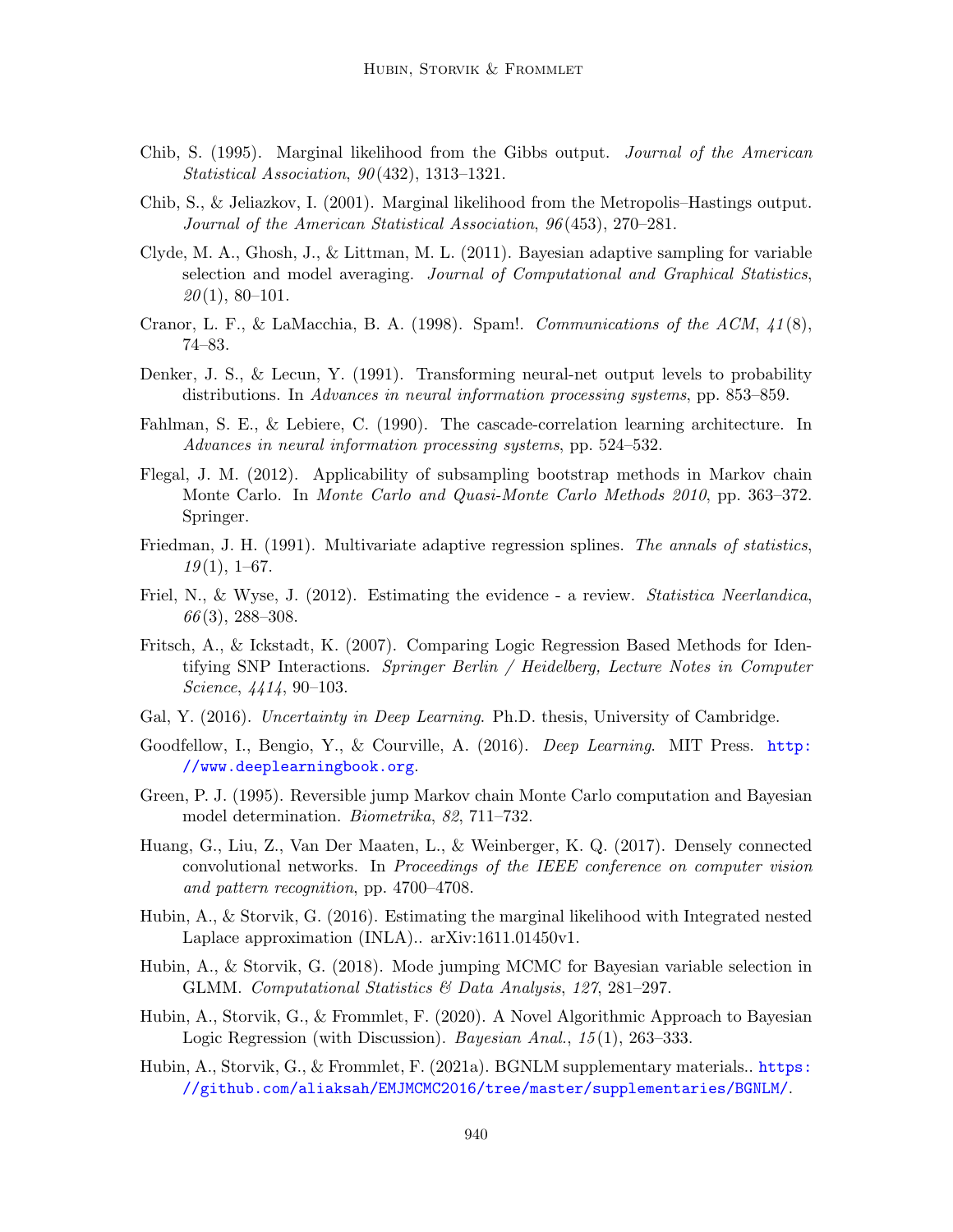Chib, S. (1995). Marginal likelihood from the Gibbs output. *Journal of the American Statistical Association*, *90*(432), 1313–1321.

Chib, S., & Jeliazkov, I. (2001). Marginal likelihood from the Metropolis–Hastings output. *Journal of the American Statistical Association*, *96*(453), 270–281.

Clyde, M. A., Ghosh, J., & Littman, M. L. (2011). Bayesian adaptive sampling for variable selection and model averaging. *Journal of Computational and Graphical Statistics*, *20*(1), 80–101.

Cranor, L. F., & LaMacchia, B. A. (1998). Spam!. *Communications of the ACM*, *41*(8), 74–83.

Denker, J. S., & Lecun, Y. (1991). Transforming neural-net output levels to probability distributions. In *Advances in neural information processing systems*, pp. 853–859.

Fahlman, S. E., & Lebiere, C. (1990). The cascade-correlation learning architecture. In *Advances in neural information processing systems*, pp. 524–532.

Flegal, J. M. (2012). Applicability of subsampling bootstrap methods in Markov chain Monte Carlo. In *Monte Carlo and Quasi-Monte Carlo Methods 2010*, pp. 363–372. Springer.

Friedman, J. H. (1991). Multivariate adaptive regression splines. *The annals of statistics*, *19*(1), 1–67.

Friel, N., & Wyse, J. (2012). Estimating the evidence - a review. *Statistica Neerlandica*, *66*(3), 288–308.

Fritsch, A., & Ickstadt, K. (2007). Comparing Logic Regression Based Methods for Identifying SNP Interactions. *Springer Berlin / Heidelberg, Lecture Notes in Computer Science*, *4414*, 90–103.

Gal, Y. (2016). *Uncertainty in Deep Learning*. Ph.D. thesis, University of Cambridge.

Goodfellow, I., Bengio, Y., & Courville, A. (2016). *Deep Learning*. MIT Press. http://www.deeplearningbook.org.

Green, P. J. (1995). Reversible jump Markov chain Monte Carlo computation and Bayesian model determination. *Biometrika*, *82*, 711–732.

Huang, G., Liu, Z., Van Der Maaten, L., & Weinberger, K. Q. (2017). Densely connected convolutional networks. In *Proceedings of the IEEE conference on computer vision and pattern recognition*, pp. 4700–4708.

Hubin, A., & Storvik, G. (2016). Estimating the marginal likelihood with Integrated nested Laplace approximation (INLA).. arXiv:1611.01450v1.

Hubin, A., & Storvik, G. (2018). Mode jumping MCMC for Bayesian variable selection in GLMM. *Computational Statistics & Data Analysis*, *127*, 281–297.

Hubin, A., Storvik, G., & Frommlet, F. (2020). A Novel Algorithmic Approach to Bayesian Logic Regression (with Discussion). *Bayesian Anal.*, *15*(1), 263–333.

Hubin, A., Storvik, G., & Frommlet, F. (2021a). BGNLM supplementary materials.. https://github.com/aliaksah/EMJMCMC2016/tree/master/supplementaries/BGNLM/.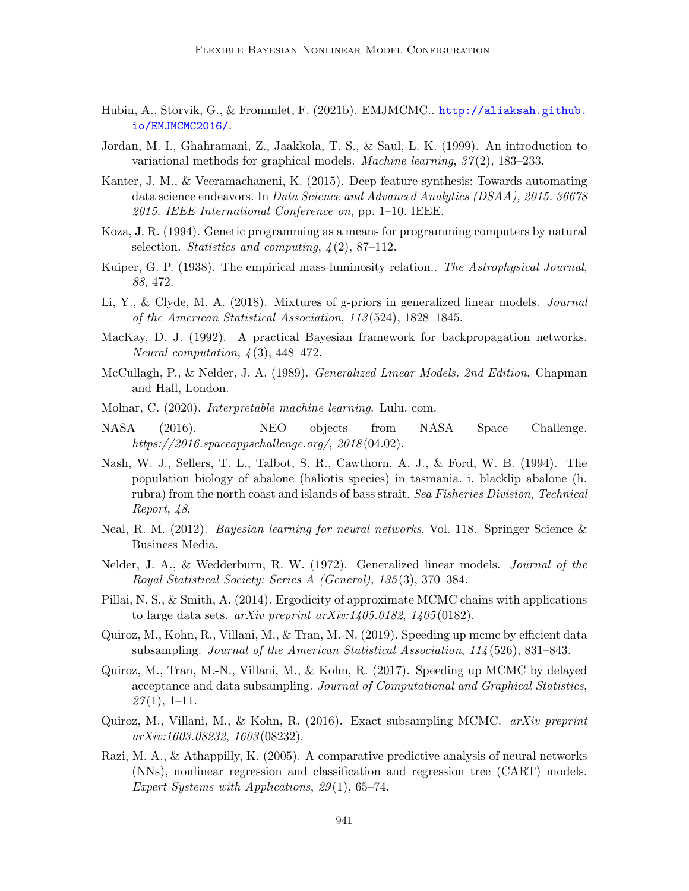Hubin, A., Storvik, G., & Frommlet, F. (2021b). EMJMCMC.. http://aliaksah.github.io/EMJMCMC2016/.

Jordan, M. I., Ghahramani, Z., Jaakkola, T. S., & Saul, L. K. (1999). An introduction to variational methods for graphical models. *Machine learning*, *37*(2), 183–233.

Kanter, J. M., & Veeramachaneni, K. (2015). Deep feature synthesis: Towards automating data science endeavors. In *Data Science and Advanced Analytics (DSAA), 2015. 36678 2015. IEEE International Conference on*, pp. 1–10. IEEE.

Koza, J. R. (1994). Genetic programming as a means for programming computers by natural selection. *Statistics and computing*, *4*(2), 87–112.

Kuiper, G. P. (1938). The empirical mass-luminosity relation.. *The Astrophysical Journal*, *88*, 472.

Li, Y., & Clyde, M. A. (2018). Mixtures of g-priors in generalized linear models. *Journal of the American Statistical Association*, *113*(524), 1828–1845.

MacKay, D. J. (1992). A practical Bayesian framework for backpropagation networks. *Neural computation*, *4*(3), 448–472.

McCullagh, P., & Nelder, J. A. (1989). *Generalized Linear Models. 2nd Edition*. Chapman and Hall, London.

Molnar, C. (2020). *Interpretable machine learning*. Lulu. com.

NASA (2016). NEO objects from NASA Space Challenge. *https://2016.spaceappschallenge.org/*, *2018*(04.02).

Nash, W. J., Sellers, T. L., Talbot, S. R., Cawthorn, A. J., & Ford, W. B. (1994). The population biology of abalone (haliotis species) in tasmania. i. blacklip abalone (h. rubra) from the north coast and islands of bass strait. *Sea Fisheries Division, Technical Report*, *48*.

Neal, R. M. (2012). *Bayesian learning for neural networks*, Vol. 118. Springer Science & Business Media.

Nelder, J. A., & Wedderburn, R. W. (1972). Generalized linear models. *Journal of the Royal Statistical Society: Series A (General)*, *135*(3), 370–384.

Pillai, N. S., & Smith, A. (2014). Ergodicity of approximate MCMC chains with applications to large data sets. *arXiv preprint arXiv:1405.0182*, *1405*(0182).

Quiroz, M., Kohn, R., Villani, M., & Tran, M.-N. (2019). Speeding up mcmc by efficient data subsampling. *Journal of the American Statistical Association*, *114*(526), 831–843.

Quiroz, M., Tran, M.-N., Villani, M., & Kohn, R. (2017). Speeding up MCMC by delayed acceptance and data subsampling. *Journal of Computational and Graphical Statistics*, *27*(1), 1–11.

Quiroz, M., Villani, M., & Kohn, R. (2016). Exact subsampling MCMC. *arXiv preprint arXiv:1603.08232*, *1603*(08232).

Razi, M. A., & Athappilly, K. (2005). A comparative predictive analysis of neural networks (NNs), nonlinear regression and classification and regression tree (CART) models. *Expert Systems with Applications*, *29*(1), 65–74.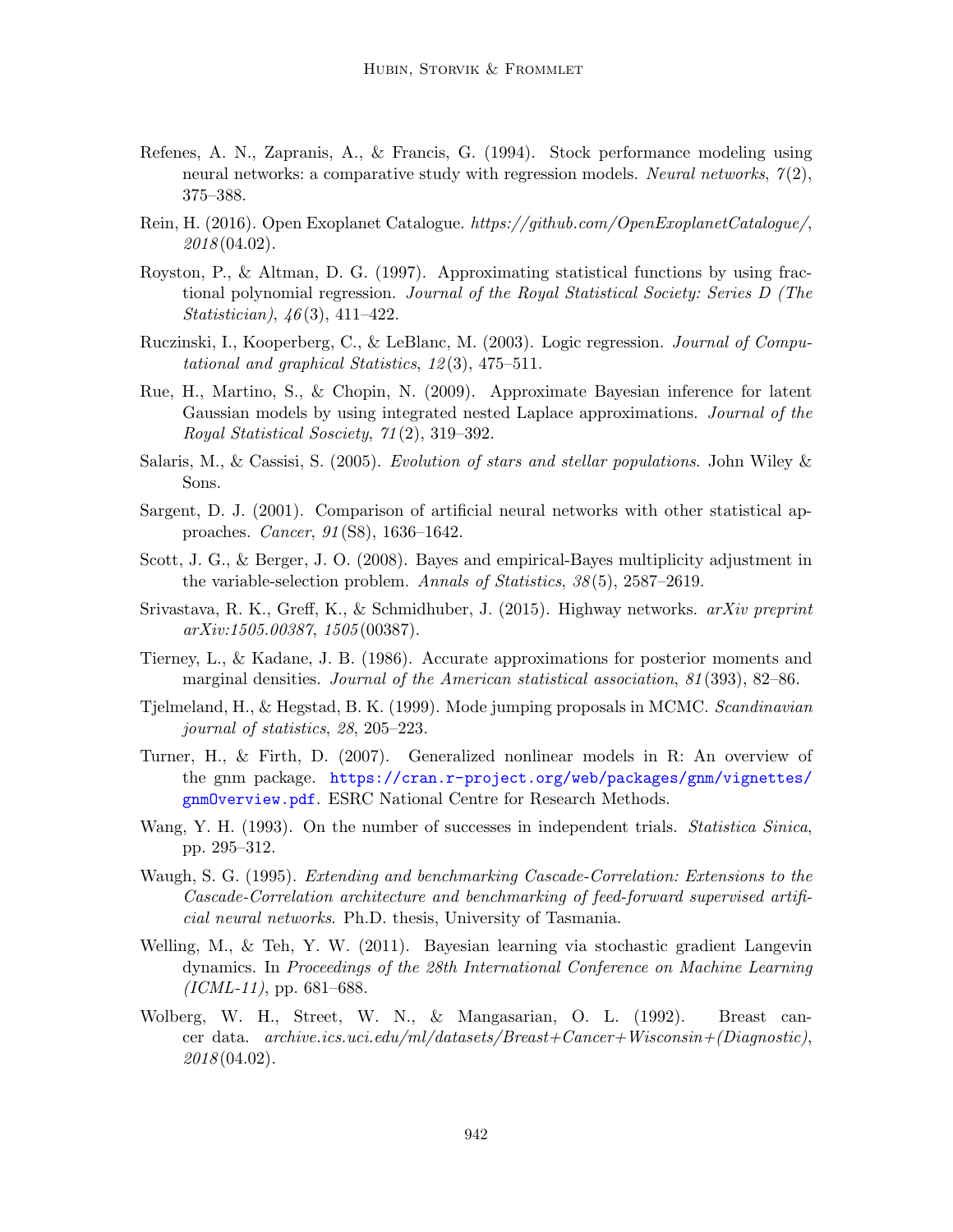Refenes, A. N., Zapranis, A., & Francis, G. (1994). Stock performance modeling using neural networks: a comparative study with regression models. *Neural networks*, *7*(2), 375–388.

Rein, H. (2016). Open Exoplanet Catalogue. *https://github.com/OpenExoplanetCatalogue/*, *2018*(04.02).

Royston, P., & Altman, D. G. (1997). Approximating statistical functions by using fractional polynomial regression. *Journal of the Royal Statistical Society: Series D (The Statistician)*, *46*(3), 411–422.

Ruczinski, I., Kooperberg, C., & LeBlanc, M. (2003). Logic regression. *Journal of Computational and graphical Statistics*, *12*(3), 475–511.

Rue, H., Martino, S., & Chopin, N. (2009). Approximate Bayesian inference for latent Gaussian models by using integrated nested Laplace approximations. *Journal of the Royal Statistical Sosciety*, *71*(2), 319–392.

Salaris, M., & Cassisi, S. (2005). *Evolution of stars and stellar populations*. John Wiley & Sons.

Sargent, D. J. (2001). Comparison of artificial neural networks with other statistical approaches. *Cancer*, *91*(S8), 1636–1642.

Scott, J. G., & Berger, J. O. (2008). Bayes and empirical-Bayes multiplicity adjustment in the variable-selection problem. *Annals of Statistics*, *38*(5), 2587–2619.

Srivastava, R. K., Greff, K., & Schmidhuber, J. (2015). Highway networks. *arXiv preprint arXiv:1505.00387*, *1505*(00387).

Tierney, L., & Kadane, J. B. (1986). Accurate approximations for posterior moments and marginal densities. *Journal of the American statistical association*, *81*(393), 82–86.

Tjelmeland, H., & Hegstad, B. K. (1999). Mode jumping proposals in MCMC. *Scandinavian journal of statistics*, *28*, 205–223.

Turner, H., & Firth, D. (2007). Generalized nonlinear models in R: An overview of the gnm package. https://cran.r-project.org/web/packages/gnm/vignettes/gnmOverview.pdf. ESRC National Centre for Research Methods.

Wang, Y. H. (1993). On the number of successes in independent trials. *Statistica Sinica*, pp. 295–312.

Waugh, S. G. (1995). *Extending and benchmarking Cascade-Correlation: Extensions to the Cascade-Correlation architecture and benchmarking of feed-forward supervised artificial neural networks*. Ph.D. thesis, University of Tasmania.

Welling, M., & Teh, Y. W. (2011). Bayesian learning via stochastic gradient Langevin dynamics. In *Proceedings of the 28th International Conference on Machine Learning (ICML-11)*, pp. 681–688.

Wolberg, W. H., Street, W. N., & Mangasarian, O. L. (1992). Breast cancer data. *archive.ics.uci.edu/ml/datasets/Breast+Cancer+Wisconsin+(Diagnostic)*, *2018*(04.02).